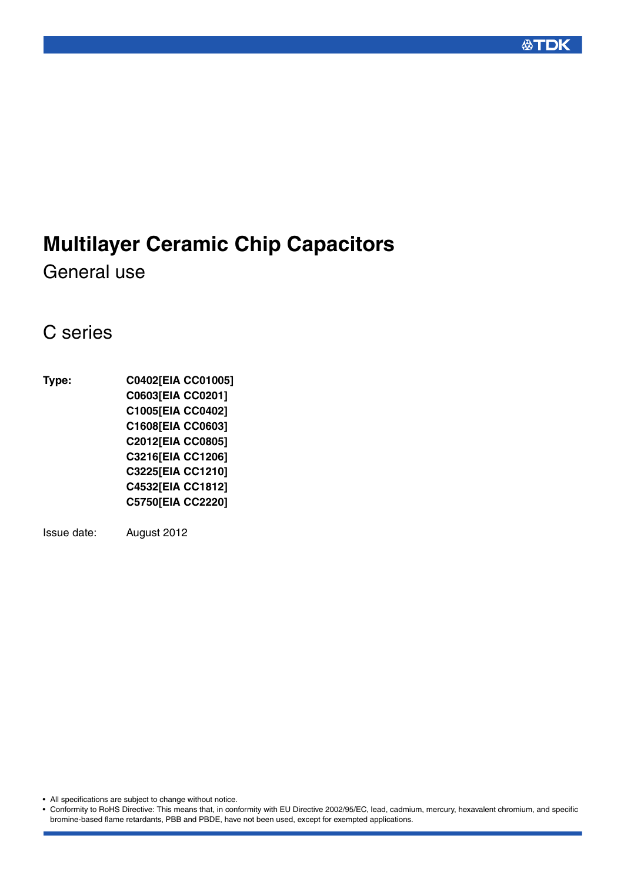# Multilayer Ceramic Chip Capacitors

General use

## C series

**Type:** **C0402[EIA CC01005]**
**C0603[EIA CC0201]**
**C1005[EIA CC0402]**
**C1608[EIA CC0603]**
**C2012[EIA CC0805]**
**C3216[EIA CC1206]**
**C3225[EIA CC1210]**
**C4532[EIA CC1812]**
**C5750[EIA CC2220]**

Issue date: August 2012

- All specifications are subject to change without notice.
- Conformity to RoHS Directive: This means that, in conformity with EU Directive 2002/95/EC, lead, cadmium, mercury, hexavalent chromium, and specific bromine-based flame retardants, PBB and PBDE, have not been used, except for exempted applications.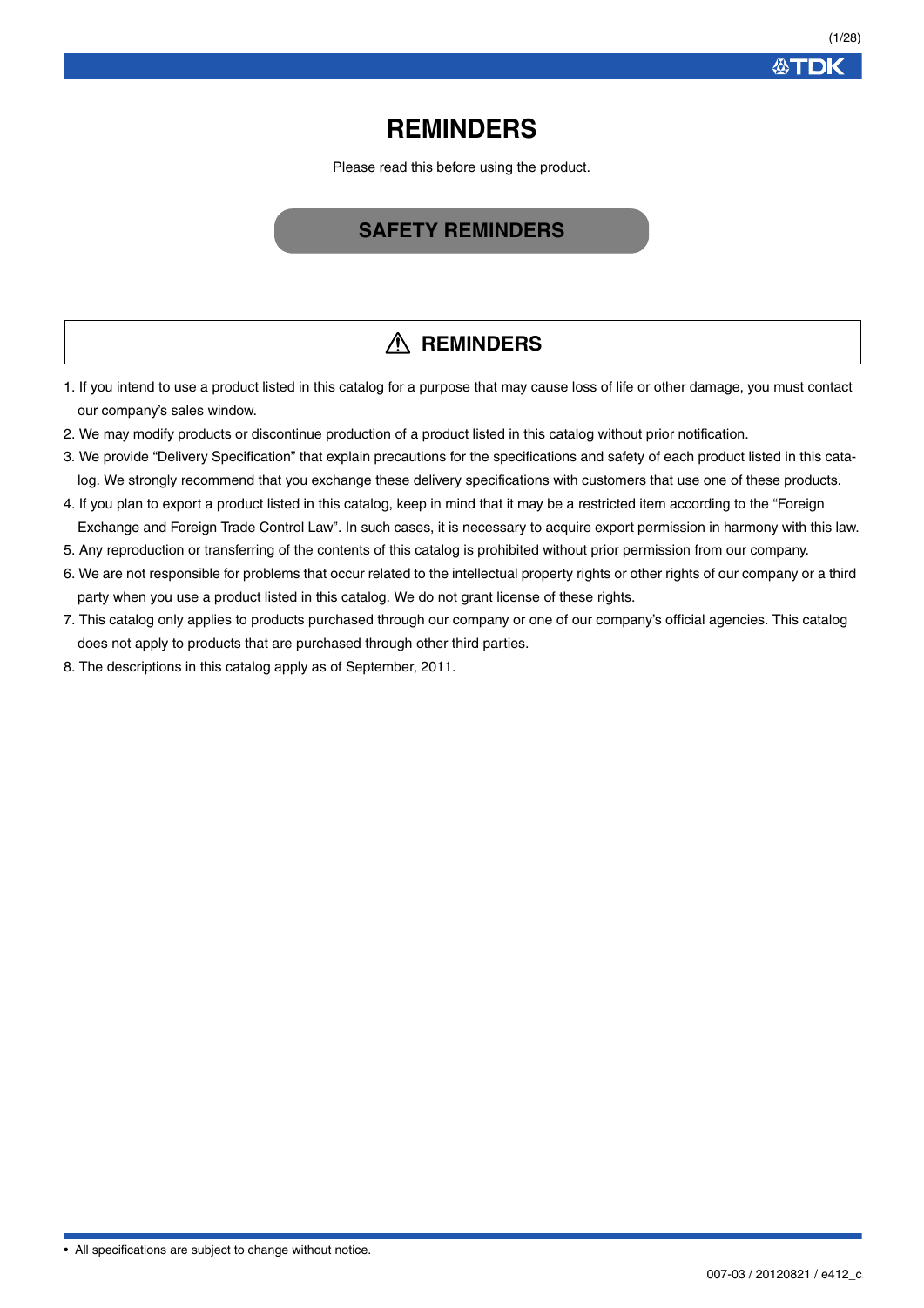# REMINDERS

Please read this before using the product.

## SAFETY REMINDERS

### ⚠ REMINDERS

1. If you intend to use a product listed in this catalog for a purpose that may cause loss of life or other damage, you must contact our company's sales window.
2. We may modify products or discontinue production of a product listed in this catalog without prior notification.
3. We provide "Delivery Specification" that explain precautions for the specifications and safety of each product listed in this catalog. We strongly recommend that you exchange these delivery specifications with customers that use one of these products.
4. If you plan to export a product listed in this catalog, keep in mind that it may be a restricted item according to the "Foreign Exchange and Foreign Trade Control Law". In such cases, it is necessary to acquire export permission in harmony with this law.
5. Any reproduction or transferring of the contents of this catalog is prohibited without prior permission from our company.
6. We are not responsible for problems that occur related to the intellectual property rights or other rights of our company or a third party when you use a product listed in this catalog. We do not grant license of these rights.
7. This catalog only applies to products purchased through our company or one of our company's official agencies. This catalog does not apply to products that are purchased through other third parties.
8. The descriptions in this catalog apply as of September, 2011.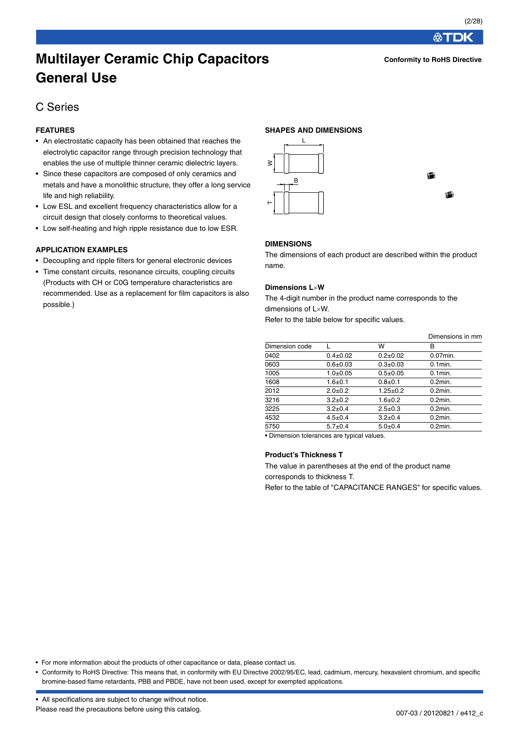# Multilayer Ceramic Chip Capacitors General Use

**Conformity to RoHS Directive**

## C Series

### FEATURES

- An electrostatic capacity has been obtained that reaches the electrolytic capacitor range through precision technology that enables the use of multiple thinner ceramic dielectric layers.
- Since these capacitors are composed of only ceramics and metals and have a monolithic structure, they offer a long service life and high reliability.
- Low ESL and excellent frequency characteristics allow for a circuit design that closely conforms to theoretical values.
- Low self-heating and high ripple resistance due to low ESR.

### APPLICATION EXAMPLES

- Decoupling and ripple filters for general electronic devices
- Time constant circuits, resonance circuits, coupling circuits (Products with CH or C0G temperature characteristics are recommended. Use as a replacement for film capacitors is also possible.)

### SHAPES AND DIMENSIONS

### DIMENSIONS

The dimensions of each product are described within the product name.

#### Dimensions L×W

The 4-digit number in the product name corresponds to the dimensions of L×W.
Refer to the table below for specific values.

Dimensions in mm

| Dimension code | L | W | B |
|---|---|---|---|
| 0402 | 0.4±0.02 | 0.2±0.02 | 0.07min. |
| 0603 | 0.6±0.03 | 0.3±0.03 | 0.1min. |
| 1005 | 1.0±0.05 | 0.5±0.05 | 0.1min. |
| 1608 | 1.6±0.1 | 0.8±0.1 | 0.2min. |
| 2012 | 2.0±0.2 | 1.25±0.2 | 0.2min. |
| 3216 | 3.2±0.2 | 1.6±0.2 | 0.2min. |
| 3225 | 3.2±0.4 | 2.5±0.3 | 0.2min. |
| 4532 | 4.5±0.4 | 3.2±0.4 | 0.2min. |
| 5750 | 5.7±0.4 | 5.0±0.4 | 0.2min. |

• Dimension tolerances are typical values.

#### Product's Thickness T

The value in parentheses at the end of the product name corresponds to thickness T.
Refer to the table of "CAPACITANCE RANGES" for specific values.

- For more information about the products of other capacitance or data, please contact us.
- Conformity to RoHS Directive: This means that, in conformity with EU Directive 2002/95/EC, lead, cadmium, mercury, hexavalent chromium, and specific bromine-based flame retardants, PBB and PBDE, have not been used, except for exempted applications.

- All specifications are subject to change without notice.

Please read the precautions before using this catalog.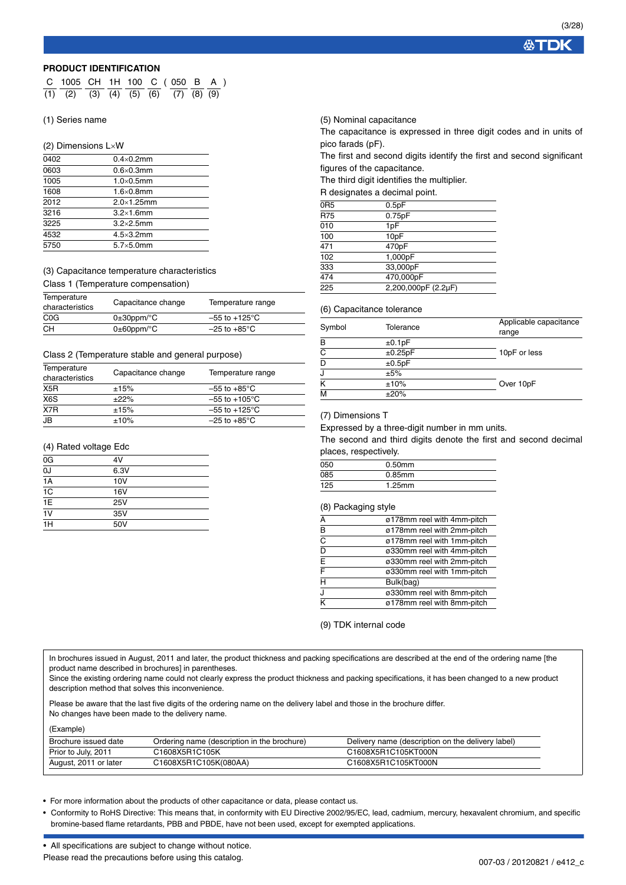## PRODUCT IDENTIFICATION

| C | 1005 | CH | 1H | 100 | C | ( 050 | B | A ) |
|---|---|---|---|---|---|---|---|---|
| (1) | (2) | (3) | (4) | (5) | (6) | (7) | (8) | (9) |

(1) Series name

(2) Dimensions L×W

| | |
|---|---|
| 0402 | 0.4×0.2mm |
| 0603 | 0.6×0.3mm |
| 1005 | 1.0×0.5mm |
| 1608 | 1.6×0.8mm |
| 2012 | 2.0×1.25mm |
| 3216 | 3.2×1.6mm |
| 3225 | 3.2×2.5mm |
| 4532 | 4.5×3.2mm |
| 5750 | 5.7×5.0mm |

(3) Capacitance temperature characteristics

Class 1 (Temperature compensation)

| Temperature characteristics | Capacitance change | Temperature range |
|---|---|---|
| C0G | 0±30ppm/°C | –55 to +125°C |
| CH | 0±60ppm/°C | –25 to +85°C |

Class 2 (Temperature stable and general purpose)

| Temperature characteristics | Capacitance change | Temperature range |
|---|---|---|
| X5R | ±15% | –55 to +85°C |
| X6S | ±22% | –55 to +105°C |
| X7R | ±15% | –55 to +125°C |
| JB | ±10% | –25 to +85°C |

(4) Rated voltage Edc

| | |
|---|---|
| 0G | 4V |
| 0J | 6.3V |
| 1A | 10V |
| 1C | 16V |
| 1E | 25V |
| 1V | 35V |
| 1H | 50V |

(5) Nominal capacitance

The capacitance is expressed in three digit codes and in units of pico farads (pF).

The first and second digits identify the first and second significant figures of the capacitance.

The third digit identifies the multiplier.

R designates a decimal point.

| | |
|---|---|
| 0R5 | 0.5pF |
| R75 | 0.75pF |
| 010 | 1pF |
| 100 | 10pF |
| 471 | 470pF |
| 102 | 1,000pF |
| 333 | 33,000pF |
| 474 | 470,000pF |
| 225 | 2,200,000pF (2.2μF) |

(6) Capacitance tolerance

| Symbol | Tolerance | Applicable capacitance range |
|---|---|---|
| B | ±0.1pF | 10pF or less |
| C | ±0.25pF | |
| D | ±0.5pF | |
| J | ±5% | Over 10pF |
| K | ±10% | |
| M | ±20% | |

(7) Dimensions T

Expressed by a three-digit number in mm units.

The second and third digits denote the first and second decimal places, respectively.

| | |
|---|---|
| 050 | 0.50mm |
| 085 | 0.85mm |
| 125 | 1.25mm |

(8) Packaging style

| | |
|---|---|
| A | ø178mm reel with 4mm-pitch |
| B | ø178mm reel with 2mm-pitch |
| C | ø178mm reel with 1mm-pitch |
| D | ø330mm reel with 4mm-pitch |
| E | ø330mm reel with 2mm-pitch |
| F | ø330mm reel with 1mm-pitch |
| H | Bulk(bag) |
| J | ø330mm reel with 8mm-pitch |
| K | ø178mm reel with 8mm-pitch |

(9) TDK internal code

In brochures issued in August, 2011 and later, the product thickness and packing specifications are described at the end of the ordering name [the product name described in brochures] in parentheses.
Since the existing ordering name could not clearly express the product thickness and packing specifications, it has been changed to a new product description method that solves this inconvenience.

Please be aware that the last five digits of the ordering name on the delivery label and those in the brochure differ.
No changes have been made to the delivery name.

(Example)

| Brochure issued date | Ordering name (description in the brochure) | Delivery name (description on the delivery label) |
|---|---|---|
| Prior to July, 2011 | C1608X5R1C105K | C1608X5R1C105KT000N |
| August, 2011 or later | C1608X5R1C105K(080AA) | C1608X5R1C105KT000N |

- For more information about the products of other capacitance or data, please contact us.
- Conformity to RoHS Directive: This means that, in conformity with EU Directive 2002/95/EC, lead, cadmium, mercury, hexavalent chromium, and specific bromine-based flame retardants, PBB and PBDE, have not been used, except for exempted applications.

- All specifications are subject to change without notice.

Please read the precautions before using this catalog.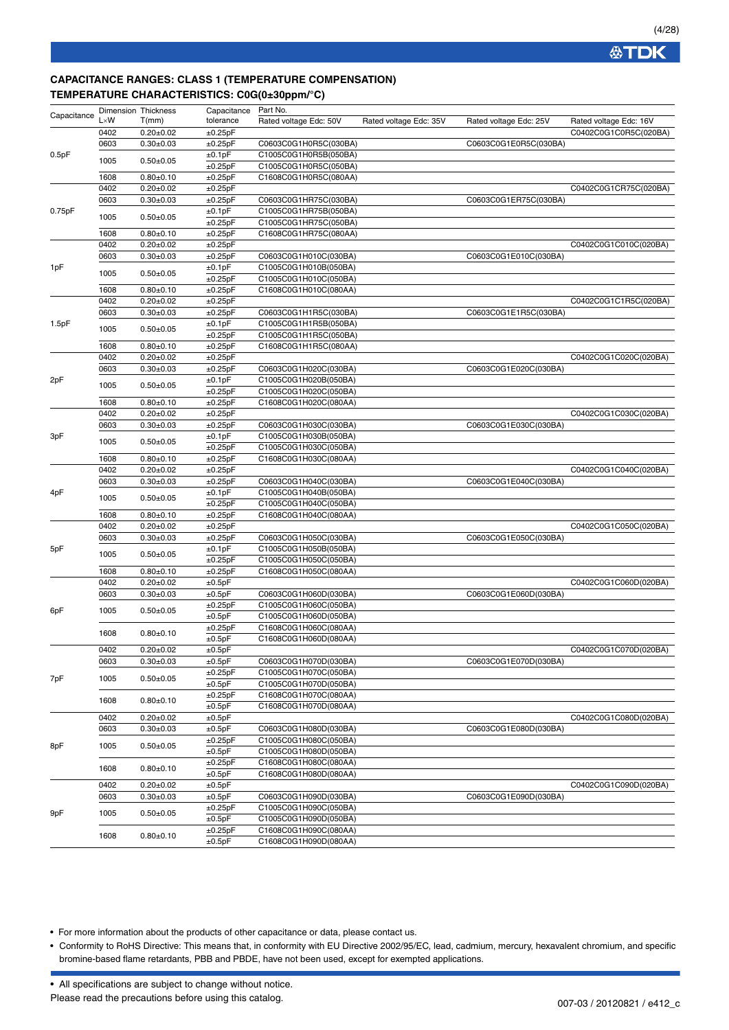## CAPACITANCE RANGES: CLASS 1 (TEMPERATURE COMPENSATION)

### TEMPERATURE CHARACTERISTICS: C0G(0±30ppm/°C)

| Capacitance | Dimension L×W | Thickness T(mm) | Capacitance tolerance | Part No. Rated voltage Edc: 50V | Rated voltage Edc: 35V | Rated voltage Edc: 25V | Rated voltage Edc: 16V |
|---|---|---|---|---|---|---|---|
| 0.5pF | 0402 | 0.20±0.02 | ±0.25pF | | | | C0402C0G1C0R5C(020BA) |
| | 0603 | 0.30±0.03 | ±0.25pF | C0603C0G1H0R5C(030BA) | | C0603C0G1E0R5C(030BA) | |
| | 1005 | 0.50±0.05 | ±0.1pF | C1005C0G1H0R5B(050BA) | | | |
| | | | ±0.25pF | C1005C0G1H0R5C(050BA) | | | |
| | 1608 | 0.80±0.10 | ±0.25pF | C1608C0G1H0R5C(080AA) | | | |
| 0.75pF | 0402 | 0.20±0.02 | ±0.25pF | | | | C0402C0G1CR75C(020BA) |
| | 0603 | 0.30±0.03 | ±0.25pF | C0603C0G1HR75C(030BA) | | C0603C0G1ER75C(030BA) | |
| | 1005 | 0.50±0.05 | ±0.1pF | C1005C0G1HR75B(050BA) | | | |
| | | | ±0.25pF | C1005C0G1HR75C(050BA) | | | |
| | 1608 | 0.80±0.10 | ±0.25pF | C1608C0G1HR75C(080AA) | | | |
| 1pF | 0402 | 0.20±0.02 | ±0.25pF | | | | C0402C0G1C010C(020BA) |
| | 0603 | 0.30±0.03 | ±0.25pF | C0603C0G1H010C(030BA) | | C0603C0G1E010C(030BA) | |
| | 1005 | 0.50±0.05 | ±0.1pF | C1005C0G1H010B(050BA) | | | |
| | | | ±0.25pF | C1005C0G1H010C(050BA) | | | |
| | 1608 | 0.80±0.10 | ±0.25pF | C1608C0G1H010C(080AA) | | | |
| 1.5pF | 0402 | 0.20±0.02 | ±0.25pF | | | | C0402C0G1C1R5C(020BA) |
| | 0603 | 0.30±0.03 | ±0.25pF | C0603C0G1H1R5C(030BA) | | C0603C0G1E1R5C(030BA) | |
| | 1005 | 0.50±0.05 | ±0.1pF | C1005C0G1H1R5B(050BA) | | | |
| | | | ±0.25pF | C1005C0G1H1R5C(050BA) | | | |
| | 1608 | 0.80±0.10 | ±0.25pF | C1608C0G1H1R5C(080AA) | | | |
| 2pF | 0402 | 0.20±0.02 | ±0.25pF | | | | C0402C0G1C020C(020BA) |
| | 0603 | 0.30±0.03 | ±0.25pF | C0603C0G1H020C(030BA) | | C0603C0G1E020C(030BA) | |
| | 1005 | 0.50±0.05 | ±0.1pF | C1005C0G1H020B(050BA) | | | |
| | | | ±0.25pF | C1005C0G1H020C(050BA) | | | |
| | 1608 | 0.80±0.10 | ±0.25pF | C1608C0G1H020C(080AA) | | | |
| 3pF | 0402 | 0.20±0.02 | ±0.25pF | | | | C0402C0G1C030C(020BA) |
| | 0603 | 0.30±0.03 | ±0.25pF | C0603C0G1H030C(030BA) | | C0603C0G1E030C(030BA) | |
| | 1005 | 0.50±0.05 | ±0.1pF | C1005C0G1H030B(050BA) | | | |
| | | | ±0.25pF | C1005C0G1H030C(050BA) | | | |
| | 1608 | 0.80±0.10 | ±0.25pF | C1608C0G1H030C(080AA) | | | |
| 4pF | 0402 | 0.20±0.02 | ±0.25pF | | | | C0402C0G1C040C(020BA) |
| | 0603 | 0.30±0.03 | ±0.25pF | C0603C0G1H040C(030BA) | | C0603C0G1E040C(030BA) | |
| | 1005 | 0.50±0.05 | ±0.1pF | C1005C0G1H040B(050BA) | | | |
| | | | ±0.25pF | C1005C0G1H040C(050BA) | | | |
| | 1608 | 0.80±0.10 | ±0.25pF | C1608C0G1H040C(080AA) | | | |
| 5pF | 0402 | 0.20±0.02 | ±0.25pF | | | | C0402C0G1C050C(020BA) |
| | 0603 | 0.30±0.03 | ±0.25pF | C0603C0G1H050C(030BA) | | C0603C0G1E050C(030BA) | |
| | 1005 | 0.50±0.05 | ±0.1pF | C1005C0G1H050B(050BA) | | | |
| | | | ±0.25pF | C1005C0G1H050C(050BA) | | | |
| | 1608 | 0.80±0.10 | ±0.25pF | C1608C0G1H050C(080AA) | | | |
| 6pF | 0402 | 0.20±0.02 | ±0.5pF | | | | C0402C0G1C060D(020BA) |
| | 0603 | 0.30±0.03 | ±0.5pF | C0603C0G1H060D(030BA) | | C0603C0G1E060D(030BA) | |
| | 1005 | 0.50±0.05 | ±0.25pF | C1005C0G1H060C(050BA) | | | |
| | | | ±0.5pF | C1005C0G1H060D(050BA) | | | |
| | 1608 | 0.80±0.10 | ±0.25pF | C1608C0G1H060C(080AA) | | | |
| | | | ±0.5pF | C1608C0G1H060D(080AA) | | | |
| 7pF | 0402 | 0.20±0.02 | ±0.5pF | | | | C0402C0G1C070D(020BA) |
| | 0603 | 0.30±0.03 | ±0.5pF | C0603C0G1H070D(030BA) | | C0603C0G1E070D(030BA) | |
| | 1005 | 0.50±0.05 | ±0.25pF | C1005C0G1H070C(050BA) | | | |
| | | | ±0.5pF | C1005C0G1H070D(050BA) | | | |
| | 1608 | 0.80±0.10 | ±0.25pF | C1608C0G1H070C(080AA) | | | |
| | | | ±0.5pF | C1608C0G1H070D(080AA) | | | |
| 8pF | 0402 | 0.20±0.02 | ±0.5pF | | | | C0402C0G1C080D(020BA) |
| | 0603 | 0.30±0.03 | ±0.5pF | C0603C0G1H080D(030BA) | | C0603C0G1E080D(030BA) | |
| | 1005 | 0.50±0.05 | ±0.25pF | C1005C0G1H080C(050BA) | | | |
| | | | ±0.5pF | C1005C0G1H080D(050BA) | | | |
| | 1608 | 0.80±0.10 | ±0.25pF | C1608C0G1H080C(080AA) | | | |
| | | | ±0.5pF | C1608C0G1H080D(080AA) | | | |
| 9pF | 0402 | 0.20±0.02 | ±0.5pF | | | | C0402C0G1C090D(020BA) |
| | 0603 | 0.30±0.03 | ±0.5pF | C0603C0G1H090D(030BA) | | C0603C0G1E090D(030BA) | |
| | 1005 | 0.50±0.05 | ±0.25pF | C1005C0G1H090C(050BA) | | | |
| | | | ±0.5pF | C1005C0G1H090D(050BA) | | | |
| | 1608 | 0.80±0.10 | ±0.25pF | C1608C0G1H090C(080AA) | | | |
| | | | ±0.5pF | C1608C0G1H090D(080AA) | | | |

- For more information about the products of other capacitance or data, please contact us.
- Conformity to RoHS Directive: This means that, in conformity with EU Directive 2002/95/EC, lead, cadmium, mercury, hexavalent chromium, and specific bromine-based flame retardants, PBB and PBDE, have not been used, except for exempted applications.

- All specifications are subject to change without notice.

Please read the precautions before using this catalog.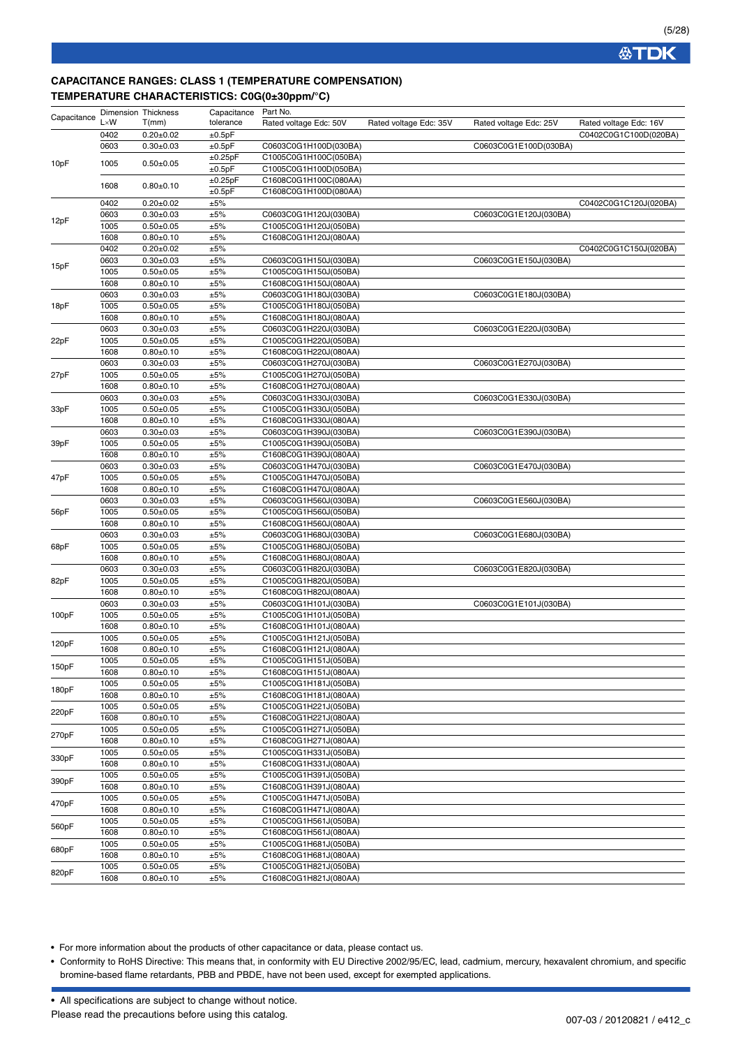## CAPACITANCE RANGES: CLASS 1 (TEMPERATURE COMPENSATION)

### TEMPERATURE CHARACTERISTICS: C0G(0±30ppm/°C)

| Capacitance | Dimension L×W | Thickness T(mm) | Capacitance tolerance | Part No. Rated voltage Edc: 50V | Rated voltage Edc: 35V | Rated voltage Edc: 25V | Rated voltage Edc: 16V |
|---|---|---|---|---|---|---|---|
| 10pF | 0402 | 0.20±0.02 | ±0.5pF | | | | C0402C0G1C100D(020BA) |
| | 0603 | 0.30±0.03 | ±0.5pF | C0603C0G1H100D(030BA) | | C0603C0G1E100D(030BA) | |
| | 1005 | 0.50±0.05 | ±0.25pF | C1005C0G1H100C(050BA) | | | |
| | | | ±0.5pF | C1005C0G1H100D(050BA) | | | |
| | 1608 | 0.80±0.10 | ±0.25pF | C1608C0G1H100C(080AA) | | | |
| | | | ±0.5pF | C1608C0G1H100D(080AA) | | | |
| 12pF | 0402 | 0.20±0.02 | ±5% | | | | C0402C0G1C120J(020BA) |
| | 0603 | 0.30±0.03 | ±5% | C0603C0G1H120J(030BA) | | C0603C0G1E120J(030BA) | |
| | 1005 | 0.50±0.05 | ±5% | C1005C0G1H120J(050BA) | | | |
| | 1608 | 0.80±0.10 | ±5% | C1608C0G1H120J(080AA) | | | |
| 15pF | 0402 | 0.20±0.02 | ±5% | | | | C0402C0G1C150J(020BA) |
| | 0603 | 0.30±0.03 | ±5% | C0603C0G1H150J(030BA) | | C0603C0G1E150J(030BA) | |
| | 1005 | 0.50±0.05 | ±5% | C1005C0G1H150J(050BA) | | | |
| | 1608 | 0.80±0.10 | ±5% | C1608C0G1H150J(080AA) | | | |
| 18pF | 0603 | 0.30±0.03 | ±5% | C0603C0G1H180J(030BA) | | C0603C0G1E180J(030BA) | |
| | 1005 | 0.50±0.05 | ±5% | C1005C0G1H180J(050BA) | | | |
| | 1608 | 0.80±0.10 | ±5% | C1608C0G1H180J(080AA) | | | |
| 22pF | 0603 | 0.30±0.03 | ±5% | C0603C0G1H220J(030BA) | | C0603C0G1E220J(030BA) | |
| | 1005 | 0.50±0.05 | ±5% | C1005C0G1H220J(050BA) | | | |
| | 1608 | 0.80±0.10 | ±5% | C1608C0G1H220J(080AA) | | | |
| 27pF | 0603 | 0.30±0.03 | ±5% | C0603C0G1H270J(030BA) | | C0603C0G1E270J(030BA) | |
| | 1005 | 0.50±0.05 | ±5% | C1005C0G1H270J(050BA) | | | |
| | 1608 | 0.80±0.10 | ±5% | C1608C0G1H270J(080AA) | | | |
| 33pF | 0603 | 0.30±0.03 | ±5% | C0603C0G1H330J(030BA) | | C0603C0G1E330J(030BA) | |
| | 1005 | 0.50±0.05 | ±5% | C1005C0G1H330J(050BA) | | | |
| | 1608 | 0.80±0.10 | ±5% | C1608C0G1H330J(080AA) | | | |
| 39pF | 0603 | 0.30±0.03 | ±5% | C0603C0G1H390J(030BA) | | C0603C0G1E390J(030BA) | |
| | 1005 | 0.50±0.05 | ±5% | C1005C0G1H390J(050BA) | | | |
| | 1608 | 0.80±0.10 | ±5% | C1608C0G1H390J(080AA) | | | |
| 47pF | 0603 | 0.30±0.03 | ±5% | C0603C0G1H470J(030BA) | | C0603C0G1E470J(030BA) | |
| | 1005 | 0.50±0.05 | ±5% | C1005C0G1H470J(050BA) | | | |
| | 1608 | 0.80±0.10 | ±5% | C1608C0G1H470J(080AA) | | | |
| 56pF | 0603 | 0.30±0.03 | ±5% | C0603C0G1H560J(030BA) | | C0603C0G1E560J(030BA) | |
| | 1005 | 0.50±0.05 | ±5% | C1005C0G1H560J(050BA) | | | |
| | 1608 | 0.80±0.10 | ±5% | C1608C0G1H560J(080AA) | | | |
| 68pF | 0603 | 0.30±0.03 | ±5% | C0603C0G1H680J(030BA) | | C0603C0G1E680J(030BA) | |
| | 1005 | 0.50±0.05 | ±5% | C1005C0G1H680J(050BA) | | | |
| | 1608 | 0.80±0.10 | ±5% | C1608C0G1H680J(080AA) | | | |
| 82pF | 0603 | 0.30±0.03 | ±5% | C0603C0G1H820J(030BA) | | C0603C0G1E820J(030BA) | |
| | 1005 | 0.50±0.05 | ±5% | C1005C0G1H820J(050BA) | | | |
| | 1608 | 0.80±0.10 | ±5% | C1608C0G1H820J(080AA) | | | |
| 100pF | 0603 | 0.30±0.03 | ±5% | C0603C0G1H101J(030BA) | | C0603C0G1E101J(030BA) | |
| | 1005 | 0.50±0.05 | ±5% | C1005C0G1H101J(050BA) | | | |
| | 1608 | 0.80±0.10 | ±5% | C1608C0G1H101J(080AA) | | | |
| 120pF | 1005 | 0.50±0.05 | ±5% | C1005C0G1H121J(050BA) | | | |
| | 1608 | 0.80±0.10 | ±5% | C1608C0G1H121J(080AA) | | | |
| 150pF | 1005 | 0.50±0.05 | ±5% | C1005C0G1H151J(050BA) | | | |
| | 1608 | 0.80±0.10 | ±5% | C1608C0G1H151J(080AA) | | | |
| 180pF | 1005 | 0.50±0.05 | ±5% | C1005C0G1H181J(050BA) | | | |
| | 1608 | 0.80±0.10 | ±5% | C1608C0G1H181J(080AA) | | | |
| 220pF | 1005 | 0.50±0.05 | ±5% | C1005C0G1H221J(050BA) | | | |
| | 1608 | 0.80±0.10 | ±5% | C1608C0G1H221J(080AA) | | | |
| 270pF | 1005 | 0.50±0.05 | ±5% | C1005C0G1H271J(050BA) | | | |
| | 1608 | 0.80±0.10 | ±5% | C1608C0G1H271J(080AA) | | | |
| 330pF | 1005 | 0.50±0.05 | ±5% | C1005C0G1H331J(050BA) | | | |
| | 1608 | 0.80±0.10 | ±5% | C1608C0G1H331J(080AA) | | | |
| 390pF | 1005 | 0.50±0.05 | ±5% | C1005C0G1H391J(050BA) | | | |
| | 1608 | 0.80±0.10 | ±5% | C1608C0G1H391J(080AA) | | | |
| 470pF | 1005 | 0.50±0.05 | ±5% | C1005C0G1H471J(050BA) | | | |
| | 1608 | 0.80±0.10 | ±5% | C1608C0G1H471J(080AA) | | | |
| 560pF | 1005 | 0.50±0.05 | ±5% | C1005C0G1H561J(050BA) | | | |
| | 1608 | 0.80±0.10 | ±5% | C1608C0G1H561J(080AA) | | | |
| 680pF | 1005 | 0.50±0.05 | ±5% | C1005C0G1H681J(050BA) | | | |
| | 1608 | 0.80±0.10 | ±5% | C1608C0G1H681J(080AA) | | | |
| 820pF | 1005 | 0.50±0.05 | ±5% | C1005C0G1H821J(050BA) | | | |
| | 1608 | 0.80±0.10 | ±5% | C1608C0G1H821J(080AA) | | | |

- For more information about the products of other capacitance or data, please contact us.
- Conformity to RoHS Directive: This means that, in conformity with EU Directive 2002/95/EC, lead, cadmium, mercury, hexavalent chromium, and specific bromine-based flame retardants, PBB and PBDE, have not been used, except for exempted applications.

- All specifications are subject to change without notice.

Please read the precautions before using this catalog.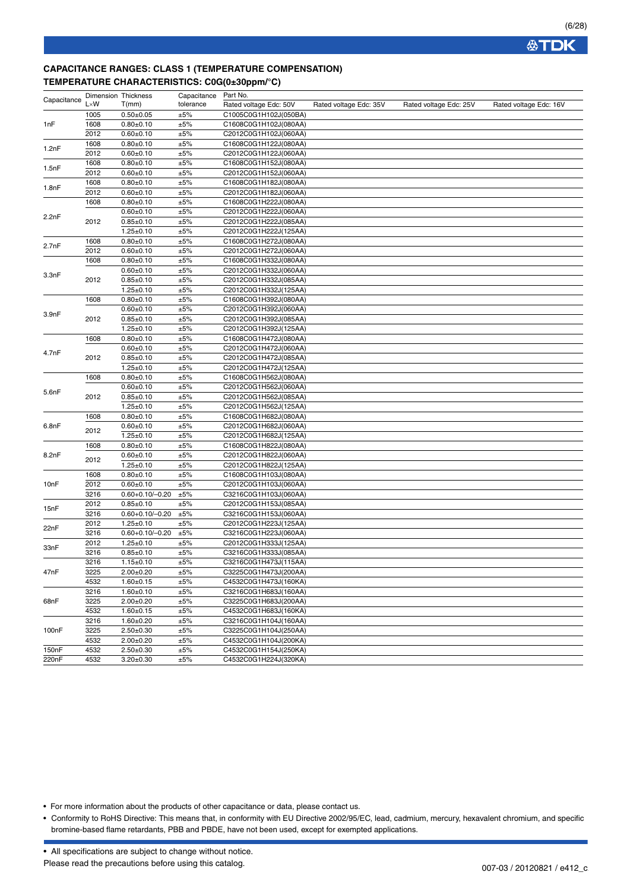## CAPACITANCE RANGES: CLASS 1 (TEMPERATURE COMPENSATION)

### TEMPERATURE CHARACTERISTICS: C0G(0±30ppm/°C)

| Capacitance | Dimension L×W | Thickness T(mm) | Capacitance tolerance | Part No. Rated voltage Edc: 50V | Rated voltage Edc: 35V | Rated voltage Edc: 25V | Rated voltage Edc: 16V |
|---|---|---|---|---|---|---|---|
| 1nF | 1005 | 0.50±0.05 | ±5% | C1005C0G1H102J(050BA) | | | |
| | 1608 | 0.80±0.10 | ±5% | C1608C0G1H102J(080AA) | | | |
| | 2012 | 0.60±0.10 | ±5% | C2012C0G1H102J(060AA) | | | |
| 1.2nF | 1608 | 0.80±0.10 | ±5% | C1608C0G1H122J(080AA) | | | |
| | 2012 | 0.60±0.10 | ±5% | C2012C0G1H122J(060AA) | | | |
| 1.5nF | 1608 | 0.80±0.10 | ±5% | C1608C0G1H152J(080AA) | | | |
| | 2012 | 0.60±0.10 | ±5% | C2012C0G1H152J(060AA) | | | |
| 1.8nF | 1608 | 0.80±0.10 | ±5% | C1608C0G1H182J(080AA) | | | |
| | 2012 | 0.60±0.10 | ±5% | C2012C0G1H182J(060AA) | | | |
| 2.2nF | 1608 | 0.80±0.10 | ±5% | C1608C0G1H222J(080AA) | | | |
| | 2012 | 0.60±0.10 | ±5% | C2012C0G1H222J(060AA) | | | |
| | | 0.85±0.10 | ±5% | C2012C0G1H222J(085AA) | | | |
| | | 1.25±0.10 | ±5% | C2012C0G1H222J(125AA) | | | |
| 2.7nF | 1608 | 0.80±0.10 | ±5% | C1608C0G1H272J(080AA) | | | |
| | 2012 | 0.60±0.10 | ±5% | C2012C0G1H272J(060AA) | | | |
| 3.3nF | 1608 | 0.80±0.10 | ±5% | C1608C0G1H332J(080AA) | | | |
| | 2012 | 0.60±0.10 | ±5% | C2012C0G1H332J(060AA) | | | |
| | | 0.85±0.10 | ±5% | C2012C0G1H332J(085AA) | | | |
| | | 1.25±0.10 | ±5% | C2012C0G1H332J(125AA) | | | |
| 3.9nF | 1608 | 0.80±0.10 | ±5% | C1608C0G1H392J(080AA) | | | |
| | 2012 | 0.60±0.10 | ±5% | C2012C0G1H392J(060AA) | | | |
| | | 0.85±0.10 | ±5% | C2012C0G1H392J(085AA) | | | |
| | | 1.25±0.10 | ±5% | C2012C0G1H392J(125AA) | | | |
| 4.7nF | 1608 | 0.80±0.10 | ±5% | C1608C0G1H472J(080AA) | | | |
| | 2012 | 0.60±0.10 | ±5% | C2012C0G1H472J(060AA) | | | |
| | | 0.85±0.10 | ±5% | C2012C0G1H472J(085AA) | | | |
| | | 1.25±0.10 | ±5% | C2012C0G1H472J(125AA) | | | |
| 5.6nF | 1608 | 0.80±0.10 | ±5% | C1608C0G1H562J(080AA) | | | |
| | 2012 | 0.60±0.10 | ±5% | C2012C0G1H562J(060AA) | | | |
| | | 0.85±0.10 | ±5% | C2012C0G1H562J(085AA) | | | |
| | | 1.25±0.10 | ±5% | C2012C0G1H562J(125AA) | | | |
| 6.8nF | 1608 | 0.80±0.10 | ±5% | C1608C0G1H682J(080AA) | | | |
| | 2012 | 0.60±0.10 | ±5% | C2012C0G1H682J(060AA) | | | |
| | | 1.25±0.10 | ±5% | C2012C0G1H682J(125AA) | | | |
| 8.2nF | 1608 | 0.80±0.10 | ±5% | C1608C0G1H822J(080AA) | | | |
| | 2012 | 0.60±0.10 | ±5% | C2012C0G1H822J(060AA) | | | |
| | | 1.25±0.10 | ±5% | C2012C0G1H822J(125AA) | | | |
| 10nF | 1608 | 0.80±0.10 | ±5% | C1608C0G1H103J(080AA) | | | |
| | 2012 | 0.60±0.10 | ±5% | C2012C0G1H103J(060AA) | | | |
| | 3216 | 0.60+0.10/–0.20 | ±5% | C3216C0G1H103J(060AA) | | | |
| 15nF | 2012 | 0.85±0.10 | ±5% | C2012C0G1H153J(085AA) | | | |
| | 3216 | 0.60+0.10/–0.20 | ±5% | C3216C0G1H153J(060AA) | | | |
| 22nF | 2012 | 1.25±0.10 | ±5% | C2012C0G1H223J(125AA) | | | |
| | 3216 | 0.60+0.10/–0.20 | ±5% | C3216C0G1H223J(060AA) | | | |
| 33nF | 2012 | 1.25±0.10 | ±5% | C2012C0G1H333J(125AA) | | | |
| | 3216 | 0.85±0.10 | ±5% | C3216C0G1H333J(085AA) | | | |
| 47nF | 3216 | 1.15±0.10 | ±5% | C3216C0G1H473J(115AA) | | | |
| | 3225 | 2.00±0.20 | ±5% | C3225C0G1H473J(200AA) | | | |
| | 4532 | 1.60±0.15 | ±5% | C4532C0G1H473J(160KA) | | | |
| 68nF | 3216 | 1.60±0.10 | ±5% | C3216C0G1H683J(160AA) | | | |
| | 3225 | 2.00±0.20 | ±5% | C3225C0G1H683J(200AA) | | | |
| | 4532 | 1.60±0.15 | ±5% | C4532C0G1H683J(160KA) | | | |
| 100nF | 3216 | 1.60±0.20 | ±5% | C3216C0G1H104J(160AA) | | | |
| | 3225 | 2.50±0.30 | ±5% | C3225C0G1H104J(250AA) | | | |
| | 4532 | 2.00±0.20 | ±5% | C4532C0G1H104J(200KA) | | | |
| 150nF | 4532 | 2.50±0.30 | ±5% | C4532C0G1H154J(250KA) | | | |
| 220nF | 4532 | 3.20±0.30 | ±5% | C4532C0G1H224J(320KA) | | | |

- For more information about the products of other capacitance or data, please contact us.
- Conformity to RoHS Directive: This means that, in conformity with EU Directive 2002/95/EC, lead, cadmium, mercury, hexavalent chromium, and specific bromine-based flame retardants, PBB and PBDE, have not been used, except for exempted applications.

- All specifications are subject to change without notice.

Please read the precautions before using this catalog.

007-03 / 20120821 / e412_c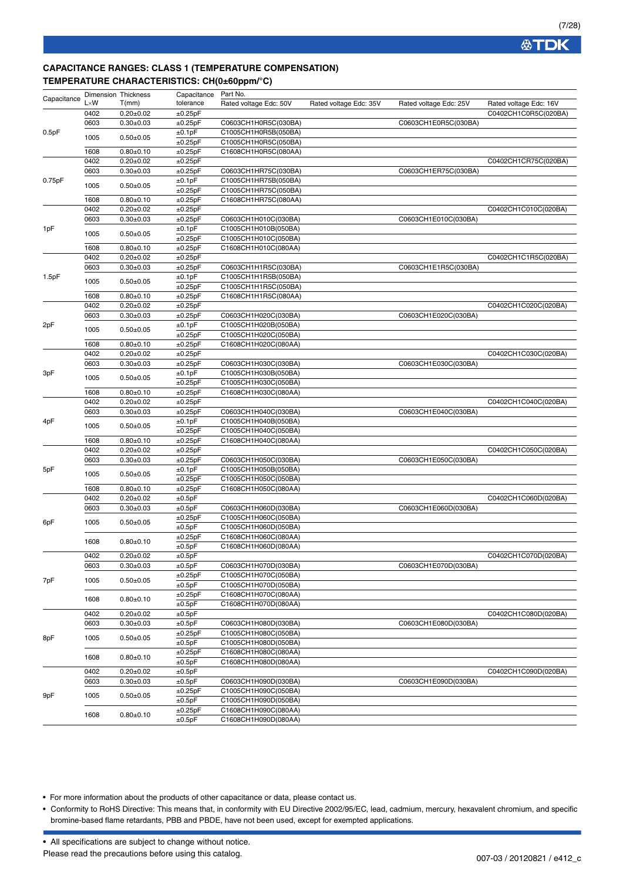### CAPACITANCE RANGES: CLASS 1 (TEMPERATURE COMPENSATION)
### TEMPERATURE CHARACTERISTICS: CH(0±60ppm/°C)

| Capacitance | Dimension L×W | Thickness T(mm) | Capacitance tolerance | Part No. Rated voltage Edc: 50V | Rated voltage Edc: 35V | Rated voltage Edc: 25V | Rated voltage Edc: 16V |
|---|---|---|---|---|---|---|---|
| 0.5pF | 0402 | 0.20±0.02 | ±0.25pF | | | | C0402CH1C0R5C(020BA) |
| | 0603 | 0.30±0.03 | ±0.25pF | C0603CH1H0R5C(030BA) | | C0603CH1E0R5C(030BA) | |
| | 1005 | 0.50±0.05 | ±0.1pF | C1005CH1H0R5B(050BA) | | | |
| | | | ±0.25pF | C1005CH1H0R5C(050BA) | | | |
| | 1608 | 0.80±0.10 | ±0.25pF | C1608CH1H0R5C(080AA) | | | |
| 0.75pF | 0402 | 0.20±0.02 | ±0.25pF | | | | C0402CH1CR75C(020BA) |
| | 0603 | 0.30±0.03 | ±0.25pF | C0603CH1HR75C(030BA) | | C0603CH1ER75C(030BA) | |
| | 1005 | 0.50±0.05 | ±0.1pF | C1005CH1HR75B(050BA) | | | |
| | | | ±0.25pF | C1005CH1HR75C(050BA) | | | |
| | 1608 | 0.80±0.10 | ±0.25pF | C1608CH1HR75C(080AA) | | | |
| 1pF | 0402 | 0.20±0.02 | ±0.25pF | | | | C0402CH1C010C(020BA) |
| | 0603 | 0.30±0.03 | ±0.25pF | C0603CH1H010C(030BA) | | C0603CH1E010C(030BA) | |
| | 1005 | 0.50±0.05 | ±0.1pF | C1005CH1H010B(050BA) | | | |
| | | | ±0.25pF | C1005CH1H010C(050BA) | | | |
| | 1608 | 0.80±0.10 | ±0.25pF | C1608CH1H010C(080AA) | | | |
| 1.5pF | 0402 | 0.20±0.02 | ±0.25pF | | | | C0402CH1C1R5C(020BA) |
| | 0603 | 0.30±0.03 | ±0.25pF | C0603CH1H1R5C(030BA) | | C0603CH1E1R5C(030BA) | |
| | 1005 | 0.50±0.05 | ±0.1pF | C1005CH1H1R5B(050BA) | | | |
| | | | ±0.25pF | C1005CH1H1R5C(050BA) | | | |
| | 1608 | 0.80±0.10 | ±0.25pF | C1608CH1H1R5C(080AA) | | | |
| 2pF | 0402 | 0.20±0.02 | ±0.25pF | | | | C0402CH1C020C(020BA) |
| | 0603 | 0.30±0.03 | ±0.25pF | C0603CH1H020C(030BA) | | C0603CH1E020C(030BA) | |
| | 1005 | 0.50±0.05 | ±0.1pF | C1005CH1H020B(050BA) | | | |
| | | | ±0.25pF | C1005CH1H020C(050BA) | | | |
| | 1608 | 0.80±0.10 | ±0.25pF | C1608CH1H020C(080AA) | | | |
| 3pF | 0402 | 0.20±0.02 | ±0.25pF | | | | C0402CH1C030C(020BA) |
| | 0603 | 0.30±0.03 | ±0.25pF | C0603CH1H030C(030BA) | | C0603CH1E030C(030BA) | |
| | 1005 | 0.50±0.05 | ±0.1pF | C1005CH1H030B(050BA) | | | |
| | | | ±0.25pF | C1005CH1H030C(050BA) | | | |
| | 1608 | 0.80±0.10 | ±0.25pF | C1608CH1H030C(080AA) | | | |
| 4pF | 0402 | 0.20±0.02 | ±0.25pF | | | | C0402CH1C040C(020BA) |
| | 0603 | 0.30±0.03 | ±0.25pF | C0603CH1H040C(030BA) | | C0603CH1E040C(030BA) | |
| | 1005 | 0.50±0.05 | ±0.1pF | C1005CH1H040B(050BA) | | | |
| | | | ±0.25pF | C1005CH1H040C(050BA) | | | |
| | 1608 | 0.80±0.10 | ±0.25pF | C1608CH1H040C(080AA) | | | |
| 5pF | 0402 | 0.20±0.02 | ±0.25pF | | | | C0402CH1C050C(020BA) |
| | 0603 | 0.30±0.03 | ±0.25pF | C0603CH1H050C(030BA) | | C0603CH1E050C(030BA) | |
| | 1005 | 0.50±0.05 | ±0.1pF | C1005CH1H050B(050BA) | | | |
| | | | ±0.25pF | C1005CH1H050C(050BA) | | | |
| | 1608 | 0.80±0.10 | ±0.25pF | C1608CH1H050C(080AA) | | | |
| 6pF | 0402 | 0.20±0.02 | ±0.5pF | | | | C0402CH1C060D(020BA) |
| | 0603 | 0.30±0.03 | ±0.5pF | C0603CH1H060D(030BA) | | C0603CH1E060D(030BA) | |
| | 1005 | 0.50±0.05 | ±0.25pF | C1005CH1H060C(050BA) | | | |
| | | | ±0.5pF | C1005CH1H060D(050BA) | | | |
| | 1608 | 0.80±0.10 | ±0.25pF | C1608CH1H060C(080AA) | | | |
| | | | ±0.5pF | C1608CH1H060D(080AA) | | | |
| 7pF | 0402 | 0.20±0.02 | ±0.5pF | | | | C0402CH1C070D(020BA) |
| | 0603 | 0.30±0.03 | ±0.5pF | C0603CH1H070D(030BA) | | C0603CH1E070D(030BA) | |
| | 1005 | 0.50±0.05 | ±0.25pF | C1005CH1H070C(050BA) | | | |
| | | | ±0.5pF | C1005CH1H070D(050BA) | | | |
| | 1608 | 0.80±0.10 | ±0.25pF | C1608CH1H070C(080AA) | | | |
| | | | ±0.5pF | C1608CH1H070D(080AA) | | | |
| 8pF | 0402 | 0.20±0.02 | ±0.5pF | | | | C0402CH1C080D(020BA) |
| | 0603 | 0.30±0.03 | ±0.5pF | C0603CH1H080D(030BA) | | C0603CH1E080D(030BA) | |
| | 1005 | 0.50±0.05 | ±0.25pF | C1005CH1H080C(050BA) | | | |
| | | | ±0.5pF | C1005CH1H080D(050BA) | | | |
| | 1608 | 0.80±0.10 | ±0.25pF | C1608CH1H080C(080AA) | | | |
| | | | ±0.5pF | C1608CH1H080D(080AA) | | | |
| 9pF | 0402 | 0.20±0.02 | ±0.5pF | | | | C0402CH1C090D(020BA) |
| | 0603 | 0.30±0.03 | ±0.5pF | C0603CH1H090D(030BA) | | C0603CH1E090D(030BA) | |
| | 1005 | 0.50±0.05 | ±0.25pF | C1005CH1H090C(050BA) | | | |
| | | | ±0.5pF | C1005CH1H090D(050BA) | | | |
| | 1608 | 0.80±0.10 | ±0.25pF | C1608CH1H090C(080AA) | | | |
| | | | ±0.5pF | C1608CH1H090D(080AA) | | | |

- For more information about the products of other capacitance or data, please contact us.
- Conformity to RoHS Directive: This means that, in conformity with EU Directive 2002/95/EC, lead, cadmium, mercury, hexavalent chromium, and specific bromine-based flame retardants, PBB and PBDE, have not been used, except for exempted applications.

- All specifications are subject to change without notice.

Please read the precautions before using this catalog.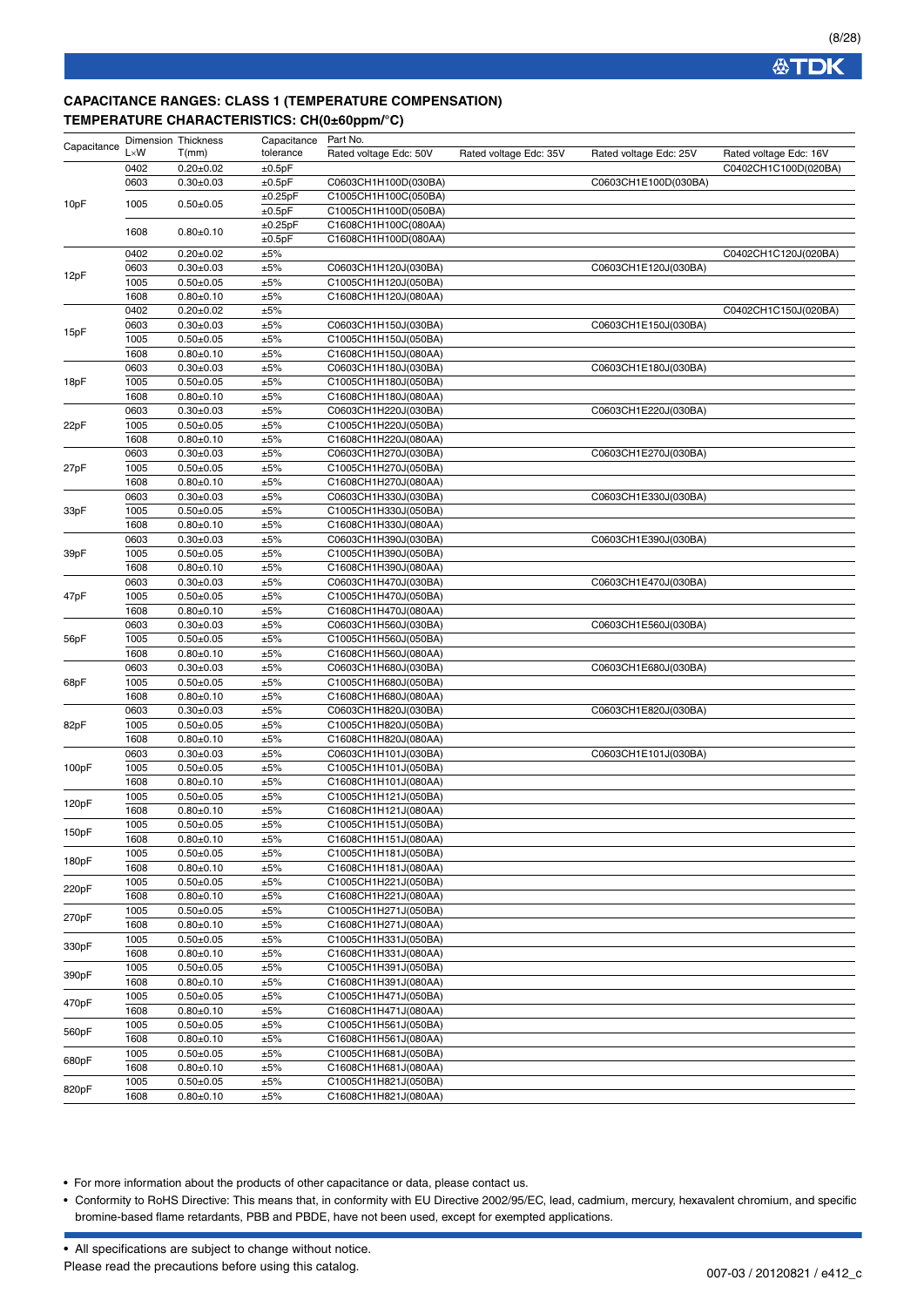## CAPACITANCE RANGES: CLASS 1 (TEMPERATURE COMPENSATION)

### TEMPERATURE CHARACTERISTICS: CH(0±60ppm/°C)

| Capacitance | Dimension L×W | Thickness T(mm) | Capacitance tolerance | Part No. Rated voltage Edc: 50V | Rated voltage Edc: 35V | Rated voltage Edc: 25V | Rated voltage Edc: 16V |
|---|---|---|---|---|---|---|---|
| 10pF | 0402 | 0.20±0.02 | ±0.5pF | | | | C0402CH1C100D(020BA) |
| | 0603 | 0.30±0.03 | ±0.5pF | C0603CH1H100D(030BA) | | C0603CH1E100D(030BA) | |
| | 1005 | 0.50±0.05 | ±0.25pF | C1005CH1H100C(050BA) | | | |
| | | | ±0.5pF | C1005CH1H100D(050BA) | | | |
| | 1608 | 0.80±0.10 | ±0.25pF | C1608CH1H100C(080AA) | | | |
| | | | ±0.5pF | C1608CH1H100D(080AA) | | | |
| 12pF | 0402 | 0.20±0.02 | ±5% | | | | C0402CH1C120J(020BA) |
| | 0603 | 0.30±0.03 | ±5% | C0603CH1H120J(030BA) | | C0603CH1E120J(030BA) | |
| | 1005 | 0.50±0.05 | ±5% | C1005CH1H120J(050BA) | | | |
| | 1608 | 0.80±0.10 | ±5% | C1608CH1H120J(080AA) | | | |
| 15pF | 0402 | 0.20±0.02 | ±5% | | | | C0402CH1C150J(020BA) |
| | 0603 | 0.30±0.03 | ±5% | C0603CH1H150J(030BA) | | C0603CH1E150J(030BA) | |
| | 1005 | 0.50±0.05 | ±5% | C1005CH1H150J(050BA) | | | |
| | 1608 | 0.80±0.10 | ±5% | C1608CH1H150J(080AA) | | | |
| 18pF | 0603 | 0.30±0.03 | ±5% | C0603CH1H180J(030BA) | | C0603CH1E180J(030BA) | |
| | 1005 | 0.50±0.05 | ±5% | C1005CH1H180J(050BA) | | | |
| | 1608 | 0.80±0.10 | ±5% | C1608CH1H180J(080AA) | | | |
| 22pF | 0603 | 0.30±0.03 | ±5% | C0603CH1H220J(030BA) | | C0603CH1E220J(030BA) | |
| | 1005 | 0.50±0.05 | ±5% | C1005CH1H220J(050BA) | | | |
| | 1608 | 0.80±0.10 | ±5% | C1608CH1H220J(080AA) | | | |
| 27pF | 0603 | 0.30±0.03 | ±5% | C0603CH1H270J(030BA) | | C0603CH1E270J(030BA) | |
| | 1005 | 0.50±0.05 | ±5% | C1005CH1H270J(050BA) | | | |
| | 1608 | 0.80±0.10 | ±5% | C1608CH1H270J(080AA) | | | |
| 33pF | 0603 | 0.30±0.03 | ±5% | C0603CH1H330J(030BA) | | C0603CH1E330J(030BA) | |
| | 1005 | 0.50±0.05 | ±5% | C1005CH1H330J(050BA) | | | |
| | 1608 | 0.80±0.10 | ±5% | C1608CH1H330J(080AA) | | | |
| 39pF | 0603 | 0.30±0.03 | ±5% | C0603CH1H390J(030BA) | | C0603CH1E390J(030BA) | |
| | 1005 | 0.50±0.05 | ±5% | C1005CH1H390J(050BA) | | | |
| | 1608 | 0.80±0.10 | ±5% | C1608CH1H390J(080AA) | | | |
| 47pF | 0603 | 0.30±0.03 | ±5% | C0603CH1H470J(030BA) | | C0603CH1E470J(030BA) | |
| | 1005 | 0.50±0.05 | ±5% | C1005CH1H470J(050BA) | | | |
| | 1608 | 0.80±0.10 | ±5% | C1608CH1H470J(080AA) | | | |
| 56pF | 0603 | 0.30±0.03 | ±5% | C0603CH1H560J(030BA) | | C0603CH1E560J(030BA) | |
| | 1005 | 0.50±0.05 | ±5% | C1005CH1H560J(050BA) | | | |
| | 1608 | 0.80±0.10 | ±5% | C1608CH1H560J(080AA) | | | |
| 68pF | 0603 | 0.30±0.03 | ±5% | C0603CH1H680J(030BA) | | C0603CH1E680J(030BA) | |
| | 1005 | 0.50±0.05 | ±5% | C1005CH1H680J(050BA) | | | |
| | 1608 | 0.80±0.10 | ±5% | C1608CH1H680J(080AA) | | | |
| 82pF | 0603 | 0.30±0.03 | ±5% | C0603CH1H820J(030BA) | | C0603CH1E820J(030BA) | |
| | 1005 | 0.50±0.05 | ±5% | C1005CH1H820J(050BA) | | | |
| | 1608 | 0.80±0.10 | ±5% | C1608CH1H820J(080AA) | | | |
| 100pF | 0603 | 0.30±0.03 | ±5% | C0603CH1H101J(030BA) | | C0603CH1E101J(030BA) | |
| | 1005 | 0.50±0.05 | ±5% | C1005CH1H101J(050BA) | | | |
| | 1608 | 0.80±0.10 | ±5% | C1608CH1H101J(080AA) | | | |
| 120pF | 1005 | 0.50±0.05 | ±5% | C1005CH1H121J(050BA) | | | |
| | 1608 | 0.80±0.10 | ±5% | C1608CH1H121J(080AA) | | | |
| 150pF | 1005 | 0.50±0.05 | ±5% | C1005CH1H151J(050BA) | | | |
| | 1608 | 0.80±0.10 | ±5% | C1608CH1H151J(080AA) | | | |
| 180pF | 1005 | 0.50±0.05 | ±5% | C1005CH1H181J(050BA) | | | |
| | 1608 | 0.80±0.10 | ±5% | C1608CH1H181J(080AA) | | | |
| 220pF | 1005 | 0.50±0.05 | ±5% | C1005CH1H221J(050BA) | | | |
| | 1608 | 0.80±0.10 | ±5% | C1608CH1H221J(080AA) | | | |
| 270pF | 1005 | 0.50±0.05 | ±5% | C1005CH1H271J(050BA) | | | |
| | 1608 | 0.80±0.10 | ±5% | C1608CH1H271J(080AA) | | | |
| 330pF | 1005 | 0.50±0.05 | ±5% | C1005CH1H331J(050BA) | | | |
| | 1608 | 0.80±0.10 | ±5% | C1608CH1H331J(080AA) | | | |
| 390pF | 1005 | 0.50±0.05 | ±5% | C1005CH1H391J(050BA) | | | |
| | 1608 | 0.80±0.10 | ±5% | C1608CH1H391J(080AA) | | | |
| 470pF | 1005 | 0.50±0.05 | ±5% | C1005CH1H471J(050BA) | | | |
| | 1608 | 0.80±0.10 | ±5% | C1608CH1H471J(080AA) | | | |
| 560pF | 1005 | 0.50±0.05 | ±5% | C1005CH1H561J(050BA) | | | |
| | 1608 | 0.80±0.10 | ±5% | C1608CH1H561J(080AA) | | | |
| 680pF | 1005 | 0.50±0.05 | ±5% | C1005CH1H681J(050BA) | | | |
| | 1608 | 0.80±0.10 | ±5% | C1608CH1H681J(080AA) | | | |
| 820pF | 1005 | 0.50±0.05 | ±5% | C1005CH1H821J(050BA) | | | |
| | 1608 | 0.80±0.10 | ±5% | C1608CH1H821J(080AA) | | | |

- For more information about the products of other capacitance or data, please contact us.
- Conformity to RoHS Directive: This means that, in conformity with EU Directive 2002/95/EC, lead, cadmium, mercury, hexavalent chromium, and specific bromine-based flame retardants, PBB and PBDE, have not been used, except for exempted applications.

- All specifications are subject to change without notice.

Please read the precautions before using this catalog.

007-03 / 20120821 / e412_c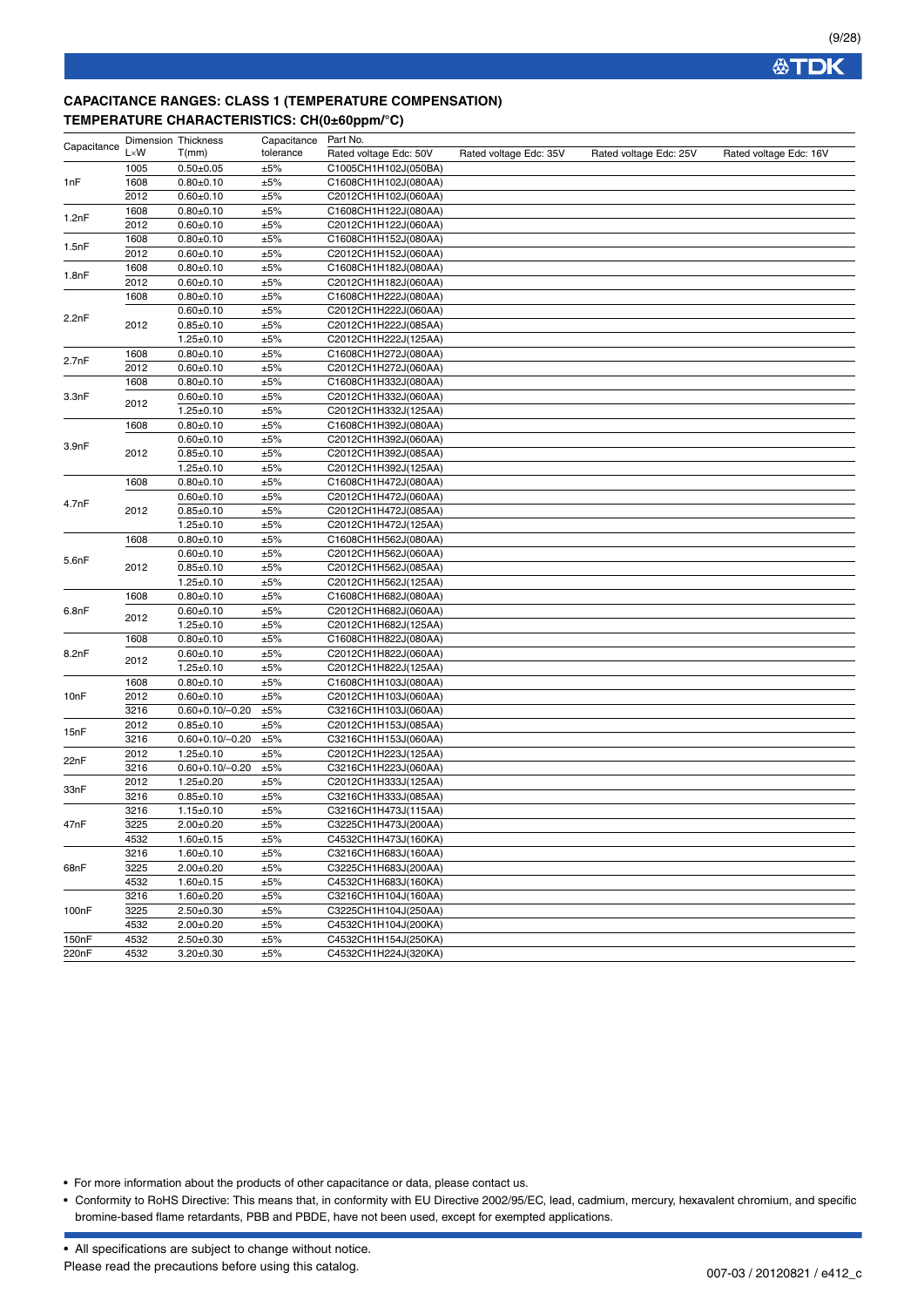## CAPACITANCE RANGES: CLASS 1 (TEMPERATURE COMPENSATION)

## TEMPERATURE CHARACTERISTICS: CH(0±60ppm/°C)

| Capacitance | Dimension L×W | Thickness T(mm) | Capacitance tolerance | Part No. Rated voltage Edc: 50V | Rated voltage Edc: 35V | Rated voltage Edc: 25V | Rated voltage Edc: 16V |
|---|---|---|---|---|---|---|---|
| 1nF | 1005 | 0.50±0.05 | ±5% | C1005CH1H102J(050BA) | | | |
| | 1608 | 0.80±0.10 | ±5% | C1608CH1H102J(080AA) | | | |
| | 2012 | 0.60±0.10 | ±5% | C2012CH1H102J(060AA) | | | |
| 1.2nF | 1608 | 0.80±0.10 | ±5% | C1608CH1H122J(080AA) | | | |
| | 2012 | 0.60±0.10 | ±5% | C2012CH1H122J(060AA) | | | |
| 1.5nF | 1608 | 0.80±0.10 | ±5% | C1608CH1H152J(080AA) | | | |
| | 2012 | 0.60±0.10 | ±5% | C2012CH1H152J(060AA) | | | |
| 1.8nF | 1608 | 0.80±0.10 | ±5% | C1608CH1H182J(080AA) | | | |
| | 2012 | 0.60±0.10 | ±5% | C2012CH1H182J(060AA) | | | |
| 2.2nF | 1608 | 0.80±0.10 | ±5% | C1608CH1H222J(080AA) | | | |
| | 2012 | 0.60±0.10 | ±5% | C2012CH1H222J(060AA) | | | |
| | | 0.85±0.10 | ±5% | C2012CH1H222J(085AA) | | | |
| | | 1.25±0.10 | ±5% | C2012CH1H222J(125AA) | | | |
| 2.7nF | 1608 | 0.80±0.10 | ±5% | C1608CH1H272J(080AA) | | | |
| | 2012 | 0.60±0.10 | ±5% | C2012CH1H272J(060AA) | | | |
| 3.3nF | 1608 | 0.80±0.10 | ±5% | C1608CH1H332J(080AA) | | | |
| | 2012 | 0.60±0.10 | ±5% | C2012CH1H332J(060AA) | | | |
| | | 1.25±0.10 | ±5% | C2012CH1H332J(125AA) | | | |
| 3.9nF | 1608 | 0.80±0.10 | ±5% | C1608CH1H392J(080AA) | | | |
| | 2012 | 0.60±0.10 | ±5% | C2012CH1H392J(060AA) | | | |
| | | 0.85±0.10 | ±5% | C2012CH1H392J(085AA) | | | |
| | | 1.25±0.10 | ±5% | C2012CH1H392J(125AA) | | | |
| 4.7nF | 1608 | 0.80±0.10 | ±5% | C1608CH1H472J(080AA) | | | |
| | 2012 | 0.60±0.10 | ±5% | C2012CH1H472J(060AA) | | | |
| | | 0.85±0.10 | ±5% | C2012CH1H472J(085AA) | | | |
| | | 1.25±0.10 | ±5% | C2012CH1H472J(125AA) | | | |
| 5.6nF | 1608 | 0.80±0.10 | ±5% | C1608CH1H562J(080AA) | | | |
| | 2012 | 0.60±0.10 | ±5% | C2012CH1H562J(060AA) | | | |
| | | 0.85±0.10 | ±5% | C2012CH1H562J(085AA) | | | |
| | | 1.25±0.10 | ±5% | C2012CH1H562J(125AA) | | | |
| 6.8nF | 1608 | 0.80±0.10 | ±5% | C1608CH1H682J(080AA) | | | |
| | 2012 | 0.60±0.10 | ±5% | C2012CH1H682J(060AA) | | | |
| | | 1.25±0.10 | ±5% | C2012CH1H682J(125AA) | | | |
| 8.2nF | 1608 | 0.80±0.10 | ±5% | C1608CH1H822J(080AA) | | | |
| | 2012 | 0.60±0.10 | ±5% | C2012CH1H822J(060AA) | | | |
| | | 1.25±0.10 | ±5% | C2012CH1H822J(125AA) | | | |
| 10nF | 1608 | 0.80±0.10 | ±5% | C1608CH1H103J(080AA) | | | |
| | 2012 | 0.60±0.10 | ±5% | C2012CH1H103J(060AA) | | | |
| | 3216 | 0.60+0.10/–0.20 | ±5% | C3216CH1H103J(060AA) | | | |
| 15nF | 2012 | 0.85±0.10 | ±5% | C2012CH1H153J(085AA) | | | |
| | 3216 | 0.60+0.10/–0.20 | ±5% | C3216CH1H153J(060AA) | | | |
| 22nF | 2012 | 1.25±0.10 | ±5% | C2012CH1H223J(125AA) | | | |
| | 3216 | 0.60+0.10/–0.20 | ±5% | C3216CH1H223J(060AA) | | | |
| 33nF | 2012 | 1.25±0.20 | ±5% | C2012CH1H333J(125AA) | | | |
| | 3216 | 0.85±0.10 | ±5% | C3216CH1H333J(085AA) | | | |
| 47nF | 3216 | 1.15±0.10 | ±5% | C3216CH1H473J(115AA) | | | |
| | 3225 | 2.00±0.20 | ±5% | C3225CH1H473J(200AA) | | | |
| | 4532 | 1.60±0.15 | ±5% | C4532CH1H473J(160KA) | | | |
| 68nF | 3216 | 1.60±0.10 | ±5% | C3216CH1H683J(160AA) | | | |
| | 3225 | 2.00±0.20 | ±5% | C3225CH1H683J(200AA) | | | |
| | 4532 | 1.60±0.15 | ±5% | C4532CH1H683J(160KA) | | | |
| 100nF | 3216 | 1.60±0.20 | ±5% | C3216CH1H104J(160AA) | | | |
| | 3225 | 2.50±0.30 | ±5% | C3225CH1H104J(250AA) | | | |
| | 4532 | 2.00±0.20 | ±5% | C4532CH1H104J(200KA) | | | |
| 150nF | 4532 | 2.50±0.30 | ±5% | C4532CH1H154J(250KA) | | | |
| 220nF | 4532 | 3.20±0.30 | ±5% | C4532CH1H224J(320KA) | | | |

- For more information about the products of other capacitance or data, please contact us.
- Conformity to RoHS Directive: This means that, in conformity with EU Directive 2002/95/EC, lead, cadmium, mercury, hexavalent chromium, and specific bromine-based flame retardants, PBB and PBDE, have not been used, except for exempted applications.

- All specifications are subject to change without notice.

Please read the precautions before using this catalog.

007-03 / 20120821 / e412_c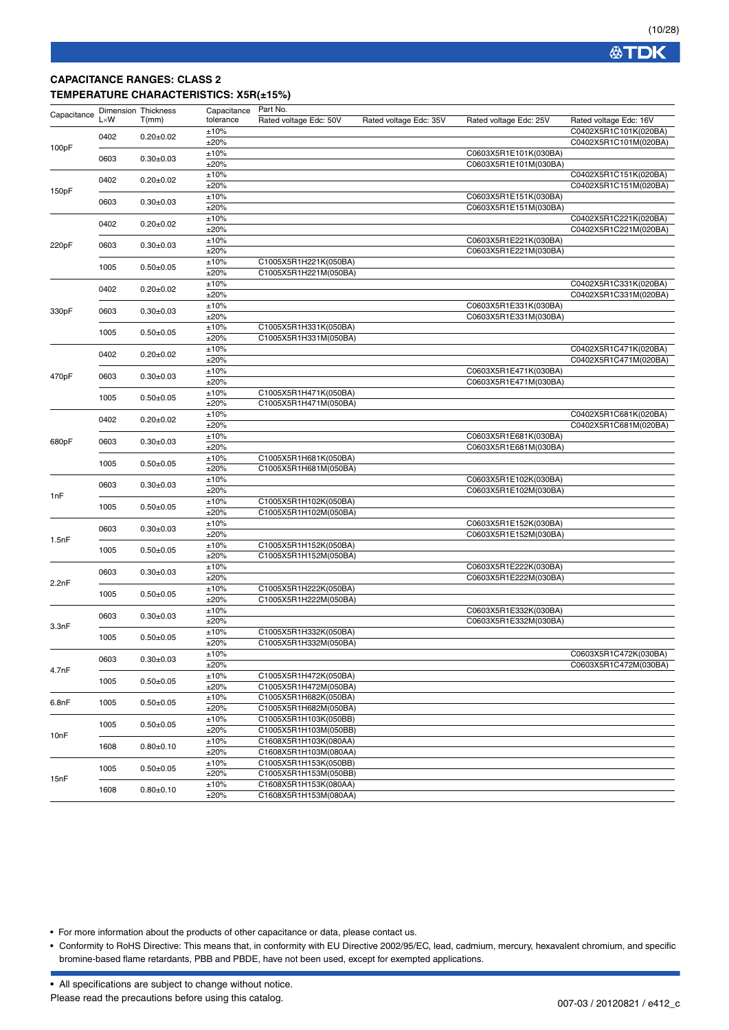## CAPACITANCE RANGES: CLASS 2

### TEMPERATURE CHARACTERISTICS: X5R(±15%)

| Capacitance | Dimension L×W | Thickness T(mm) | Capacitance tolerance | Part No. Rated voltage Edc: 50V | Rated voltage Edc: 35V | Rated voltage Edc: 25V | Rated voltage Edc: 16V |
|---|---|---|---|---|---|---|---|
| 100pF | 0402 | 0.20±0.02 | ±10% | | | | C0402X5R1C101K(020BA) |
| | | | ±20% | | | | C0402X5R1C101M(020BA) |
| | 0603 | 0.30±0.03 | ±10% | | | C0603X5R1E101K(030BA) | |
| | | | ±20% | | | C0603X5R1E101M(030BA) | |
| 150pF | 0402 | 0.20±0.02 | ±10% | | | | C0402X5R1C151K(020BA) |
| | | | ±20% | | | | C0402X5R1C151M(020BA) |
| | 0603 | 0.30±0.03 | ±10% | | | C0603X5R1E151K(030BA) | |
| | | | ±20% | | | C0603X5R1E151M(030BA) | |
| 220pF | 0402 | 0.20±0.02 | ±10% | | | | C0402X5R1C221K(020BA) |
| | | | ±20% | | | | C0402X5R1C221M(020BA) |
| | 0603 | 0.30±0.03 | ±10% | | | C0603X5R1E221K(030BA) | |
| | | | ±20% | | | C0603X5R1E221M(030BA) | |
| | 1005 | 0.50±0.05 | ±10% | C1005X5R1H221K(050BA) | | | |
| | | | ±20% | C1005X5R1H221M(050BA) | | | |
| 330pF | 0402 | 0.20±0.02 | ±10% | | | | C0402X5R1C331K(020BA) |
| | | | ±20% | | | | C0402X5R1C331M(020BA) |
| | 0603 | 0.30±0.03 | ±10% | | | C0603X5R1E331K(030BA) | |
| | | | ±20% | | | C0603X5R1E331M(030BA) | |
| | 1005 | 0.50±0.05 | ±10% | C1005X5R1H331K(050BA) | | | |
| | | | ±20% | C1005X5R1H331M(050BA) | | | |
| 470pF | 0402 | 0.20±0.02 | ±10% | | | | C0402X5R1C471K(020BA) |
| | | | ±20% | | | | C0402X5R1C471M(020BA) |
| | 0603 | 0.30±0.03 | ±10% | | | C0603X5R1E471K(030BA) | |
| | | | ±20% | | | C0603X5R1E471M(030BA) | |
| | 1005 | 0.50±0.05 | ±10% | C1005X5R1H471K(050BA) | | | |
| | | | ±20% | C1005X5R1H471M(050BA) | | | |
| 680pF | 0402 | 0.20±0.02 | ±10% | | | | C0402X5R1C681K(020BA) |
| | | | ±20% | | | | C0402X5R1C681M(020BA) |
| | 0603 | 0.30±0.03 | ±10% | | | C0603X5R1E681K(030BA) | |
| | | | ±20% | | | C0603X5R1E681M(030BA) | |
| | 1005 | 0.50±0.05 | ±10% | C1005X5R1H681K(050BA) | | | |
| | | | ±20% | C1005X5R1H681M(050BA) | | | |
| 1nF | 0603 | 0.30±0.03 | ±10% | | | C0603X5R1E102K(030BA) | |
| | | | ±20% | | | C0603X5R1E102M(030BA) | |
| | 1005 | 0.50±0.05 | ±10% | C1005X5R1H102K(050BA) | | | |
| | | | ±20% | C1005X5R1H102M(050BA) | | | |
| 1.5nF | 0603 | 0.30±0.03 | ±10% | | | C0603X5R1E152K(030BA) | |
| | | | ±20% | | | C0603X5R1E152M(030BA) | |
| | 1005 | 0.50±0.05 | ±10% | C1005X5R1H152K(050BA) | | | |
| | | | ±20% | C1005X5R1H152M(050BA) | | | |
| 2.2nF | 0603 | 0.30±0.03 | ±10% | | | C0603X5R1E222K(030BA) | |
| | | | ±20% | | | C0603X5R1E222M(030BA) | |
| | 1005 | 0.50±0.05 | ±10% | C1005X5R1H222K(050BA) | | | |
| | | | ±20% | C1005X5R1H222M(050BA) | | | |
| 3.3nF | 0603 | 0.30±0.03 | ±10% | | | C0603X5R1E332K(030BA) | |
| | | | ±20% | | | C0603X5R1E332M(030BA) | |
| | 1005 | 0.50±0.05 | ±10% | C1005X5R1H332K(050BA) | | | |
| | | | ±20% | C1005X5R1H332M(050BA) | | | |
| 4.7nF | 0603 | 0.30±0.03 | ±10% | | | | C0603X5R1C472K(030BA) |
| | | | ±20% | | | | C0603X5R1C472M(030BA) |
| | 1005 | 0.50±0.05 | ±10% | C1005X5R1H472K(050BA) | | | |
| | | | ±20% | C1005X5R1H472M(050BA) | | | |
| 6.8nF | 1005 | 0.50±0.05 | ±10% | C1005X5R1H682K(050BA) | | | |
| | | | ±20% | C1005X5R1H682M(050BA) | | | |
| 10nF | 1005 | 0.50±0.05 | ±10% | C1005X5R1H103K(050BB) | | | |
| | | | ±20% | C1005X5R1H103M(050BB) | | | |
| | 1608 | 0.80±0.10 | ±10% | C1608X5R1H103K(080AA) | | | |
| | | | ±20% | C1608X5R1H103M(080AA) | | | |
| 15nF | 1005 | 0.50±0.05 | ±10% | C1005X5R1H153K(050BB) | | | |
| | | | ±20% | C1005X5R1H153M(050BB) | | | |
| | 1608 | 0.80±0.10 | ±10% | C1608X5R1H153K(080AA) | | | |
| | | | ±20% | C1608X5R1H153M(080AA) | | | |

- For more information about the products of other capacitance or data, please contact us.
- Conformity to RoHS Directive: This means that, in conformity with EU Directive 2002/95/EC, lead, cadmium, mercury, hexavalent chromium, and specific bromine-based flame retardants, PBB and PBDE, have not been used, except for exempted applications.

- All specifications are subject to change without notice.

Please read the precautions before using this catalog.

007-03 / 20120821 / e412_c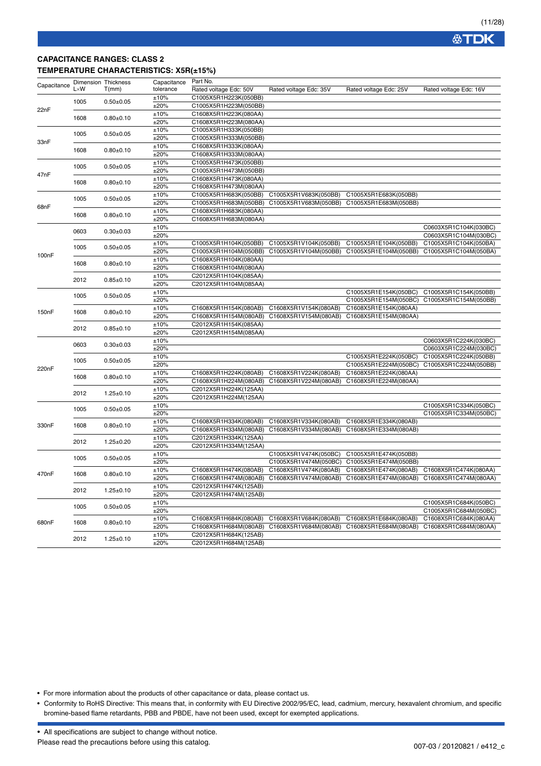## CAPACITANCE RANGES: CLASS 2

### TEMPERATURE CHARACTERISTICS: X5R(±15%)

| Capacitance | Dimension L×W | Thickness T(mm) | Capacitance tolerance | Part No. Rated voltage Edc: 50V | Rated voltage Edc: 35V | Rated voltage Edc: 25V | Rated voltage Edc: 16V |
|---|---|---|---|---|---|---|---|
| 22nF | 1005 | 0.50±0.05 | ±10% | C1005X5R1H223K(050BB) | | | |
| | | | ±20% | C1005X5R1H223M(050BB) | | | |
| | 1608 | 0.80±0.10 | ±10% | C1608X5R1H223K(080AA) | | | |
| | | | ±20% | C1608X5R1H223M(080AA) | | | |
| 33nF | 1005 | 0.50±0.05 | ±10% | C1005X5R1H333K(050BB) | | | |
| | | | ±20% | C1005X5R1H333M(050BB) | | | |
| | 1608 | 0.80±0.10 | ±10% | C1608X5R1H333K(080AA) | | | |
| | | | ±20% | C1608X5R1H333M(080AA) | | | |
| 47nF | 1005 | 0.50±0.05 | ±10% | C1005X5R1H473K(050BB) | | | |
| | | | ±20% | C1005X5R1H473M(050BB) | | | |
| | 1608 | 0.80±0.10 | ±10% | C1608X5R1H473K(080AA) | | | |
| | | | ±20% | C1608X5R1H473M(080AA) | | | |
| 68nF | 1005 | 0.50±0.05 | ±10% | C1005X5R1H683K(050BB) | C1005X5R1V683K(050BB) | C1005X5R1E683K(050BB) | |
| | | | ±20% | C1005X5R1H683M(050BB) | C1005X5R1V683M(050BB) | C1005X5R1E683M(050BB) | |
| | 1608 | 0.80±0.10 | ±10% | C1608X5R1H683K(080AA) | | | |
| | | | ±20% | C1608X5R1H683M(080AA) | | | |
| 100nF | 0603 | 0.30±0.03 | ±10% | | | | C0603X5R1C104K(030BC) |
| | | | ±20% | | | | C0603X5R1C104M(030BC) |
| | 1005 | 0.50±0.05 | ±10% | C1005X5R1H104K(050BB) | C1005X5R1V104K(050BB) | C1005X5R1E104K(050BB) | C1005X5R1C104K(050BA) |
| | | | ±20% | C1005X5R1H104M(050BB) | C1005X5R1V104M(050BB) | C1005X5R1E104M(050BB) | C1005X5R1C104M(050BA) |
| | 1608 | 0.80±0.10 | ±10% | C1608X5R1H104K(080AA) | | | |
| | | | ±20% | C1608X5R1H104M(080AA) | | | |
| | 2012 | 0.85±0.10 | ±10% | C2012X5R1H104K(085AA) | | | |
| | | | ±20% | C2012X5R1H104M(085AA) | | | |
| 150nF | 1005 | 0.50±0.05 | ±10% | | | C1005X5R1E154K(050BC) | C1005X5R1C154K(050BB) |
| | | | ±20% | | | C1005X5R1E154M(050BC) | C1005X5R1C154M(050BB) |
| | 1608 | 0.80±0.10 | ±10% | C1608X5R1H154K(080AB) | C1608X5R1V154K(080AB) | C1608X5R1E154K(080AA) | |
| | | | ±20% | C1608X5R1H154M(080AB) | C1608X5R1V154M(080AB) | C1608X5R1E154M(080AA) | |
| | 2012 | 0.85±0.10 | ±10% | C2012X5R1H154K(085AA) | | | |
| | | | ±20% | C2012X5R1H154M(085AA) | | | |
| 220nF | 0603 | 0.30±0.03 | ±10% | | | | C0603X5R1C224K(030BC) |
| | | | ±20% | | | | C0603X5R1C224M(030BC) |
| | 1005 | 0.50±0.05 | ±10% | | | C1005X5R1E224K(050BC) | C1005X5R1C224K(050BB) |
| | | | ±20% | | | C1005X5R1E224M(050BC) | C1005X5R1C224M(050BB) |
| | 1608 | 0.80±0.10 | ±10% | C1608X5R1H224K(080AB) | C1608X5R1V224K(080AB) | C1608X5R1E224K(080AA) | |
| | | | ±20% | C1608X5R1H224M(080AB) | C1608X5R1V224M(080AB) | C1608X5R1E224M(080AA) | |
| | 2012 | 1.25±0.10 | ±10% | C2012X5R1H224K(125AA) | | | |
| | | | ±20% | C2012X5R1H224M(125AA) | | | |
| 330nF | 1005 | 0.50±0.05 | ±10% | | | | C1005X5R1C334K(050BC) |
| | | | ±20% | | | | C1005X5R1C334M(050BC) |
| | 1608 | 0.80±0.10 | ±10% | C1608X5R1H334K(080AB) | C1608X5R1V334K(080AB) | C1608X5R1E334K(080AB) | |
| | | | ±20% | C1608X5R1H334M(080AB) | C1608X5R1V334M(080AB) | C1608X5R1E334M(080AB) | |
| | 2012 | 1.25±0.20 | ±10% | C2012X5R1H334K(125AA) | | | |
| | | | ±20% | C2012X5R1H334M(125AA) | | | |
| 470nF | 1005 | 0.50±0.05 | ±10% | | C1005X5R1V474K(050BC) | C1005X5R1E474K(050BB) | |
| | | | ±20% | | C1005X5R1V474M(050BC) | C1005X5R1E474M(050BB) | |
| | 1608 | 0.80±0.10 | ±10% | C1608X5R1H474K(080AB) | C1608X5R1V474K(080AB) | C1608X5R1E474K(080AB) | C1608X5R1C474K(080AA) |
| | | | ±20% | C1608X5R1H474M(080AB) | C1608X5R1V474M(080AB) | C1608X5R1E474M(080AB) | C1608X5R1C474M(080AA) |
| | 2012 | 1.25±0.10 | ±10% | C2012X5R1H474K(125AB) | | | |
| | | | ±20% | C2012X5R1H474M(125AB) | | | |
| 680nF | 1005 | 0.50±0.05 | ±10% | | | | C1005X5R1C684K(050BC) |
| | | | ±20% | | | | C1005X5R1C684M(050BC) |
| | 1608 | 0.80±0.10 | ±10% | C1608X5R1H684K(080AB) | C1608X5R1V684K(080AB) | C1608X5R1E684K(080AB) | C1608X5R1C684K(080AA) |
| | | | ±20% | C1608X5R1H684M(080AB) | C1608X5R1V684M(080AB) | C1608X5R1E684M(080AB) | C1608X5R1C684M(080AA) |
| | 2012 | 1.25±0.10 | ±10% | C2012X5R1H684K(125AB) | | | |
| | | | ±20% | C2012X5R1H684M(125AB) | | | |

- For more information about the products of other capacitance or data, please contact us.
- Conformity to RoHS Directive: This means that, in conformity with EU Directive 2002/95/EC, lead, cadmium, mercury, hexavalent chromium, and specific bromine-based flame retardants, PBB and PBDE, have not been used, except for exempted applications.

- All specifications are subject to change without notice.

Please read the precautions before using this catalog.

007-03 / 20120821 / e412_c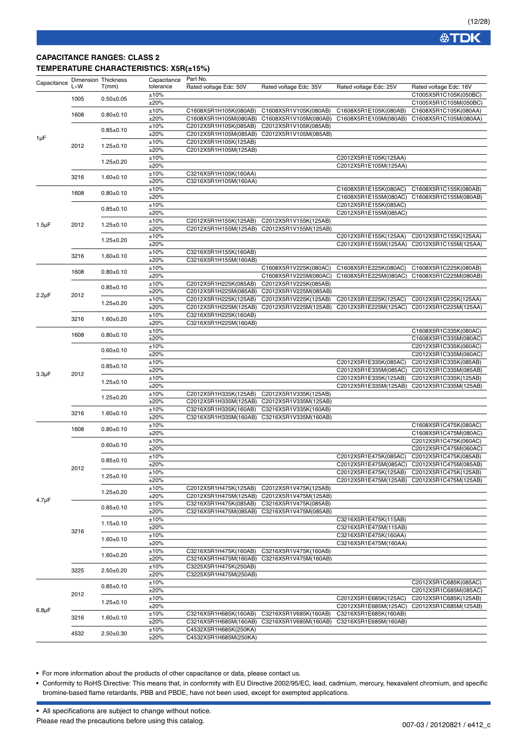## CAPACITANCE RANGES: CLASS 2

### TEMPERATURE CHARACTERISTICS: X5R(±15%)

| Capacitance | Dimension L×W | Thickness T(mm) | Capacitance tolerance | Part No. Rated voltage Edc: 50V | Rated voltage Edc: 35V | Rated voltage Edc: 25V | Rated voltage Edc: 16V |
|---|---|---|---|---|---|---|---|
| 1µF | 1005 | 0.50±0.05 | ±10% | | | | C1005X5R1C105K(050BC) |
| | | | ±20% | | | | C1005X5R1C105M(050BC) |
| | 1608 | 0.80±0.10 | ±10% | C1608X5R1H105K(080AB) | C1608X5R1V105K(080AB) | C1608X5R1E105K(080AB) | C1608X5R1C105K(080AA) |
| | | | ±20% | C1608X5R1H105M(080AB) | C1608X5R1V105M(080AB) | C1608X5R1E105M(080AB) | C1608X5R1C105M(080AA) |
| | 2012 | 0.85±0.10 | ±10% | C2012X5R1H105K(085AB) | C2012X5R1V105K(085AB) | | |
| | | | ±20% | C2012X5R1H105M(085AB) | C2012X5R1V105M(085AB) | | |
| | | 1.25±0.10 | ±10% | C2012X5R1H105K(125AB) | | | |
| | | | ±20% | C2012X5R1H105M(125AB) | | | |
| | | 1.25±0.20 | ±10% | | | C2012X5R1E105K(125AA) | |
| | | | ±20% | | | C2012X5R1E105M(125AA) | |
| | 3216 | 1.60±0.10 | ±10% | C3216X5R1H105K(160AA) | | | |
| | | | ±20% | C3216X5R1H105M(160AA) | | | |
| 1.5µF | 1608 | 0.80±0.10 | ±10% | | | C1608X5R1E155K(080AC) | C1608X5R1C155K(080AB) |
| | | | ±20% | | | C1608X5R1E155M(080AC) | C1608X5R1C155M(080AB) |
| | 2012 | 0.85±0.10 | ±10% | | | C2012X5R1E155K(085AC) | |
| | | | ±20% | | | C2012X5R1E155M(085AC) | |
| | | 1.25±0.10 | ±10% | C2012X5R1H155K(125AB) | C2012X5R1V155K(125AB) | | |
| | | | ±20% | C2012X5R1H155M(125AB) | C2012X5R1V155M(125AB) | | |
| | | 1.25±0.20 | ±10% | | | C2012X5R1E155K(125AA) | C2012X5R1C155K(125AA) |
| | | | ±20% | | | C2012X5R1E155M(125AA) | C2012X5R1C155M(125AA) |
| | 3216 | 1.60±0.10 | ±10% | C3216X5R1H155K(160AB) | | | |
| | | | ±20% | C3216X5R1H155M(160AB) | | | |
| 2.2µF | 1608 | 0.80±0.10 | ±10% | | C1608X5R1V225K(080AC) | C1608X5R1E225K(080AC) | C1608X5R1C225K(080AB) |
| | | | ±20% | | C1608X5R1V225M(080AC) | C1608X5R1E225M(080AC) | C1608X5R1C225M(080AB) |
| | 2012 | 0.85±0.10 | ±10% | C2012X5R1H225K(085AB) | C2012X5R1V225K(085AB) | | |
| | | | ±20% | C2012X5R1H225M(085AB) | C2012X5R1V225M(085AB) | | |
| | | 1.25±0.20 | ±10% | C2012X5R1H225K(125AB) | C2012X5R1V225K(125AB) | C2012X5R1E225K(125AC) | C2012X5R1C225K(125AA) |
| | | | ±20% | C2012X5R1H225M(125AB) | C2012X5R1V225M(125AB) | C2012X5R1E225M(125AC) | C2012X5R1C225M(125AA) |
| | 3216 | 1.60±0.20 | ±10% | C3216X5R1H225K(160AB) | | | |
| | | | ±20% | C3216X5R1H225M(160AB) | | | |
| 3.3µF | 1608 | 0.80±0.10 | ±10% | | | | C1608X5R1C335K(080AC) |
| | | | ±20% | | | | C1608X5R1C335M(080AC) |
| | 2012 | 0.60±0.10 | ±10% | | | | C2012X5R1C335K(060AC) |
| | | | ±20% | | | | C2012X5R1C335M(060AC) |
| | | 0.85±0.10 | ±10% | | | C2012X5R1E335K(085AC) | C2012X5R1C335K(085AB) |
| | | | ±20% | | | C2012X5R1E335M(085AC) | C2012X5R1C335M(085AB) |
| | | 1.25±0.10 | ±10% | | | C2012X5R1E335K(125AB) | C2012X5R1C335K(125AB) |
| | | | ±20% | | | C2012X5R1E335M(125AB) | C2012X5R1C335M(125AB) |
| | | 1.25±0.20 | ±10% | C2012X5R1H335K(125AB) | C2012X5R1V335K(125AB) | | |
| | | | ±20% | C2012X5R1H335M(125AB) | C2012X5R1V335M(125AB) | | |
| | 3216 | 1.60±0.10 | ±10% | C3216X5R1H335K(160AB) | C3216X5R1V335K(160AB) | | |
| | | | ±20% | C3216X5R1H335M(160AB) | C3216X5R1V335M(160AB) | | |
| 4.7µF | 1608 | 0.80±0.10 | ±10% | | | | C1608X5R1C475K(080AC) |
| | | | ±20% | | | | C1608X5R1C475M(080AC) |
| | 2012 | 0.60±0.10 | ±10% | | | | C2012X5R1C475K(060AC) |
| | | | ±20% | | | | C2012X5R1C475M(060AC) |
| | | 0.85±0.10 | ±10% | | | C2012X5R1E475K(085AC) | C2012X5R1C475K(085AB) |
| | | | ±20% | | | C2012X5R1E475M(085AC) | C2012X5R1C475M(085AB) |
| | | 1.25±0.10 | ±10% | | | C2012X5R1E475K(125AB) | C2012X5R1C475K(125AB) |
| | | | ±20% | | | C2012X5R1E475M(125AB) | C2012X5R1C475M(125AB) |
| | | 1.25±0.20 | ±10% | C2012X5R1H475K(125AB) | C2012X5R1V475K(125AB) | | |
| | | | ±20% | C2012X5R1H475M(125AB) | C2012X5R1V475M(125AB) | | |
| | 3216 | 0.85±0.10 | ±10% | C3216X5R1H475K(085AB) | C3216X5R1V475K(085AB) | | |
| | | | ±20% | C3216X5R1H475M(085AB) | C3216X5R1V475M(085AB) | | |
| | | 1.15±0.10 | ±10% | | | C3216X5R1E475K(115AB) | |
| | | | ±20% | | | C3216X5R1E475M(115AB) | |
| | | 1.60±0.10 | ±10% | | | C3216X5R1E475K(160AA) | |
| | | | ±20% | | | C3216X5R1E475M(160AA) | |
| | | 1.60±0.20 | ±10% | C3216X5R1H475K(160AB) | C3216X5R1V475K(160AB) | | |
| | | | ±20% | C3216X5R1H475M(160AB) | C3216X5R1V475M(160AB) | | |
| | 3225 | 2.50±0.20 | ±10% | C3225X5R1H475K(250AB) | | | |
| | | | ±20% | C3225X5R1H475M(250AB) | | | |
| 6.8µF | 2012 | 0.85±0.10 | ±10% | | | | C2012X5R1C685K(085AC) |
| | | | ±20% | | | | C2012X5R1C685M(085AC) |
| | | 1.25±0.10 | ±10% | | | C2012X5R1E685K(125AC) | C2012X5R1C685K(125AB) |
| | | | ±20% | | | C2012X5R1E685M(125AC) | C2012X5R1C685M(125AB) |
| | 3216 | 1.60±0.10 | ±10% | C3216X5R1H685K(160AB) | C3216X5R1V685K(160AB) | C3216X5R1E685K(160AB) | |
| | | | ±20% | C3216X5R1H685M(160AB) | C3216X5R1V685M(160AB) | C3216X5R1E685M(160AB) | |
| | 4532 | 2.50±0.30 | ±10% | C4532X5R1H685K(250KA) | | | |
| | | | ±20% | C4532X5R1H685M(250KA) | | | |

- For more information about the products of other capacitance or data, please contact us.
- Conformity to RoHS Directive: This means that, in conformity with EU Directive 2002/95/EC, lead, cadmium, mercury, hexavalent chromium, and specific bromine-based flame retardants, PBB and PBDE, have not been used, except for exempted applications.

- All specifications are subject to change without notice.

Please read the precautions before using this catalog.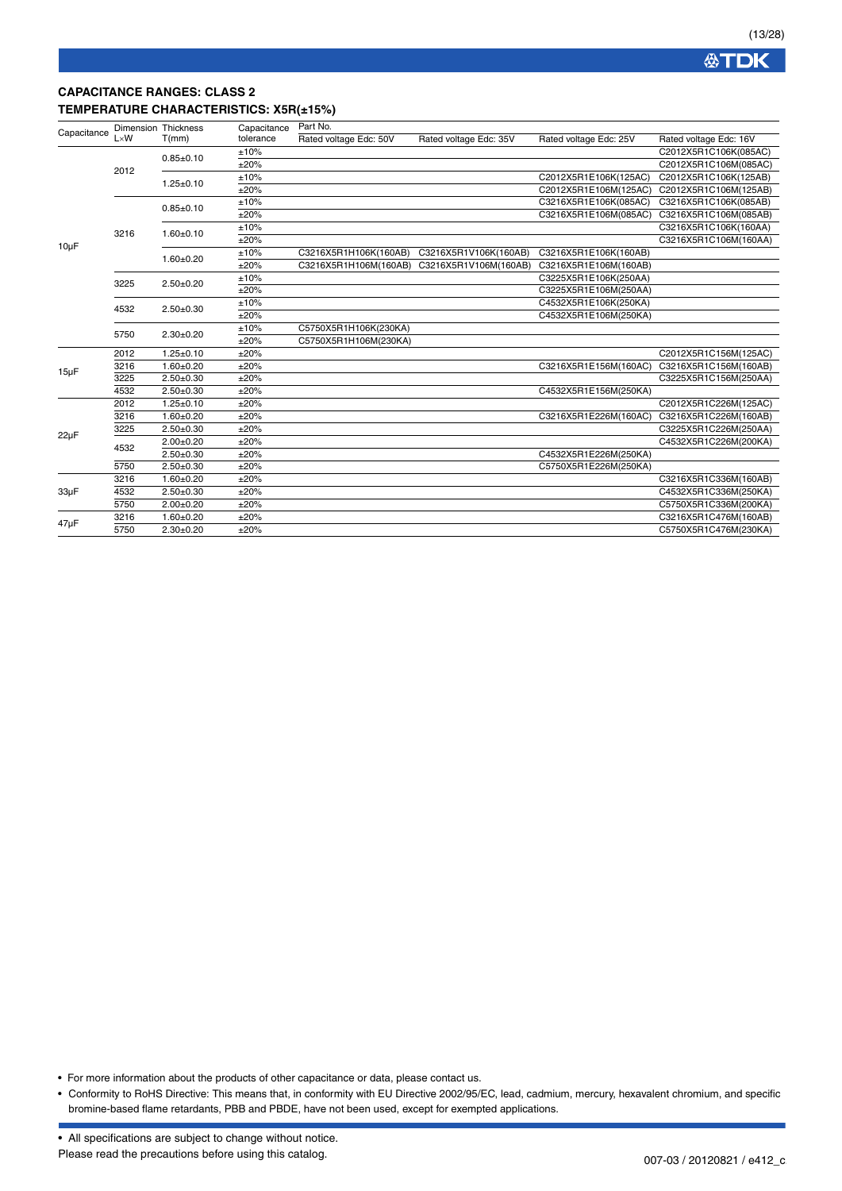### CAPACITANCE RANGES: CLASS 2

### TEMPERATURE CHARACTERISTICS: X5R(±15%)

| Capacitance | Dimension L×W | Thickness T(mm) | Capacitance tolerance | Part No. Rated voltage Edc: 50V | Rated voltage Edc: 35V | Rated voltage Edc: 25V | Rated voltage Edc: 16V |
|---|---|---|---|---|---|---|---|
| 10µF | 2012 | 0.85±0.10 | ±10% | | | | C2012X5R1C106K(085AC) |
| | | | ±20% | | | | C2012X5R1C106M(085AC) |
| | | 1.25±0.10 | ±10% | | | C2012X5R1E106K(125AC) | C2012X5R1C106K(125AB) |
| | | | ±20% | | | C2012X5R1E106M(125AC) | C2012X5R1C106M(125AB) |
| | 3216 | 0.85±0.10 | ±10% | | | C3216X5R1E106K(085AC) | C3216X5R1C106K(085AB) |
| | | | ±20% | | | C3216X5R1E106M(085AC) | C3216X5R1C106M(085AB) |
| | | 1.60±0.10 | ±10% | | | | C3216X5R1C106K(160AA) |
| | | | ±20% | | | | C3216X5R1C106M(160AA) |
| | | 1.60±0.20 | ±10% | C3216X5R1H106K(160AB) | C3216X5R1V106K(160AB) | C3216X5R1E106K(160AB) | |
| | | | ±20% | C3216X5R1H106M(160AB) | C3216X5R1V106M(160AB) | C3216X5R1E106M(160AB) | |
| | 3225 | 2.50±0.20 | ±10% | | | C3225X5R1E106K(250AA) | |
| | | | ±20% | | | C3225X5R1E106M(250AA) | |
| | 4532 | 2.50±0.30 | ±10% | | | C4532X5R1E106K(250KA) | |
| | | | ±20% | | | C4532X5R1E106M(250KA) | |
| | 5750 | 2.30±0.20 | ±10% | C5750X5R1H106K(230KA) | | | |
| | | | ±20% | C5750X5R1H106M(230KA) | | | |
| 15µF | 2012 | 1.25±0.10 | ±20% | | | | C2012X5R1C156M(125AC) |
| | 3216 | 1.60±0.20 | ±20% | | | C3216X5R1E156M(160AC) | C3216X5R1C156M(160AB) |
| | 3225 | 2.50±0.30 | ±20% | | | | C3225X5R1C156M(250AA) |
| | 4532 | 2.50±0.30 | ±20% | | | C4532X5R1E156M(250KA) | |
| 22µF | 2012 | 1.25±0.10 | ±20% | | | | C2012X5R1C226M(125AC) |
| | 3216 | 1.60±0.20 | ±20% | | | C3216X5R1E226M(160AC) | C3216X5R1C226M(160AB) |
| | 3225 | 2.50±0.30 | ±20% | | | | C3225X5R1C226M(250AA) |
| | 4532 | 2.00±0.20 | ±20% | | | | C4532X5R1C226M(200KA) |
| | | 2.50±0.30 | ±20% | | | C4532X5R1E226M(250KA) | |
| | 5750 | 2.50±0.30 | ±20% | | | C5750X5R1E226M(250KA) | |
| 33µF | 3216 | 1.60±0.20 | ±20% | | | | C3216X5R1C336M(160AB) |
| | 4532 | 2.50±0.30 | ±20% | | | | C4532X5R1C336M(250KA) |
| | 5750 | 2.00±0.20 | ±20% | | | | C5750X5R1C336M(200KA) |
| 47µF | 3216 | 1.60±0.20 | ±20% | | | | C3216X5R1C476M(160AB) |
| | 5750 | 2.30±0.20 | ±20% | | | | C5750X5R1C476M(230KA) |

- For more information about the products of other capacitance or data, please contact us.
- Conformity to RoHS Directive: This means that, in conformity with EU Directive 2002/95/EC, lead, cadmium, mercury, hexavalent chromium, and specific bromine-based flame retardants, PBB and PBDE, have not been used, except for exempted applications.

- All specifications are subject to change without notice.

Please read the precautions before using this catalog.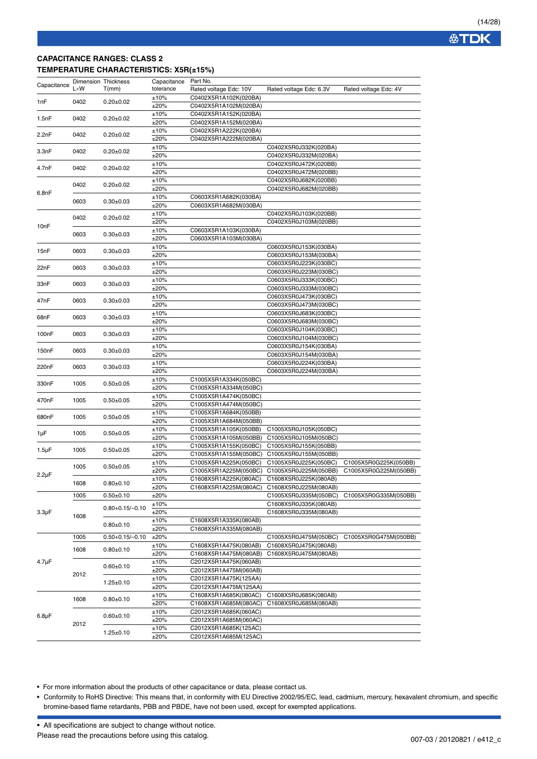## CAPACITANCE RANGES: CLASS 2

### TEMPERATURE CHARACTERISTICS: X5R(±15%)

| Capacitance | Dimension L×W | Thickness T(mm) | Capacitance tolerance | Part No. Rated voltage Edc: 10V | Rated voltage Edc: 6.3V | Rated voltage Edc: 4V |
|---|---|---|---|---|---|---|
| 1nF | 0402 | 0.20±0.02 | ±10% | C0402X5R1A102K(020BA) | | |
| | | | ±20% | C0402X5R1A102M(020BA) | | |
| 1.5nF | 0402 | 0.20±0.02 | ±10% | C0402X5R1A152K(020BA) | | |
| | | | ±20% | C0402X5R1A152M(020BA) | | |
| 2.2nF | 0402 | 0.20±0.02 | ±10% | C0402X5R1A222K(020BA) | | |
| | | | ±20% | C0402X5R1A222M(020BA) | | |
| 3.3nF | 0402 | 0.20±0.02 | ±10% | | C0402X5R0J332K(020BA) | |
| | | | ±20% | | C0402X5R0J332M(020BA) | |
| 4.7nF | 0402 | 0.20±0.02 | ±10% | | C0402X5R0J472K(020BB) | |
| | | | ±20% | | C0402X5R0J472M(020BB) | |
| 6.8nF | 0402 | 0.20±0.02 | ±10% | | C0402X5R0J682K(020BB) | |
| | | | ±20% | | C0402X5R0J682M(020BB) | |
| | 0603 | 0.30±0.03 | ±10% | C0603X5R1A682K(030BA) | | |
| | | | ±20% | C0603X5R1A682M(030BA) | | |
| 10nF | 0402 | 0.20±0.02 | ±10% | | C0402X5R0J103K(020BB) | |
| | | | ±20% | | C0402X5R0J103M(020BB) | |
| | 0603 | 0.30±0.03 | ±10% | C0603X5R1A103K(030BA) | | |
| | | | ±20% | C0603X5R1A103M(030BA) | | |
| 15nF | 0603 | 0.30±0.03 | ±10% | | C0603X5R0J153K(030BA) | |
| | | | ±20% | | C0603X5R0J153M(030BA) | |
| 22nF | 0603 | 0.30±0.03 | ±10% | | C0603X5R0J223K(030BC) | |
| | | | ±20% | | C0603X5R0J223M(030BC) | |
| 33nF | 0603 | 0.30±0.03 | ±10% | | C0603X5R0J333K(030BC) | |
| | | | ±20% | | C0603X5R0J333M(030BC) | |
| 47nF | 0603 | 0.30±0.03 | ±10% | | C0603X5R0J473K(030BC) | |
| | | | ±20% | | C0603X5R0J473M(030BC) | |
| 68nF | 0603 | 0.30±0.03 | ±10% | | C0603X5R0J683K(030BC) | |
| | | | ±20% | | C0603X5R0J683M(030BC) | |
| 100nF | 0603 | 0.30±0.03 | ±10% | | C0603X5R0J104K(030BC) | |
| | | | ±20% | | C0603X5R0J104M(030BC) | |
| 150nF | 0603 | 0.30±0.03 | ±10% | | C0603X5R0J154K(030BA) | |
| | | | ±20% | | C0603X5R0J154M(030BA) | |
| 220nF | 0603 | 0.30±0.03 | ±10% | | C0603X5R0J224K(030BA) | |
| | | | ±20% | | C0603X5R0J224M(030BA) | |
| 330nF | 1005 | 0.50±0.05 | ±10% | C1005X5R1A334K(050BC) | | |
| | | | ±20% | C1005X5R1A334M(050BC) | | |
| 470nF | 1005 | 0.50±0.05 | ±10% | C1005X5R1A474K(050BC) | | |
| | | | ±20% | C1005X5R1A474M(050BC) | | |
| 680nF | 1005 | 0.50±0.05 | ±10% | C1005X5R1A684K(050BB) | | |
| | | | ±20% | C1005X5R1A684M(050BB) | | |
| 1µF | 1005 | 0.50±0.05 | ±10% | C1005X5R1A105K(050BB) | C1005X5R0J105K(050BC) | |
| | | | ±20% | C1005X5R1A105M(050BB) | C1005X5R0J105M(050BC) | |
| 1.5µF | 1005 | 0.50±0.05 | ±10% | C1005X5R1A155K(050BC) | C1005X5R0J155K(050BB) | |
| | | | ±20% | C1005X5R1A155M(050BC) | C1005X5R0J155M(050BB) | |
| 2.2µF | 1005 | 0.50±0.05 | ±10% | C1005X5R1A225K(050BC) | C1005X5R0J225K(050BC) | C1005X5R0G225K(050BB) |
| | | | ±20% | C1005X5R1A225M(050BC) | C1005X5R0J225M(050BB) | C1005X5R0G225M(050BB) |
| | 1608 | 0.80±0.10 | ±10% | C1608X5R1A225K(080AC) | C1608X5R0J225K(080AB) | |
| | | | ±20% | C1608X5R1A225M(080AC) | C1608X5R0J225M(080AB) | |
| 3.3µF | 1005 | 0.50±0.10 | ±20% | | C1005X5R0J335M(050BC) | C1005X5R0G335M(050BB) |
| | 1608 | 0.80+0.15/–0.10 | ±10% | | C1608X5R0J335K(080AB) | |
| | | | ±20% | | C1608X5R0J335M(080AB) | |
| | | 0.80±0.10 | ±10% | C1608X5R1A335K(080AB) | | |
| | | | ±20% | C1608X5R1A335M(080AB) | | |
| 4.7µF | 1005 | 0.50+0.15/–0.10 | ±20% | | C1005X5R0J475M(050BC) | C1005X5R0G475M(050BB) |
| | 1608 | 0.80±0.10 | ±10% | C1608X5R1A475K(080AB) | C1608X5R0J475K(080AB) | |
| | | | ±20% | C1608X5R1A475M(080AB) | C1608X5R0J475M(080AB) | |
| | 2012 | 0.60±0.10 | ±10% | C2012X5R1A475K(060AB) | | |
| | | | ±20% | C2012X5R1A475M(060AB) | | |
| | | 1.25±0.10 | ±10% | C2012X5R1A475K(125AA) | | |
| | | | ±20% | C2012X5R1A475M(125AA) | | |
| 6.8µF | 1608 | 0.80±0.10 | ±10% | C1608X5R1A685K(080AC) | C1608X5R0J685K(080AB) | |
| | | | ±20% | C1608X5R1A685M(080AC) | C1608X5R0J685M(080AB) | |
| | 2012 | 0.60±0.10 | ±10% | C2012X5R1A685K(060AC) | | |
| | | | ±20% | C2012X5R1A685M(060AC) | | |
| | | 1.25±0.10 | ±10% | C2012X5R1A685K(125AC) | | |
| | | | ±20% | C2012X5R1A685M(125AC) | | |

- For more information about the products of other capacitance or data, please contact us.
- Conformity to RoHS Directive: This means that, in conformity with EU Directive 2002/95/EC, lead, cadmium, mercury, hexavalent chromium, and specific bromine-based flame retardants, PBB and PBDE, have not been used, except for exempted applications.

- All specifications are subject to change without notice.

Please read the precautions before using this catalog.

007-03 / 20120821 / e412_c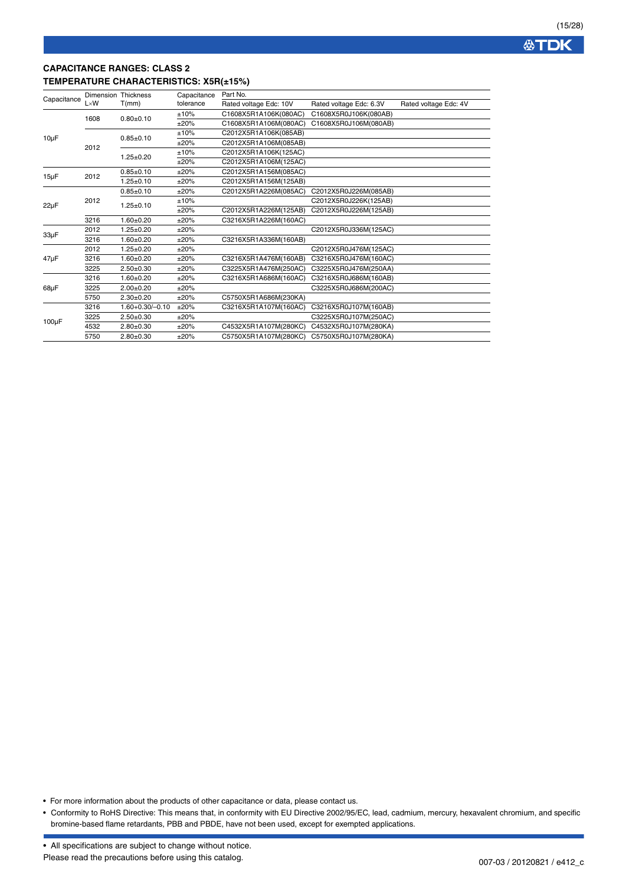## CAPACITANCE RANGES: CLASS 2
### TEMPERATURE CHARACTERISTICS: X5R(±15%)

| Capacitance | Dimension L×W | Thickness T(mm) | Capacitance tolerance | Part No. Rated voltage Edc: 10V | Rated voltage Edc: 6.3V | Rated voltage Edc: 4V |
|---|---|---|---|---|---|---|
| 10µF | 1608 | 0.80±0.10 | ±10% | C1608X5R1A106K(080AC) | C1608X5R0J106K(080AB) | |
| | | | ±20% | C1608X5R1A106M(080AC) | C1608X5R0J106M(080AB) | |
| | 2012 | 0.85±0.10 | ±10% | C2012X5R1A106K(085AB) | | |
| | | | ±20% | C2012X5R1A106M(085AB) | | |
| | | 1.25±0.20 | ±10% | C2012X5R1A106K(125AC) | | |
| | | | ±20% | C2012X5R1A106M(125AC) | | |
| 15µF | 2012 | 0.85±0.10 | ±20% | C2012X5R1A156M(085AC) | | |
| | | 1.25±0.10 | ±20% | C2012X5R1A156M(125AB) | | |
| 22µF | 2012 | 0.85±0.10 | ±20% | C2012X5R1A226M(085AC) | C2012X5R0J226M(085AB) | |
| | | 1.25±0.10 | ±10% | | C2012X5R0J226K(125AB) | |
| | | | ±20% | C2012X5R1A226M(125AB) | C2012X5R0J226M(125AB) | |
| | 3216 | 1.60±0.20 | ±20% | C3216X5R1A226M(160AC) | | |
| 33µF | 2012 | 1.25±0.20 | ±20% | | C2012X5R0J336M(125AC) | |
| | 3216 | 1.60±0.20 | ±20% | C3216X5R1A336M(160AB) | | |
| 47µF | 2012 | 1.25±0.20 | ±20% | | C2012X5R0J476M(125AC) | |
| | 3216 | 1.60±0.20 | ±20% | C3216X5R1A476M(160AB) | C3216X5R0J476M(160AC) | |
| | 3225 | 2.50±0.30 | ±20% | C3225X5R1A476M(250AC) | C3225X5R0J476M(250AA) | |
| 68µF | 3216 | 1.60±0.20 | ±20% | C3216X5R1A686M(160AC) | C3216X5R0J686M(160AB) | |
| | 3225 | 2.00±0.20 | ±20% | | C3225X5R0J686M(200AC) | |
| | 5750 | 2.30±0.20 | ±20% | C5750X5R1A686M(230KA) | | |
| 100µF | 3216 | 1.60+0.30/–0.10 | ±20% | C3216X5R1A107M(160AC) | C3216X5R0J107M(160AB) | |
| | 3225 | 2.50±0.30 | ±20% | | C3225X5R0J107M(250AC) | |
| | 4532 | 2.80±0.30 | ±20% | C4532X5R1A107M(280KC) | C4532X5R0J107M(280KA) | |
| | 5750 | 2.80±0.30 | ±20% | C5750X5R1A107M(280KC) | C5750X5R0J107M(280KA) | |

- For more information about the products of other capacitance or data, please contact us.
- Conformity to RoHS Directive: This means that, in conformity with EU Directive 2002/95/EC, lead, cadmium, mercury, hexavalent chromium, and specific bromine-based flame retardants, PBB and PBDE, have not been used, except for exempted applications.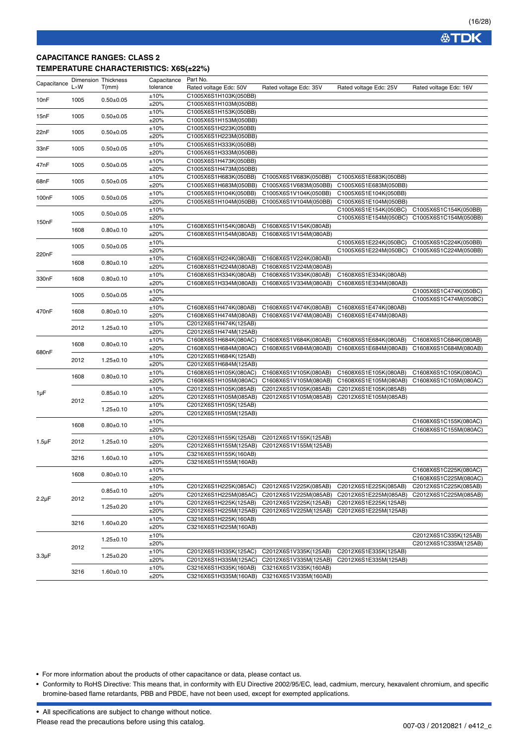## CAPACITANCE RANGES: CLASS 2

### TEMPERATURE CHARACTERISTICS: X6S(±22%)

| Capacitance | Dimension L×W | Thickness T(mm) | Capacitance tolerance | Part No. Rated voltage Edc: 50V | Rated voltage Edc: 35V | Rated voltage Edc: 25V | Rated voltage Edc: 16V |
|---|---|---|---|---|---|---|---|
| 10nF | 1005 | 0.50±0.05 | ±10% | C1005X6S1H103K(050BB) | | | |
| | | | ±20% | C1005X6S1H103M(050BB) | | | |
| 15nF | 1005 | 0.50±0.05 | ±10% | C1005X6S1H153K(050BB) | | | |
| | | | ±20% | C1005X6S1H153M(050BB) | | | |
| 22nF | 1005 | 0.50±0.05 | ±10% | C1005X6S1H223K(050BB) | | | |
| | | | ±20% | C1005X6S1H223M(050BB) | | | |
| 33nF | 1005 | 0.50±0.05 | ±10% | C1005X6S1H333K(050BB) | | | |
| | | | ±20% | C1005X6S1H333M(050BB) | | | |
| 47nF | 1005 | 0.50±0.05 | ±10% | C1005X6S1H473K(050BB) | | | |
| | | | ±20% | C1005X6S1H473M(050BB) | | | |
| 68nF | 1005 | 0.50±0.05 | ±10% | C1005X6S1H683K(050BB) | C1005X6S1V683K(050BB) | C1005X6S1E683K(050BB) | |
| | | | ±20% | C1005X6S1H683M(050BB) | C1005X6S1V683M(050BB) | C1005X6S1E683M(050BB) | |
| 100nF | 1005 | 0.50±0.05 | ±10% | C1005X6S1H104K(050BB) | C1005X6S1V104K(050BB) | C1005X6S1E104K(050BB) | |
| | | | ±20% | C1005X6S1H104M(050BB) | C1005X6S1V104M(050BB) | C1005X6S1E104M(050BB) | |
| 150nF | 1005 | 0.50±0.05 | ±10% | | | C1005X6S1E154K(050BC) | C1005X6S1C154K(050BB) |
| | | | ±20% | | | C1005X6S1E154M(050BC) | C1005X6S1C154M(050BB) |
| | 1608 | 0.80±0.10 | ±10% | C1608X6S1H154K(080AB) | C1608X6S1V154K(080AB) | | |
| | | | ±20% | C1608X6S1H154M(080AB) | C1608X6S1V154M(080AB) | | |
| 220nF | 1005 | 0.50±0.05 | ±10% | | | C1005X6S1E224K(050BC) | C1005X6S1C224K(050BB) |
| | | | ±20% | | | C1005X6S1E224M(050BC) | C1005X6S1C224M(050BB) |
| | 1608 | 0.80±0.10 | ±10% | C1608X6S1H224K(080AB) | C1608X6S1V224K(080AB) | | |
| | | | ±20% | C1608X6S1H224M(080AB) | C1608X6S1V224M(080AB) | | |
| 330nF | 1608 | 0.80±0.10 | ±10% | C1608X6S1H334K(080AB) | C1608X6S1V334K(080AB) | C1608X6S1E334K(080AB) | |
| | | | ±20% | C1608X6S1H334M(080AB) | C1608X6S1V334M(080AB) | C1608X6S1E334M(080AB) | |
| 470nF | 1005 | 0.50±0.05 | ±10% | | | | C1005X6S1C474K(050BC) |
| | | | ±20% | | | | C1005X6S1C474M(050BC) |
| | 1608 | 0.80±0.10 | ±10% | C1608X6S1H474K(080AB) | C1608X6S1V474K(080AB) | C1608X6S1E474K(080AB) | |
| | | | ±20% | C1608X6S1H474M(080AB) | C1608X6S1V474M(080AB) | C1608X6S1E474M(080AB) | |
| | 2012 | 1.25±0.10 | ±10% | C2012X6S1H474K(125AB) | | | |
| | | | ±20% | C2012X6S1H474M(125AB) | | | |
| 680nF | 1608 | 0.80±0.10 | ±10% | C1608X6S1H684K(080AC) | C1608X6S1V684K(080AB) | C1608X6S1E684K(080AB) | C1608X6S1C684K(080AB) |
| | | | ±20% | C1608X6S1H684M(080AC) | C1608X6S1V684M(080AB) | C1608X6S1E684M(080AB) | C1608X6S1C684M(080AB) |
| | 2012 | 1.25±0.10 | ±10% | C2012X6S1H684K(125AB) | | | |
| | | | ±20% | C2012X6S1H684M(125AB) | | | |
| 1µF | 1608 | 0.80±0.10 | ±10% | C1608X6S1H105K(080AC) | C1608X6S1V105K(080AB) | C1608X6S1E105K(080AB) | C1608X6S1C105K(080AC) |
| | | | ±20% | C1608X6S1H105M(080AC) | C1608X6S1V105M(080AB) | C1608X6S1E105M(080AB) | C1608X6S1C105M(080AC) |
| | 2012 | 0.85±0.10 | ±10% | C2012X6S1H105K(085AB) | C2012X6S1V105K(085AB) | C2012X6S1E105K(085AB) | |
| | | | ±20% | C2012X6S1H105M(085AB) | C2012X6S1V105M(085AB) | C2012X6S1E105M(085AB) | |
| | | 1.25±0.10 | ±10% | C2012X6S1H105K(125AB) | | | |
| | | | ±20% | C2012X6S1H105M(125AB) | | | |
| 1.5µF | 1608 | 0.80±0.10 | ±10% | | | | C1608X6S1C155K(080AC) |
| | | | ±20% | | | | C1608X6S1C155M(080AC) |
| | 2012 | 1.25±0.10 | ±10% | C2012X6S1H155K(125AB) | C2012X6S1V155K(125AB) | | |
| | | | ±20% | C2012X6S1H155M(125AB) | C2012X6S1V155M(125AB) | | |
| | 3216 | 1.60±0.10 | ±10% | C3216X6S1H155K(160AB) | | | |
| | | | ±20% | C3216X6S1H155M(160AB) | | | |
| 2.2µF | 1608 | 0.80±0.10 | ±10% | | | | C1608X6S1C225K(080AC) |
| | | | ±20% | | | | C1608X6S1C225M(080AC) |
| | 2012 | 0.85±0.10 | ±10% | C2012X6S1H225K(085AC) | C2012X6S1V225K(085AB) | C2012X6S1E225K(085AB) | C2012X6S1C225K(085AB) |
| | | | ±20% | C2012X6S1H225M(085AC) | C2012X6S1V225M(085AB) | C2012X6S1E225M(085AB) | C2012X6S1C225M(085AB) |
| | | 1.25±0.20 | ±10% | C2012X6S1H225K(125AB) | C2012X6S1V225K(125AB) | C2012X6S1E225K(125AB) | |
| | | | ±20% | C2012X6S1H225M(125AB) | C2012X6S1V225M(125AB) | C2012X6S1E225M(125AB) | |
| | 3216 | 1.60±0.20 | ±10% | C3216X6S1H225K(160AB) | | | |
| | | | ±20% | C3216X6S1H225M(160AB) | | | |
| 3.3µF | 2012 | 1.25±0.10 | ±10% | | | | C2012X6S1C335K(125AB) |
| | | | ±20% | | | | C2012X6S1C335M(125AB) |
| | | 1.25±0.20 | ±10% | C2012X6S1H335K(125AC) | C2012X6S1V335K(125AB) | C2012X6S1E335K(125AB) | |
| | | | ±20% | C2012X6S1H335M(125AC) | C2012X6S1V335M(125AB) | C2012X6S1E335M(125AB) | |
| | 3216 | 1.60±0.10 | ±10% | C3216X6S1H335K(160AB) | C3216X6S1V335K(160AB) | | |
| | | | ±20% | C3216X6S1H335M(160AB) | C3216X6S1V335M(160AB) | | |

- For more information about the products of other capacitance or data, please contact us.
- Conformity to RoHS Directive: This means that, in conformity with EU Directive 2002/95/EC, lead, cadmium, mercury, hexavalent chromium, and specific bromine-based flame retardants, PBB and PBDE, have not been used, except for exempted applications.

- All specifications are subject to change without notice.

Please read the precautions before using this catalog.

007-03 / 20120821 / e412_c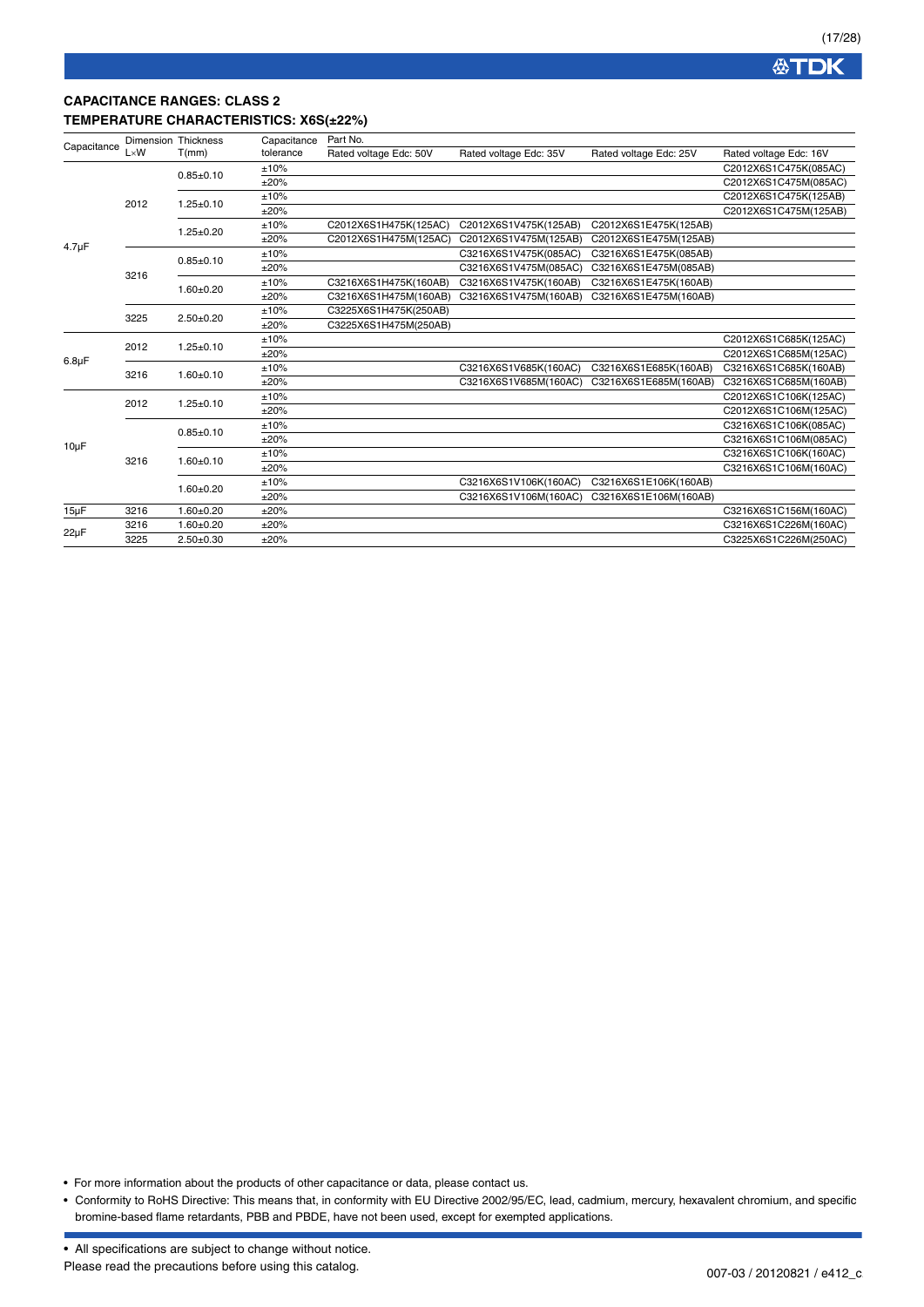## CAPACITANCE RANGES: CLASS 2

### TEMPERATURE CHARACTERISTICS: X6S(±22%)

| Capacitance | Dimension L×W | Thickness T(mm) | Capacitance tolerance | Part No. Rated voltage Edc: 50V | Rated voltage Edc: 35V | Rated voltage Edc: 25V | Rated voltage Edc: 16V |
|---|---|---|---|---|---|---|---|
| 4.7µF | 2012 | 0.85±0.10 | ±10% | | | | C2012X6S1C475K(085AC) |
| | | | ±20% | | | | C2012X6S1C475M(085AC) |
| | | 1.25±0.10 | ±10% | | | | C2012X6S1C475K(125AB) |
| | | | ±20% | | | | C2012X6S1C475M(125AB) |
| | | 1.25±0.20 | ±10% | C2012X6S1H475K(125AC) | C2012X6S1V475K(125AB) | C2012X6S1E475K(125AB) | |
| | | | ±20% | C2012X6S1H475M(125AC) | C2012X6S1V475M(125AB) | C2012X6S1E475M(125AB) | |
| | 3216 | 0.85±0.10 | ±10% | | C3216X6S1V475K(085AC) | C3216X6S1E475K(085AB) | |
| | | | ±20% | | C3216X6S1V475M(085AC) | C3216X6S1E475M(085AB) | |
| | | 1.60±0.20 | ±10% | C3216X6S1H475K(160AB) | C3216X6S1V475K(160AB) | C3216X6S1E475K(160AB) | |
| | | | ±20% | C3216X6S1H475M(160AB) | C3216X6S1V475M(160AB) | C3216X6S1E475M(160AB) | |
| | 3225 | 2.50±0.20 | ±10% | C3225X6S1H475K(250AB) | | | |
| | | | ±20% | C3225X6S1H475M(250AB) | | | |
| 6.8µF | 2012 | 1.25±0.10 | ±10% | | | | C2012X6S1C685K(125AC) |
| | | | ±20% | | | | C2012X6S1C685M(125AC) |
| | 3216 | 1.60±0.10 | ±10% | | C3216X6S1V685K(160AC) | C3216X6S1E685K(160AB) | C3216X6S1C685K(160AB) |
| | | | ±20% | | C3216X6S1V685M(160AC) | C3216X6S1E685M(160AB) | C3216X6S1C685M(160AB) |
| 10µF | 2012 | 1.25±0.10 | ±10% | | | | C2012X6S1C106K(125AC) |
| | | | ±20% | | | | C2012X6S1C106M(125AC) |
| | 3216 | 0.85±0.10 | ±10% | | | | C3216X6S1C106K(085AC) |
| | | | ±20% | | | | C3216X6S1C106M(085AC) |
| | | 1.60±0.10 | ±10% | | | | C3216X6S1C106K(160AC) |
| | | | ±20% | | | | C3216X6S1C106M(160AC) |
| | | 1.60±0.20 | ±10% | | C3216X6S1V106K(160AC) | C3216X6S1E106K(160AB) | |
| | | | ±20% | | C3216X6S1V106M(160AC) | C3216X6S1E106M(160AB) | |
| 15µF | 3216 | 1.60±0.20 | ±20% | | | | C3216X6S1C156M(160AC) |
| 22µF | 3216 | 1.60±0.20 | ±20% | | | | C3216X6S1C226M(160AC) |
| | 3225 | 2.50±0.30 | ±20% | | | | C3225X6S1C226M(250AC) |

- For more information about the products of other capacitance or data, please contact us.
- Conformity to RoHS Directive: This means that, in conformity with EU Directive 2002/95/EC, lead, cadmium, mercury, hexavalent chromium, and specific bromine-based flame retardants, PBB and PBDE, have not been used, except for exempted applications.

- All specifications are subject to change without notice.

Please read the precautions before using this catalog.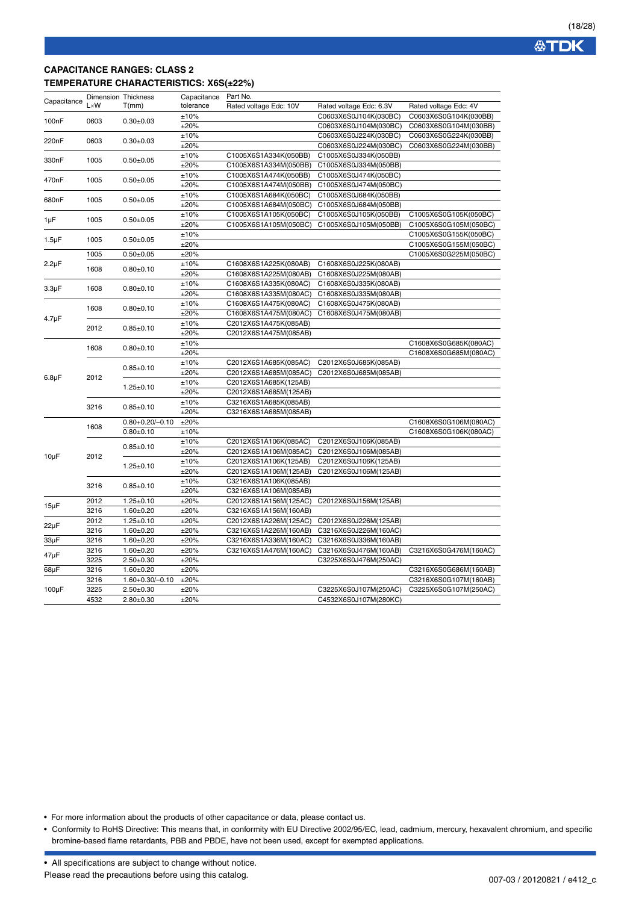## CAPACITANCE RANGES: CLASS 2

### TEMPERATURE CHARACTERISTICS: X6S(±22%)

| Capacitance | Dimension L×W | Thickness T(mm) | Capacitance tolerance | Part No. Rated voltage Edc: 10V | Rated voltage Edc: 6.3V | Rated voltage Edc: 4V |
|---|---|---|---|---|---|---|
| 100nF | 0603 | 0.30±0.03 | ±10% | | C0603X6S0J104K(030BC) | C0603X6S0G104K(030BB) |
| | | | ±20% | | C0603X6S0J104M(030BC) | C0603X6S0G104M(030BB) |
| 220nF | 0603 | 0.30±0.03 | ±10% | | C0603X6S0J224K(030BC) | C0603X6S0G224K(030BB) |
| | | | ±20% | | C0603X6S0J224M(030BC) | C0603X6S0G224M(030BB) |
| 330nF | 1005 | 0.50±0.05 | ±10% | C1005X6S1A334K(050BB) | C1005X6S0J334K(050BB) | |
| | | | ±20% | C1005X6S1A334M(050BB) | C1005X6S0J334M(050BB) | |
| 470nF | 1005 | 0.50±0.05 | ±10% | C1005X6S1A474K(050BB) | C1005X6S0J474K(050BC) | |
| | | | ±20% | C1005X6S1A474M(050BB) | C1005X6S0J474M(050BC) | |
| 680nF | 1005 | 0.50±0.05 | ±10% | C1005X6S1A684K(050BC) | C1005X6S0J684K(050BB) | |
| | | | ±20% | C1005X6S1A684M(050BC) | C1005X6S0J684M(050BB) | |
| 1µF | 1005 | 0.50±0.05 | ±10% | C1005X6S1A105K(050BC) | C1005X6S0J105K(050BB) | C1005X6S0G105K(050BC) |
| | | | ±20% | C1005X6S1A105M(050BC) | C1005X6S0J105M(050BB) | C1005X6S0G105M(050BC) |
| 1.5µF | 1005 | 0.50±0.05 | ±10% | | | C1005X6S0G155K(050BC) |
| | | | ±20% | | | C1005X6S0G155M(050BC) |
| 2.2µF | 1005 | 0.50±0.05 | ±20% | | | C1005X6S0G225M(050BC) |
| | 1608 | 0.80±0.10 | ±10% | C1608X6S1A225K(080AB) | C1608X6S0J225K(080AB) | |
| | | | ±20% | C1608X6S1A225M(080AB) | C1608X6S0J225M(080AB) | |
| 3.3µF | 1608 | 0.80±0.10 | ±10% | C1608X6S1A335K(080AC) | C1608X6S0J335K(080AB) | |
| | | | ±20% | C1608X6S1A335M(080AC) | C1608X6S0J335M(080AB) | |
| 4.7µF | 1608 | 0.80±0.10 | ±10% | C1608X6S1A475K(080AC) | C1608X6S0J475K(080AB) | |
| | | | ±20% | C1608X6S1A475M(080AC) | C1608X6S0J475M(080AB) | |
| | 2012 | 0.85±0.10 | ±10% | C2012X6S1A475K(085AB) | | |
| | | | ±20% | C2012X6S1A475M(085AB) | | |
| 6.8µF | 1608 | 0.80±0.10 | ±10% | | | C1608X6S0G685K(080AC) |
| | | | ±20% | | | C1608X6S0G685M(080AC) |
| | 2012 | 0.85±0.10 | ±10% | C2012X6S1A685K(085AC) | C2012X6S0J685K(085AB) | |
| | | | ±20% | C2012X6S1A685M(085AC) | C2012X6S0J685M(085AB) | |
| | | 1.25±0.10 | ±10% | C2012X6S1A685K(125AB) | | |
| | | | ±20% | C2012X6S1A685M(125AB) | | |
| | 3216 | 0.85±0.10 | ±10% | C3216X6S1A685K(085AB) | | |
| | | | ±20% | C3216X6S1A685M(085AB) | | |
| 10µF | 1608 | 0.80+0.20/–0.10 | ±20% | | | C1608X6S0G106M(080AC) |
| | | 0.80±0.10 | ±10% | | | C1608X6S0G106K(080AC) |
| | 2012 | 0.85±0.10 | ±10% | C2012X6S1A106K(085AC) | C2012X6S0J106K(085AB) | |
| | | | ±20% | C2012X6S1A106M(085AC) | C2012X6S0J106M(085AB) | |
| | | 1.25±0.10 | ±10% | C2012X6S1A106K(125AB) | C2012X6S0J106K(125AB) | |
| | | | ±20% | C2012X6S1A106M(125AB) | C2012X6S0J106M(125AB) | |
| | 3216 | 0.85±0.10 | ±10% | C3216X6S1A106K(085AB) | | |
| | | | ±20% | C3216X6S1A106M(085AB) | | |
| 15µF | 2012 | 1.25±0.10 | ±20% | C2012X6S1A156M(125AC) | C2012X6S0J156M(125AB) | |
| | 3216 | 1.60±0.20 | ±20% | C3216X6S1A156M(160AB) | | |
| 22µF | 2012 | 1.25±0.10 | ±20% | C2012X6S1A226M(125AC) | C2012X6S0J226M(125AB) | |
| | 3216 | 1.60±0.20 | ±20% | C3216X6S1A226M(160AB) | C3216X6S0J226M(160AC) | |
| 33µF | 3216 | 1.60±0.20 | ±20% | C3216X6S1A336M(160AC) | C3216X6S0J336M(160AB) | |
| 47µF | 3216 | 1.60±0.20 | ±20% | C3216X6S1A476M(160AC) | C3216X6S0J476M(160AB) | C3216X6S0G476M(160AC) |
| | 3225 | 2.50±0.30 | ±20% | | C3225X6S0J476M(250AC) | |
| 68µF | 3216 | 1.60±0.20 | ±20% | | | C3216X6S0G686M(160AB) |
| 100µF | 3216 | 1.60+0.30/–0.10 | ±20% | | | C3216X6S0G107M(160AB) |
| | 3225 | 2.50±0.30 | ±20% | | C3225X6S0J107M(250AC) | C3225X6S0G107M(250AC) |
| | 4532 | 2.80±0.30 | ±20% | | C4532X6S0J107M(280KC) | |

- For more information about the products of other capacitance or data, please contact us.
- Conformity to RoHS Directive: This means that, in conformity with EU Directive 2002/95/EC, lead, cadmium, mercury, hexavalent chromium, and specific bromine-based flame retardants, PBB and PBDE, have not been used, except for exempted applications.

- All specifications are subject to change without notice.

Please read the precautions before using this catalog.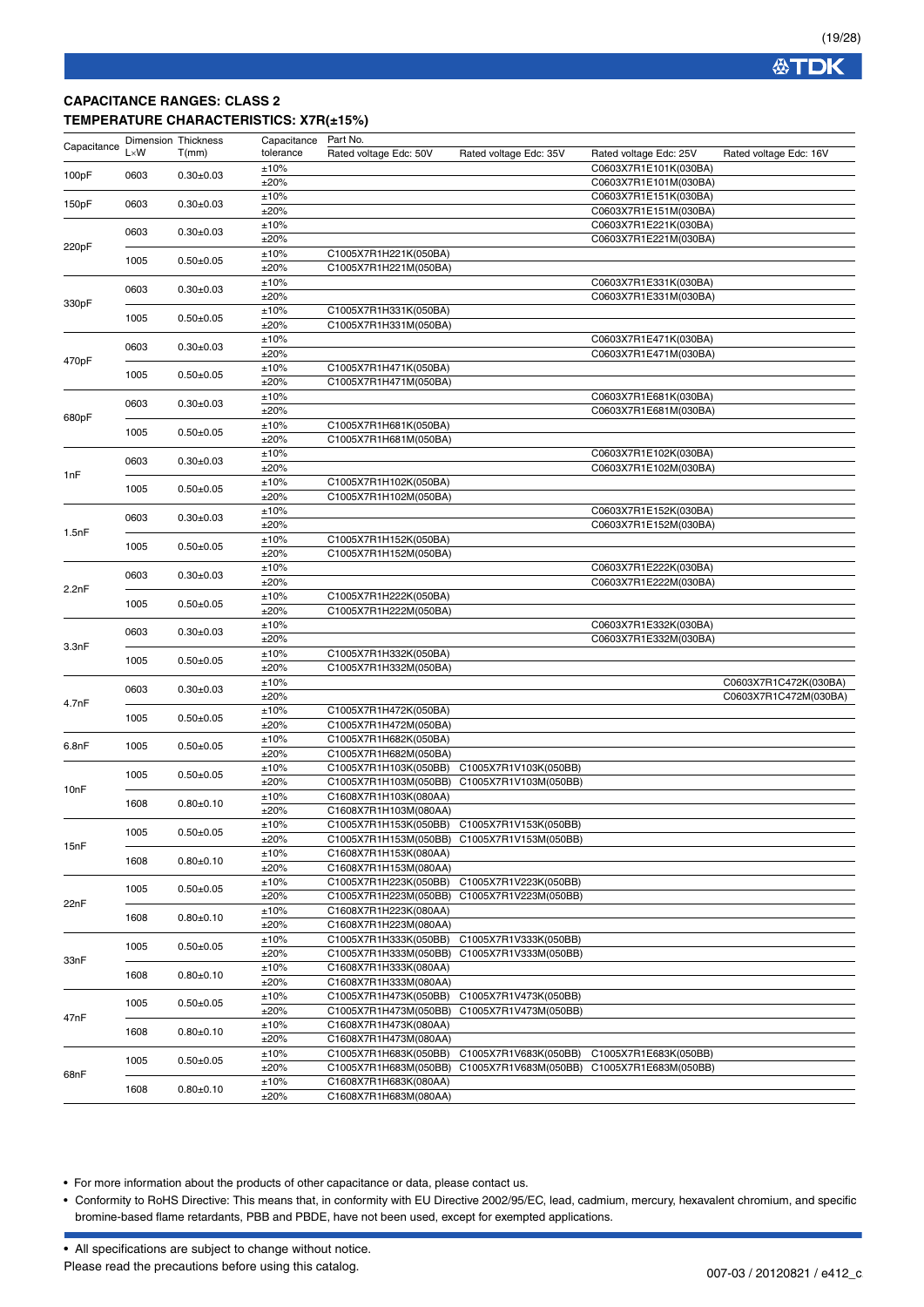## CAPACITANCE RANGES: CLASS 2

### TEMPERATURE CHARACTERISTICS: X7R(±15%)

| Capacitance | Dimension L×W | Thickness T(mm) | Capacitance tolerance | Part No. Rated voltage Edc: 50V | Rated voltage Edc: 35V | Rated voltage Edc: 25V | Rated voltage Edc: 16V |
|---|---|---|---|---|---|---|---|
| 100pF | 0603 | 0.30±0.03 | ±10% | | | C0603X7R1E101K(030BA) | |
| | | | ±20% | | | C0603X7R1E101M(030BA) | |
| 150pF | 0603 | 0.30±0.03 | ±10% | | | C0603X7R1E151K(030BA) | |
| | | | ±20% | | | C0603X7R1E151M(030BA) | |
| 220pF | 0603 | 0.30±0.03 | ±10% | | | C0603X7R1E221K(030BA) | |
| | | | ±20% | | | C0603X7R1E221M(030BA) | |
| | 1005 | 0.50±0.05 | ±10% | C1005X7R1H221K(050BA) | | | |
| | | | ±20% | C1005X7R1H221M(050BA) | | | |
| 330pF | 0603 | 0.30±0.03 | ±10% | | | C0603X7R1E331K(030BA) | |
| | | | ±20% | | | C0603X7R1E331M(030BA) | |
| | 1005 | 0.50±0.05 | ±10% | C1005X7R1H331K(050BA) | | | |
| | | | ±20% | C1005X7R1H331M(050BA) | | | |
| 470pF | 0603 | 0.30±0.03 | ±10% | | | C0603X7R1E471K(030BA) | |
| | | | ±20% | | | C0603X7R1E471M(030BA) | |
| | 1005 | 0.50±0.05 | ±10% | C1005X7R1H471K(050BA) | | | |
| | | | ±20% | C1005X7R1H471M(050BA) | | | |
| 680pF | 0603 | 0.30±0.03 | ±10% | | | C0603X7R1E681K(030BA) | |
| | | | ±20% | | | C0603X7R1E681M(030BA) | |
| | 1005 | 0.50±0.05 | ±10% | C1005X7R1H681K(050BA) | | | |
| | | | ±20% | C1005X7R1H681M(050BA) | | | |
| 1nF | 0603 | 0.30±0.03 | ±10% | | | C0603X7R1E102K(030BA) | |
| | | | ±20% | | | C0603X7R1E102M(030BA) | |
| | 1005 | 0.50±0.05 | ±10% | C1005X7R1H102K(050BA) | | | |
| | | | ±20% | C1005X7R1H102M(050BA) | | | |
| 1.5nF | 0603 | 0.30±0.03 | ±10% | | | C0603X7R1E152K(030BA) | |
| | | | ±20% | | | C0603X7R1E152M(030BA) | |
| | 1005 | 0.50±0.05 | ±10% | C1005X7R1H152K(050BA) | | | |
| | | | ±20% | C1005X7R1H152M(050BA) | | | |
| 2.2nF | 0603 | 0.30±0.03 | ±10% | | | C0603X7R1E222K(030BA) | |
| | | | ±20% | | | C0603X7R1E222M(030BA) | |
| | 1005 | 0.50±0.05 | ±10% | C1005X7R1H222K(050BA) | | | |
| | | | ±20% | C1005X7R1H222M(050BA) | | | |
| 3.3nF | 0603 | 0.30±0.03 | ±10% | | | C0603X7R1E332K(030BA) | |
| | | | ±20% | | | C0603X7R1E332M(030BA) | |
| | 1005 | 0.50±0.05 | ±10% | C1005X7R1H332K(050BA) | | | |
| | | | ±20% | C1005X7R1H332M(050BA) | | | |
| 4.7nF | 0603 | 0.30±0.03 | ±10% | | | | C0603X7R1C472K(030BA) |
| | | | ±20% | | | | C0603X7R1C472M(030BA) |
| | 1005 | 0.50±0.05 | ±10% | C1005X7R1H472K(050BA) | | | |
| | | | ±20% | C1005X7R1H472M(050BA) | | | |
| 6.8nF | 1005 | 0.50±0.05 | ±10% | C1005X7R1H682K(050BA) | | | |
| | | | ±20% | C1005X7R1H682M(050BA) | | | |
| 10nF | 1005 | 0.50±0.05 | ±10% | C1005X7R1H103K(050BB) | C1005X7R1V103K(050BB) | | |
| | | | ±20% | C1005X7R1H103M(050BB) | C1005X7R1V103M(050BB) | | |
| | 1608 | 0.80±0.10 | ±10% | C1608X7R1H103K(080AA) | | | |
| | | | ±20% | C1608X7R1H103M(080AA) | | | |
| 15nF | 1005 | 0.50±0.05 | ±10% | C1005X7R1H153K(050BB) | C1005X7R1V153K(050BB) | | |
| | | | ±20% | C1005X7R1H153M(050BB) | C1005X7R1V153M(050BB) | | |
| | 1608 | 0.80±0.10 | ±10% | C1608X7R1H153K(080AA) | | | |
| | | | ±20% | C1608X7R1H153M(080AA) | | | |
| 22nF | 1005 | 0.50±0.05 | ±10% | C1005X7R1H223K(050BB) | C1005X7R1V223K(050BB) | | |
| | | | ±20% | C1005X7R1H223M(050BB) | C1005X7R1V223M(050BB) | | |
| | 1608 | 0.80±0.10 | ±10% | C1608X7R1H223K(080AA) | | | |
| | | | ±20% | C1608X7R1H223M(080AA) | | | |
| 33nF | 1005 | 0.50±0.05 | ±10% | C1005X7R1H333K(050BB) | C1005X7R1V333K(050BB) | | |
| | | | ±20% | C1005X7R1H333M(050BB) | C1005X7R1V333M(050BB) | | |
| | 1608 | 0.80±0.10 | ±10% | C1608X7R1H333K(080AA) | | | |
| | | | ±20% | C1608X7R1H333M(080AA) | | | |
| 47nF | 1005 | 0.50±0.05 | ±10% | C1005X7R1H473K(050BB) | C1005X7R1V473K(050BB) | | |
| | | | ±20% | C1005X7R1H473M(050BB) | C1005X7R1V473M(050BB) | | |
| | 1608 | 0.80±0.10 | ±10% | C1608X7R1H473K(080AA) | | | |
| | | | ±20% | C1608X7R1H473M(080AA) | | | |
| 68nF | 1005 | 0.50±0.05 | ±10% | C1005X7R1H683K(050BB) | C1005X7R1V683K(050BB) | C1005X7R1E683K(050BB) | |
| | | | ±20% | C1005X7R1H683M(050BB) | C1005X7R1V683M(050BB) | C1005X7R1E683M(050BB) | |
| | 1608 | 0.80±0.10 | ±10% | C1608X7R1H683K(080AA) | | | |
| | | | ±20% | C1608X7R1H683M(080AA) | | | |

- For more information about the products of other capacitance or data, please contact us.
- Conformity to RoHS Directive: This means that, in conformity with EU Directive 2002/95/EC, lead, cadmium, mercury, hexavalent chromium, and specific bromine-based flame retardants, PBB and PBDE, have not been used, except for exempted applications.

- All specifications are subject to change without notice.

Please read the precautions before using this catalog.

007-03 / 20120821 / e412_c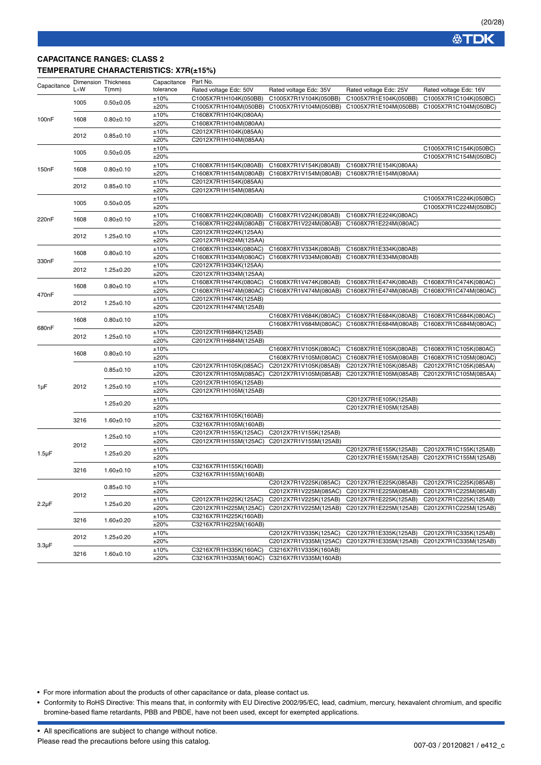## CAPACITANCE RANGES: CLASS 2

## TEMPERATURE CHARACTERISTICS: X7R(±15%)

| Capacitance | Dimension L×W | Thickness T(mm) | Capacitance tolerance | Part No. Rated voltage Edc: 50V | Rated voltage Edc: 35V | Rated voltage Edc: 25V | Rated voltage Edc: 16V |
|---|---|---|---|---|---|---|---|
| 100nF | 1005 | 0.50±0.05 | ±10% | C1005X7R1H104K(050BB) | C1005X7R1V104K(050BB) | C1005X7R1E104K(050BB) | C1005X7R1C104K(050BC) |
| | | | ±20% | C1005X7R1H104M(050BB) | C1005X7R1V104M(050BB) | C1005X7R1E104M(050BB) | C1005X7R1C104M(050BC) |
| | 1608 | 0.80±0.10 | ±10% | C1608X7R1H104K(080AA) | | | |
| | | | ±20% | C1608X7R1H104M(080AA) | | | |
| | 2012 | 0.85±0.10 | ±10% | C2012X7R1H104K(085AA) | | | |
| | | | ±20% | C2012X7R1H104M(085AA) | | | |
| 150nF | 1005 | 0.50±0.05 | ±10% | | | | C1005X7R1C154K(050BC) |
| | | | ±20% | | | | C1005X7R1C154M(050BC) |
| | 1608 | 0.80±0.10 | ±10% | C1608X7R1H154K(080AB) | C1608X7R1V154K(080AB) | C1608X7R1E154K(080AA) | |
| | | | ±20% | C1608X7R1H154M(080AB) | C1608X7R1V154M(080AB) | C1608X7R1E154M(080AA) | |
| | 2012 | 0.85±0.10 | ±10% | C2012X7R1H154K(085AA) | | | |
| | | | ±20% | C2012X7R1H154M(085AA) | | | |
| 220nF | 1005 | 0.50±0.05 | ±10% | | | | C1005X7R1C224K(050BC) |
| | | | ±20% | | | | C1005X7R1C224M(050BC) |
| | 1608 | 0.80±0.10 | ±10% | C1608X7R1H224K(080AB) | C1608X7R1V224K(080AB) | C1608X7R1E224K(080AC) | |
| | | | ±20% | C1608X7R1H224M(080AB) | C1608X7R1V224M(080AB) | C1608X7R1E224M(080AC) | |
| | 2012 | 1.25±0.10 | ±10% | C2012X7R1H224K(125AA) | | | |
| | | | ±20% | C2012X7R1H224M(125AA) | | | |
| 330nF | 1608 | 0.80±0.10 | ±10% | C1608X7R1H334K(080AC) | C1608X7R1V334K(080AB) | C1608X7R1E334K(080AB) | |
| | | | ±20% | C1608X7R1H334M(080AC) | C1608X7R1V334M(080AB) | C1608X7R1E334M(080AB) | |
| | 2012 | 1.25±0.20 | ±10% | C2012X7R1H334K(125AA) | | | |
| | | | ±20% | C2012X7R1H334M(125AA) | | | |
| 470nF | 1608 | 0.80±0.10 | ±10% | C1608X7R1H474K(080AC) | C1608X7R1V474K(080AB) | C1608X7R1E474K(080AB) | C1608X7R1C474K(080AC) |
| | | | ±20% | C1608X7R1H474M(080AC) | C1608X7R1V474M(080AB) | C1608X7R1E474M(080AB) | C1608X7R1C474M(080AC) |
| | 2012 | 1.25±0.10 | ±10% | C2012X7R1H474K(125AB) | | | |
| | | | ±20% | C2012X7R1H474M(125AB) | | | |
| 680nF | 1608 | 0.80±0.10 | ±10% | | C1608X7R1V684K(080AC) | C1608X7R1E684K(080AB) | C1608X7R1C684K(080AC) |
| | | | ±20% | | C1608X7R1V684M(080AC) | C1608X7R1E684M(080AB) | C1608X7R1C684M(080AC) |
| | 2012 | 1.25±0.10 | ±10% | C2012X7R1H684K(125AB) | | | |
| | | | ±20% | C2012X7R1H684M(125AB) | | | |
| 1µF | 1608 | 0.80±0.10 | ±10% | | C1608X7R1V105K(080AC) | C1608X7R1E105K(080AB) | C1608X7R1C105K(080AC) |
| | | | ±20% | | C1608X7R1V105M(080AC) | C1608X7R1E105M(080AB) | C1608X7R1C105M(080AC) |
| | 2012 | 0.85±0.10 | ±10% | C2012X7R1H105K(085AC) | C2012X7R1V105K(085AB) | C2012X7R1E105K(085AB) | C2012X7R1C105K(085AA) |
| | | | ±20% | C2012X7R1H105M(085AC) | C2012X7R1V105M(085AB) | C2012X7R1E105M(085AB) | C2012X7R1C105M(085AA) |
| | | 1.25±0.10 | ±10% | C2012X7R1H105K(125AB) | | | |
| | | | ±20% | C2012X7R1H105M(125AB) | | | |
| | | 1.25±0.20 | ±10% | | | C2012X7R1E105K(125AB) | |
| | | | ±20% | | | C2012X7R1E105M(125AB) | |
| | 3216 | 1.60±0.10 | ±10% | C3216X7R1H105K(160AB) | | | |
| | | | ±20% | C3216X7R1H105M(160AB) | | | |
| 1.5µF | 2012 | 1.25±0.10 | ±10% | C2012X7R1H155K(125AC) | C2012X7R1V155K(125AB) | | |
| | | | ±20% | C2012X7R1H155M(125AC) | C2012X7R1V155M(125AB) | | |
| | | 1.25±0.20 | ±10% | | | C2012X7R1E155K(125AB) | C2012X7R1C155K(125AB) |
| | | | ±20% | | | C2012X7R1E155M(125AB) | C2012X7R1C155M(125AB) |
| | 3216 | 1.60±0.10 | ±10% | C3216X7R1H155K(160AB) | | | |
| | | | ±20% | C3216X7R1H155M(160AB) | | | |
| 2.2µF | 2012 | 0.85±0.10 | ±10% | | C2012X7R1V225K(085AC) | C2012X7R1E225K(085AB) | C2012X7R1C225K(085AB) |
| | | | ±20% | | C2012X7R1V225M(085AC) | C2012X7R1E225M(085AB) | C2012X7R1C225M(085AB) |
| | | 1.25±0.20 | ±10% | C2012X7R1H225K(125AC) | C2012X7R1V225K(125AB) | C2012X7R1E225K(125AB) | C2012X7R1C225K(125AB) |
| | | | ±20% | C2012X7R1H225M(125AC) | C2012X7R1V225M(125AB) | C2012X7R1E225M(125AB) | C2012X7R1C225M(125AB) |
| | 3216 | 1.60±0.20 | ±10% | C3216X7R1H225K(160AB) | | | |
| | | | ±20% | C3216X7R1H225M(160AB) | | | |
| 3.3µF | 2012 | 1.25±0.20 | ±10% | | C2012X7R1V335K(125AC) | C2012X7R1E335K(125AB) | C2012X7R1C335K(125AB) |
| | | | ±20% | | C2012X7R1V335M(125AC) | C2012X7R1E335M(125AB) | C2012X7R1C335M(125AB) |
| | 3216 | 1.60±0.10 | ±10% | C3216X7R1H335K(160AC) | C3216X7R1V335K(160AB) | | |
| | | | ±20% | C3216X7R1H335M(160AC) | C3216X7R1V335M(160AB) | | |

- For more information about the products of other capacitance or data, please contact us.
- Conformity to RoHS Directive: This means that, in conformity with EU Directive 2002/95/EC, lead, cadmium, mercury, hexavalent chromium, and specific bromine-based flame retardants, PBB and PBDE, have not been used, except for exempted applications.

- All specifications are subject to change without notice.

Please read the precautions before using this catalog.

007-03 / 20120821 / e412_c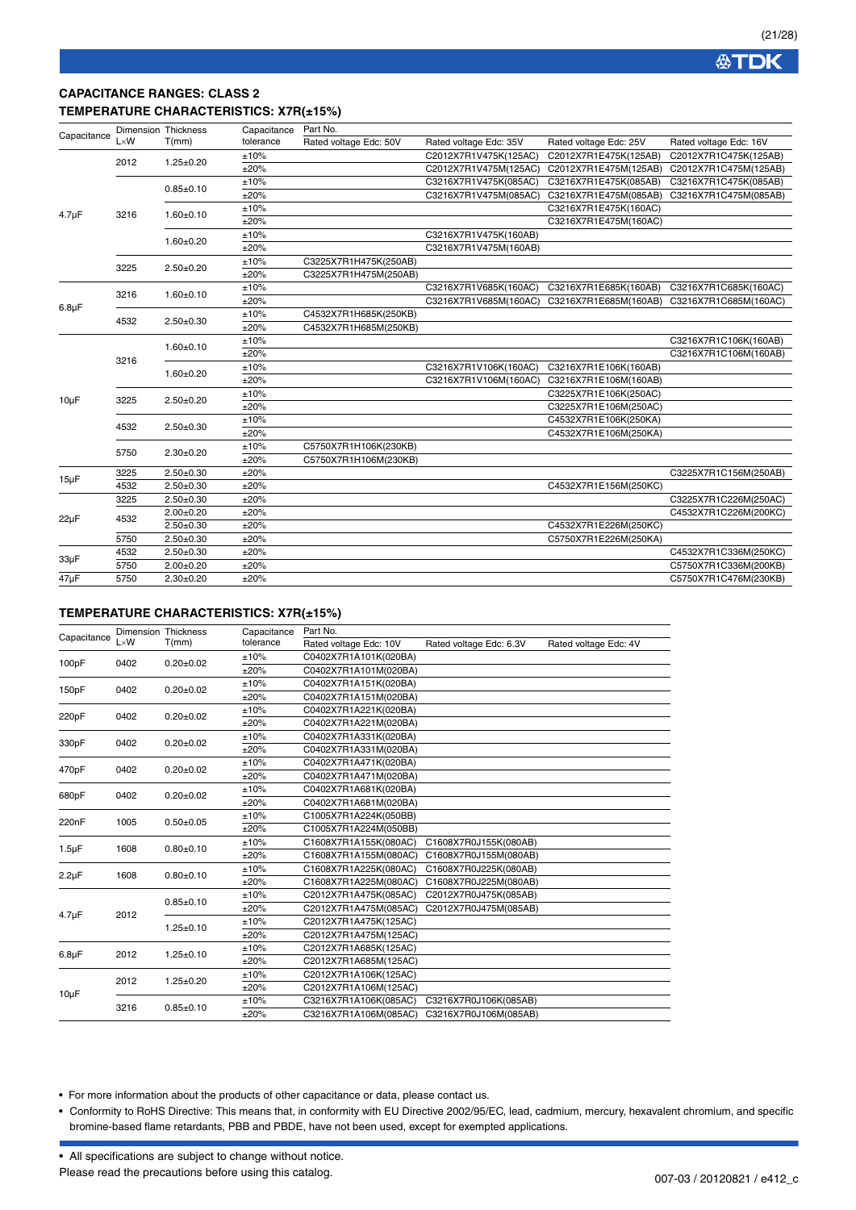## CAPACITANCE RANGES: CLASS 2

### TEMPERATURE CHARACTERISTICS: X7R(±15%)

| Capacitance | Dimension L×W | Thickness T(mm) | Capacitance tolerance | Part No. Rated voltage Edc: 50V | Rated voltage Edc: 35V | Rated voltage Edc: 25V | Rated voltage Edc: 16V |
|---|---|---|---|---|---|---|---|
| 4.7µF | 2012 | 1.25±0.20 | ±10% | | C2012X7R1V475K(125AC) | C2012X7R1E475K(125AB) | C2012X7R1C475K(125AB) |
| | | | ±20% | | C2012X7R1V475M(125AC) | C2012X7R1E475M(125AB) | C2012X7R1C475M(125AB) |
| | 3216 | 0.85±0.10 | ±10% | | C3216X7R1V475K(085AC) | C3216X7R1E475K(085AB) | C3216X7R1C475K(085AB) |
| | | | ±20% | | C3216X7R1V475M(085AC) | C3216X7R1E475M(085AB) | C3216X7R1C475M(085AB) |
| | | 1.60±0.10 | ±10% | | | C3216X7R1E475K(160AC) | |
| | | | ±20% | | | C3216X7R1E475M(160AC) | |
| | | 1.60±0.20 | ±10% | | C3216X7R1V475K(160AB) | | |
| | | | ±20% | | C3216X7R1V475M(160AB) | | |
| | 3225 | 2.50±0.20 | ±10% | C3225X7R1H475K(250AB) | | | |
| | | | ±20% | C3225X7R1H475M(250AB) | | | |
| 6.8µF | 3216 | 1.60±0.10 | ±10% | | C3216X7R1V685K(160AC) | C3216X7R1E685K(160AB) | C3216X7R1C685K(160AC) |
| | | | ±20% | | C3216X7R1V685M(160AC) | C3216X7R1E685M(160AB) | C3216X7R1C685M(160AC) |
| | 4532 | 2.50±0.30 | ±10% | C4532X7R1H685K(250KB) | | | |
| | | | ±20% | C4532X7R1H685M(250KB) | | | |
| 10µF | 3216 | 1.60±0.10 | ±10% | | | | C3216X7R1C106K(160AB) |
| | | | ±20% | | | | C3216X7R1C106M(160AB) |
| | | 1.60±0.20 | ±10% | | C3216X7R1V106K(160AC) | C3216X7R1E106K(160AB) | |
| | | | ±20% | | C3216X7R1V106M(160AC) | C3216X7R1E106M(160AB) | |
| | 3225 | 2.50±0.20 | ±10% | | | C3225X7R1E106K(250AC) | |
| | | | ±20% | | | C3225X7R1E106M(250AC) | |
| | 4532 | 2.50±0.30 | ±10% | | | C4532X7R1E106K(250KA) | |
| | | | ±20% | | | C4532X7R1E106M(250KA) | |
| | 5750 | 2.30±0.20 | ±10% | C5750X7R1H106K(230KB) | | | |
| | | | ±20% | C5750X7R1H106M(230KB) | | | |
| 15µF | 3225 | 2.50±0.30 | ±20% | | | | C3225X7R1C156M(250AB) |
| | 4532 | 2.50±0.30 | ±20% | | | C4532X7R1E156M(250KC) | |
| 22µF | 3225 | 2.50±0.30 | ±20% | | | | C3225X7R1C226M(250AC) |
| | 4532 | 2.00±0.20 | ±20% | | | | C4532X7R1C226M(200KC) |
| | | 2.50±0.30 | ±20% | | | C4532X7R1E226M(250KC) | |
| | 5750 | 2.50±0.30 | ±20% | | | C5750X7R1E226M(250KA) | |
| 33µF | 4532 | 2.50±0.30 | ±20% | | | | C4532X7R1C336M(250KC) |
| | 5750 | 2.00±0.20 | ±20% | | | | C5750X7R1C336M(200KB) |
| 47µF | 5750 | 2.30±0.20 | ±20% | | | | C5750X7R1C476M(230KB) |

### TEMPERATURE CHARACTERISTICS: X7R(±15%)

| Capacitance | Dimension L×W | Thickness T(mm) | Capacitance tolerance | Part No. Rated voltage Edc: 10V | Rated voltage Edc: 6.3V | Rated voltage Edc: 4V |
|---|---|---|---|---|---|---|
| 100pF | 0402 | 0.20±0.02 | ±10% | C0402X7R1A101K(020BA) | | |
| | | | ±20% | C0402X7R1A101M(020BA) | | |
| 150pF | 0402 | 0.20±0.02 | ±10% | C0402X7R1A151K(020BA) | | |
| | | | ±20% | C0402X7R1A151M(020BA) | | |
| 220pF | 0402 | 0.20±0.02 | ±10% | C0402X7R1A221K(020BA) | | |
| | | | ±20% | C0402X7R1A221M(020BA) | | |
| 330pF | 0402 | 0.20±0.02 | ±10% | C0402X7R1A331K(020BA) | | |
| | | | ±20% | C0402X7R1A331M(020BA) | | |
| 470pF | 0402 | 0.20±0.02 | ±10% | C0402X7R1A471K(020BA) | | |
| | | | ±20% | C0402X7R1A471M(020BA) | | |
| 680pF | 0402 | 0.20±0.02 | ±10% | C0402X7R1A681K(020BA) | | |
| | | | ±20% | C0402X7R1A681M(020BA) | | |
| 220nF | 1005 | 0.50±0.05 | ±10% | C1005X7R1A224K(050BB) | | |
| | | | ±20% | C1005X7R1A224M(050BB) | | |
| 1.5µF | 1608 | 0.80±0.10 | ±10% | C1608X7R1A155K(080AC) | C1608X7R0J155K(080AB) | |
| | | | ±20% | C1608X7R1A155M(080AC) | C1608X7R0J155M(080AB) | |
| 2.2µF | 1608 | 0.80±0.10 | ±10% | C1608X7R1A225K(080AC) | C1608X7R0J225K(080AB) | |
| | | | ±20% | C1608X7R1A225M(080AC) | C1608X7R0J225M(080AB) | |
| 4.7µF | 2012 | 0.85±0.10 | ±10% | C2012X7R1A475K(085AC) | C2012X7R0J475K(085AB) | |
| | | | ±20% | C2012X7R1A475M(085AC) | C2012X7R0J475M(085AB) | |
| | | 1.25±0.10 | ±10% | C2012X7R1A475K(125AC) | | |
| | | | ±20% | C2012X7R1A475M(125AC) | | |
| 6.8µF | 2012 | 1.25±0.10 | ±10% | C2012X7R1A685K(125AC) | | |
| | | | ±20% | C2012X7R1A685M(125AC) | | |
| 10µF | 2012 | 1.25±0.20 | ±10% | C2012X7R1A106K(125AC) | | |
| | | | ±20% | C2012X7R1A106M(125AC) | | |
| | 3216 | 0.85±0.10 | ±10% | C3216X7R1A106K(085AC) | C3216X7R0J106K(085AB) | |
| | | | ±20% | C3216X7R1A106M(085AC) | C3216X7R0J106M(085AB) | |

- For more information about the products of other capacitance or data, please contact us.
- Conformity to RoHS Directive: This means that, in conformity with EU Directive 2002/95/EC, lead, cadmium, mercury, hexavalent chromium, and specific bromine-based flame retardants, PBB and PBDE, have not been used, except for exempted applications.

- All specifications are subject to change without notice.

Please read the precautions before using this catalog.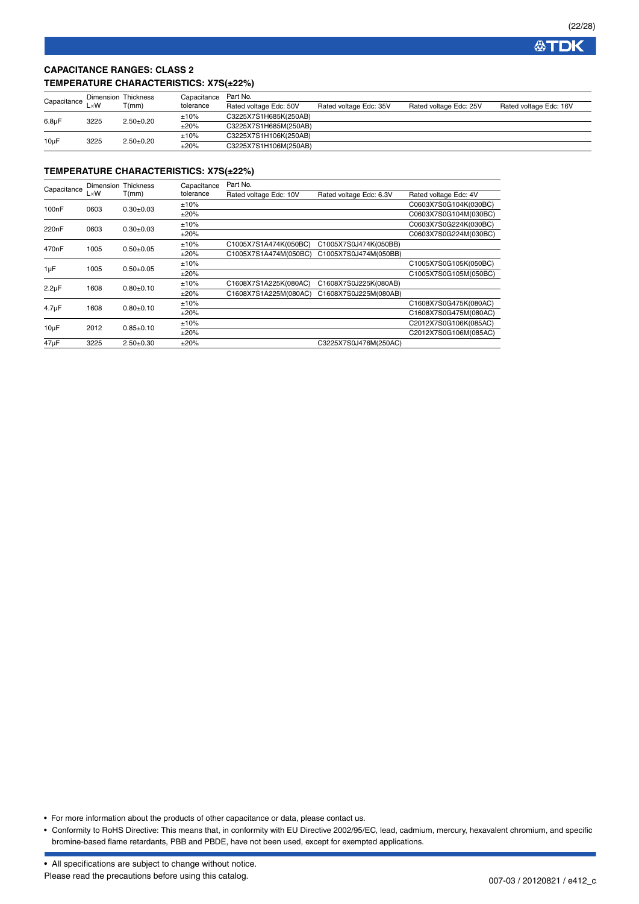## CAPACITANCE RANGES: CLASS 2

### TEMPERATURE CHARACTERISTICS: X7S(±22%)

| Capacitance | Dimension L×W | Thickness T(mm) | Capacitance tolerance | Part No. Rated voltage Edc: 50V | Rated voltage Edc: 35V | Rated voltage Edc: 25V | Rated voltage Edc: 16V |
|---|---|---|---|---|---|---|---|
| 6.8µF | 3225 | 2.50±0.20 | ±10% | C3225X7S1H685K(250AB) | | | |
| | | | ±20% | C3225X7S1H685M(250AB) | | | |
| 10µF | 3225 | 2.50±0.20 | ±10% | C3225X7S1H106K(250AB) | | | |
| | | | ±20% | C3225X7S1H106M(250AB) | | | |

### TEMPERATURE CHARACTERISTICS: X7S(±22%)

| Capacitance | Dimension L×W | Thickness T(mm) | Capacitance tolerance | Part No. Rated voltage Edc: 10V | Rated voltage Edc: 6.3V | Rated voltage Edc: 4V |
|---|---|---|---|---|---|---|
| 100nF | 0603 | 0.30±0.03 | ±10% | | | C0603X7S0G104K(030BC) |
| | | | ±20% | | | C0603X7S0G104M(030BC) |
| 220nF | 0603 | 0.30±0.03 | ±10% | | | C0603X7S0G224K(030BC) |
| | | | ±20% | | | C0603X7S0G224M(030BC) |
| 470nF | 1005 | 0.50±0.05 | ±10% | C1005X7S1A474K(050BC) | C1005X7S0J474K(050BB) | |
| | | | ±20% | C1005X7S1A474M(050BC) | C1005X7S0J474M(050BB) | |
| 1µF | 1005 | 0.50±0.05 | ±10% | | | C1005X7S0G105K(050BC) |
| | | | ±20% | | | C1005X7S0G105M(050BC) |
| 2.2µF | 1608 | 0.80±0.10 | ±10% | C1608X7S1A225K(080AC) | C1608X7S0J225K(080AB) | |
| | | | ±20% | C1608X7S1A225M(080AC) | C1608X7S0J225M(080AB) | |
| 4.7µF | 1608 | 0.80±0.10 | ±10% | | | C1608X7S0G475K(080AC) |
| | | | ±20% | | | C1608X7S0G475M(080AC) |
| 10µF | 2012 | 0.85±0.10 | ±10% | | | C2012X7S0G106K(085AC) |
| | | | ±20% | | | C2012X7S0G106M(085AC) |
| 47µF | 3225 | 2.50±0.30 | ±20% | | C3225X7S0J476M(250AC) | |

- For more information about the products of other capacitance or data, please contact us.
- Conformity to RoHS Directive: This means that, in conformity with EU Directive 2002/95/EC, lead, cadmium, mercury, hexavalent chromium, and specific bromine-based flame retardants, PBB and PBDE, have not been used, except for exempted applications.

- All specifications are subject to change without notice.

Please read the precautions before using this catalog.

007-03 / 20120821 / e412_c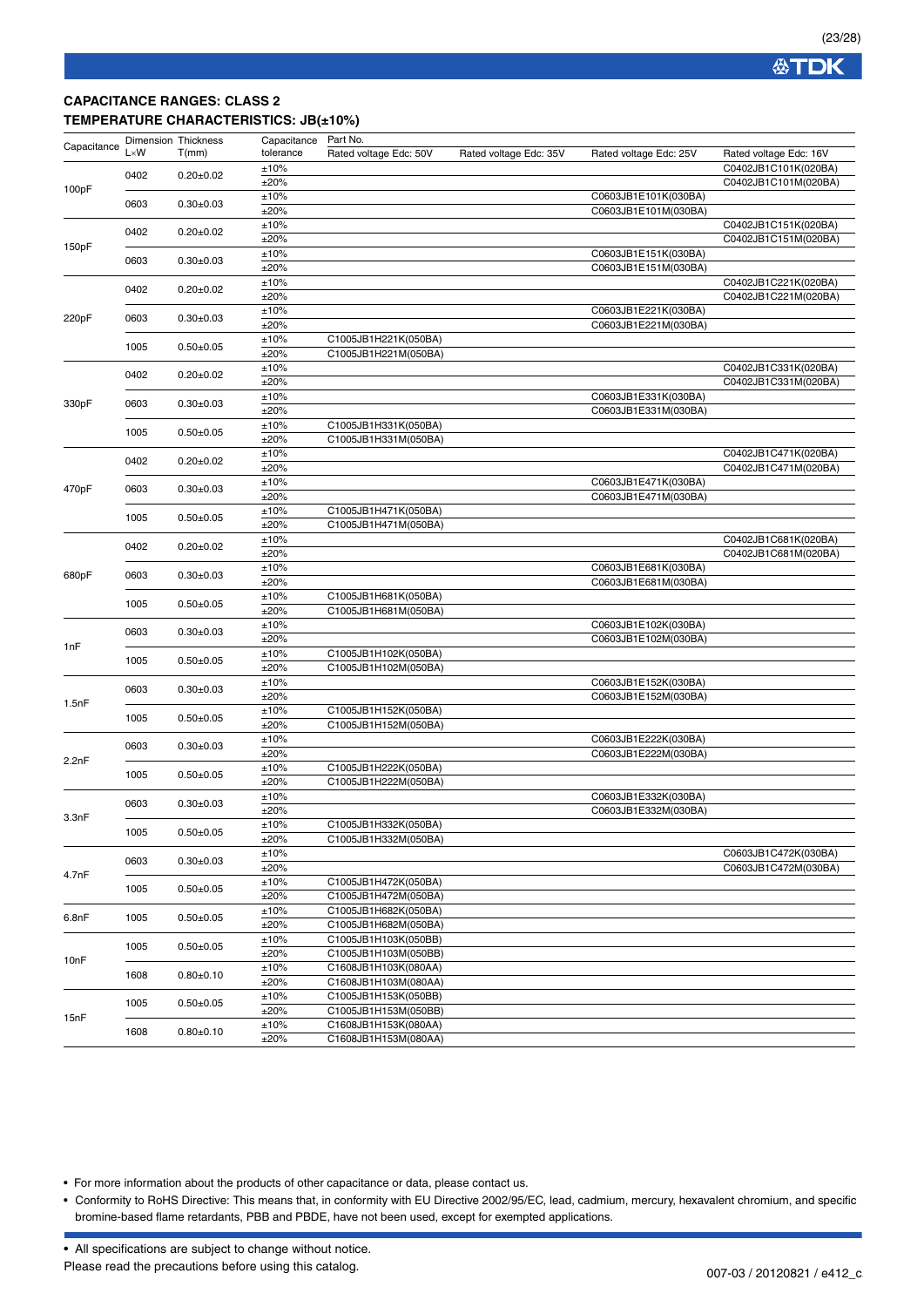**CAPACITANCE RANGES: CLASS 2**

**TEMPERATURE CHARACTERISTICS: JB(±10%)**

| Capacitance | Dimension L×W | Thickness T(mm) | Capacitance tolerance | Part No. Rated voltage Edc: 50V | Rated voltage Edc: 35V | Rated voltage Edc: 25V | Rated voltage Edc: 16V |
|---|---|---|---|---|---|---|---|
| 100pF | 0402 | 0.20±0.02 | ±10% | | | | C0402JB1C101K(020BA) |
| | | | ±20% | | | | C0402JB1C101M(020BA) |
| | 0603 | 0.30±0.03 | ±10% | | | C0603JB1E101K(030BA) | |
| | | | ±20% | | | C0603JB1E101M(030BA) | |
| 150pF | 0402 | 0.20±0.02 | ±10% | | | | C0402JB1C151K(020BA) |
| | | | ±20% | | | | C0402JB1C151M(020BA) |
| | 0603 | 0.30±0.03 | ±10% | | | C0603JB1E151K(030BA) | |
| | | | ±20% | | | C0603JB1E151M(030BA) | |
| 220pF | 0402 | 0.20±0.02 | ±10% | | | | C0402JB1C221K(020BA) |
| | | | ±20% | | | | C0402JB1C221M(020BA) |
| | 0603 | 0.30±0.03 | ±10% | | | C0603JB1E221K(030BA) | |
| | | | ±20% | | | C0603JB1E221M(030BA) | |
| | 1005 | 0.50±0.05 | ±10% | C1005JB1H221K(050BA) | | | |
| | | | ±20% | C1005JB1H221M(050BA) | | | |
| 330pF | 0402 | 0.20±0.02 | ±10% | | | | C0402JB1C331K(020BA) |
| | | | ±20% | | | | C0402JB1C331M(020BA) |
| | 0603 | 0.30±0.03 | ±10% | | | C0603JB1E331K(030BA) | |
| | | | ±20% | | | C0603JB1E331M(030BA) | |
| | 1005 | 0.50±0.05 | ±10% | C1005JB1H331K(050BA) | | | |
| | | | ±20% | C1005JB1H331M(050BA) | | | |
| 470pF | 0402 | 0.20±0.02 | ±10% | | | | C0402JB1C471K(020BA) |
| | | | ±20% | | | | C0402JB1C471M(020BA) |
| | 0603 | 0.30±0.03 | ±10% | | | C0603JB1E471K(030BA) | |
| | | | ±20% | | | C0603JB1E471M(030BA) | |
| | 1005 | 0.50±0.05 | ±10% | C1005JB1H471K(050BA) | | | |
| | | | ±20% | C1005JB1H471M(050BA) | | | |
| 680pF | 0402 | 0.20±0.02 | ±10% | | | | C0402JB1C681K(020BA) |
| | | | ±20% | | | | C0402JB1C681M(020BA) |
| | 0603 | 0.30±0.03 | ±10% | | | C0603JB1E681K(030BA) | |
| | | | ±20% | | | C0603JB1E681M(030BA) | |
| | 1005 | 0.50±0.05 | ±10% | C1005JB1H681K(050BA) | | | |
| | | | ±20% | C1005JB1H681M(050BA) | | | |
| 1nF | 0603 | 0.30±0.03 | ±10% | | | C0603JB1E102K(030BA) | |
| | | | ±20% | | | C0603JB1E102M(030BA) | |
| | 1005 | 0.50±0.05 | ±10% | C1005JB1H102K(050BA) | | | |
| | | | ±20% | C1005JB1H102M(050BA) | | | |
| 1.5nF | 0603 | 0.30±0.03 | ±10% | | | C0603JB1E152K(030BA) | |
| | | | ±20% | | | C0603JB1E152M(030BA) | |
| | 1005 | 0.50±0.05 | ±10% | C1005JB1H152K(050BA) | | | |
| | | | ±20% | C1005JB1H152M(050BA) | | | |
| 2.2nF | 0603 | 0.30±0.03 | ±10% | | | C0603JB1E222K(030BA) | |
| | | | ±20% | | | C0603JB1E222M(030BA) | |
| | 1005 | 0.50±0.05 | ±10% | C1005JB1H222K(050BA) | | | |
| | | | ±20% | C1005JB1H222M(050BA) | | | |
| 3.3nF | 0603 | 0.30±0.03 | ±10% | | | C0603JB1E332K(030BA) | |
| | | | ±20% | | | C0603JB1E332M(030BA) | |
| | 1005 | 0.50±0.05 | ±10% | C1005JB1H332K(050BA) | | | |
| | | | ±20% | C1005JB1H332M(050BA) | | | |
| 4.7nF | 0603 | 0.30±0.03 | ±10% | | | | C0603JB1C472K(030BA) |
| | | | ±20% | | | | C0603JB1C472M(030BA) |
| | 1005 | 0.50±0.05 | ±10% | C1005JB1H472K(050BA) | | | |
| | | | ±20% | C1005JB1H472M(050BA) | | | |
| 6.8nF | 1005 | 0.50±0.05 | ±10% | C1005JB1H682K(050BA) | | | |
| | | | ±20% | C1005JB1H682M(050BA) | | | |
| 10nF | 1005 | 0.50±0.05 | ±10% | C1005JB1H103K(050BB) | | | |
| | | | ±20% | C1005JB1H103M(050BB) | | | |
| | 1608 | 0.80±0.10 | ±10% | C1608JB1H103K(080AA) | | | |
| | | | ±20% | C1608JB1H103M(080AA) | | | |
| 15nF | 1005 | 0.50±0.05 | ±10% | C1005JB1H153K(050BB) | | | |
| | | | ±20% | C1005JB1H153M(050BB) | | | |
| | 1608 | 0.80±0.10 | ±10% | C1608JB1H153K(080AA) | | | |
| | | | ±20% | C1608JB1H153M(080AA) | | | |

- For more information about the products of other capacitance or data, please contact us.
- Conformity to RoHS Directive: This means that, in conformity with EU Directive 2002/95/EC, lead, cadmium, mercury, hexavalent chromium, and specific bromine-based flame retardants, PBB and PBDE, have not been used, except for exempted applications.

- All specifications are subject to change without notice.

Please read the precautions before using this catalog.

007-03 / 20120821 / e412_c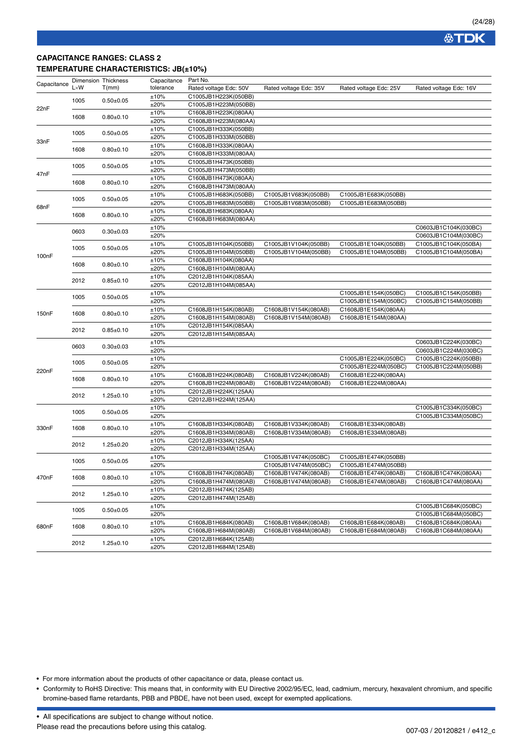**CAPACITANCE RANGES: CLASS 2**

**TEMPERATURE CHARACTERISTICS: JB(±10%)**

| Capacitance | Dimension L×W | Thickness T(mm) | Capacitance tolerance | Part No. Rated voltage Edc: 50V | Rated voltage Edc: 35V | Rated voltage Edc: 25V | Rated voltage Edc: 16V |
|---|---|---|---|---|---|---|---|
| 22nF | 1005 | 0.50±0.05 | ±10% | C1005JB1H223K(050BB) | | | |
| | | | ±20% | C1005JB1H223M(050BB) | | | |
| | 1608 | 0.80±0.10 | ±10% | C1608JB1H223K(080AA) | | | |
| | | | ±20% | C1608JB1H223M(080AA) | | | |
| 33nF | 1005 | 0.50±0.05 | ±10% | C1005JB1H333K(050BB) | | | |
| | | | ±20% | C1005JB1H333M(050BB) | | | |
| | 1608 | 0.80±0.10 | ±10% | C1608JB1H333K(080AA) | | | |
| | | | ±20% | C1608JB1H333M(080AA) | | | |
| 47nF | 1005 | 0.50±0.05 | ±10% | C1005JB1H473K(050BB) | | | |
| | | | ±20% | C1005JB1H473M(050BB) | | | |
| | 1608 | 0.80±0.10 | ±10% | C1608JB1H473K(080AA) | | | |
| | | | ±20% | C1608JB1H473M(080AA) | | | |
| 68nF | 1005 | 0.50±0.05 | ±10% | C1005JB1H683K(050BB) | C1005JB1V683K(050BB) | C1005JB1E683K(050BB) | |
| | | | ±20% | C1005JB1H683M(050BB) | C1005JB1V683M(050BB) | C1005JB1E683M(050BB) | |
| | 1608 | 0.80±0.10 | ±10% | C1608JB1H683K(080AA) | | | |
| | | | ±20% | C1608JB1H683M(080AA) | | | |
| 100nF | 0603 | 0.30±0.03 | ±10% | | | | C0603JB1C104K(030BC) |
| | | | ±20% | | | | C0603JB1C104M(030BC) |
| | 1005 | 0.50±0.05 | ±10% | C1005JB1H104K(050BB) | C1005JB1V104K(050BB) | C1005JB1E104K(050BB) | C1005JB1C104K(050BA) |
| | | | ±20% | C1005JB1H104M(050BB) | C1005JB1V104M(050BB) | C1005JB1E104M(050BB) | C1005JB1C104M(050BA) |
| | 1608 | 0.80±0.10 | ±10% | C1608JB1H104K(080AA) | | | |
| | | | ±20% | C1608JB1H104M(080AA) | | | |
| | 2012 | 0.85±0.10 | ±10% | C2012JB1H104K(085AA) | | | |
| | | | ±20% | C2012JB1H104M(085AA) | | | |
| 150nF | 1005 | 0.50±0.05 | ±10% | | | C1005JB1E154K(050BC) | C1005JB1C154K(050BB) |
| | | | ±20% | | | C1005JB1E154M(050BC) | C1005JB1C154M(050BB) |
| | 1608 | 0.80±0.10 | ±10% | C1608JB1H154K(080AB) | C1608JB1V154K(080AB) | C1608JB1E154K(080AA) | |
| | | | ±20% | C1608JB1H154M(080AB) | C1608JB1V154M(080AB) | C1608JB1E154M(080AA) | |
| | 2012 | 0.85±0.10 | ±10% | C2012JB1H154K(085AA) | | | |
| | | | ±20% | C2012JB1H154M(085AA) | | | |
| 220nF | 0603 | 0.30±0.03 | ±10% | | | | C0603JB1C224K(030BC) |
| | | | ±20% | | | | C0603JB1C224M(030BC) |
| | 1005 | 0.50±0.05 | ±10% | | | C1005JB1E224K(050BC) | C1005JB1C224K(050BB) |
| | | | ±20% | | | C1005JB1E224M(050BC) | C1005JB1C224M(050BB) |
| | 1608 | 0.80±0.10 | ±10% | C1608JB1H224K(080AB) | C1608JB1V224K(080AB) | C1608JB1E224K(080AA) | |
| | | | ±20% | C1608JB1H224M(080AB) | C1608JB1V224M(080AB) | C1608JB1E224M(080AA) | |
| | 2012 | 1.25±0.10 | ±10% | C2012JB1H224K(125AA) | | | |
| | | | ±20% | C2012JB1H224M(125AA) | | | |
| 330nF | 1005 | 0.50±0.05 | ±10% | | | | C1005JB1C334K(050BC) |
| | | | ±20% | | | | C1005JB1C334M(050BC) |
| | 1608 | 0.80±0.10 | ±10% | C1608JB1H334K(080AB) | C1608JB1V334K(080AB) | C1608JB1E334K(080AB) | |
| | | | ±20% | C1608JB1H334M(080AB) | C1608JB1V334M(080AB) | C1608JB1E334M(080AB) | |
| | 2012 | 1.25±0.20 | ±10% | C2012JB1H334K(125AA) | | | |
| | | | ±20% | C2012JB1H334M(125AA) | | | |
| 470nF | 1005 | 0.50±0.05 | ±10% | | C1005JB1V474K(050BC) | C1005JB1E474K(050BB) | |
| | | | ±20% | | C1005JB1V474M(050BC) | C1005JB1E474M(050BB) | |
| | 1608 | 0.80±0.10 | ±10% | C1608JB1H474K(080AB) | C1608JB1V474K(080AB) | C1608JB1E474K(080AB) | C1608JB1C474K(080AA) |
| | | | ±20% | C1608JB1H474M(080AB) | C1608JB1V474M(080AB) | C1608JB1E474M(080AB) | C1608JB1C474M(080AA) |
| | 2012 | 1.25±0.10 | ±10% | C2012JB1H474K(125AB) | | | |
| | | | ±20% | C2012JB1H474M(125AB) | | | |
| 680nF | 1005 | 0.50±0.05 | ±10% | | | | C1005JB1C684K(050BC) |
| | | | ±20% | | | | C1005JB1C684M(050BC) |
| | 1608 | 0.80±0.10 | ±10% | C1608JB1H684K(080AB) | C1608JB1V684K(080AB) | C1608JB1E684K(080AB) | C1608JB1C684K(080AA) |
| | | | ±20% | C1608JB1H684M(080AB) | C1608JB1V684M(080AB) | C1608JB1E684M(080AB) | C1608JB1C684M(080AA) |
| | 2012 | 1.25±0.10 | ±10% | C2012JB1H684K(125AB) | | | |
| | | | ±20% | C2012JB1H684M(125AB) | | | |

- For more information about the products of other capacitance or data, please contact us.
- Conformity to RoHS Directive: This means that, in conformity with EU Directive 2002/95/EC, lead, cadmium, mercury, hexavalent chromium, and specific bromine-based flame retardants, PBB and PBDE, have not been used, except for exempted applications.

- All specifications are subject to change without notice.

Please read the precautions before using this catalog.

007-03 / 20120821 / e412_c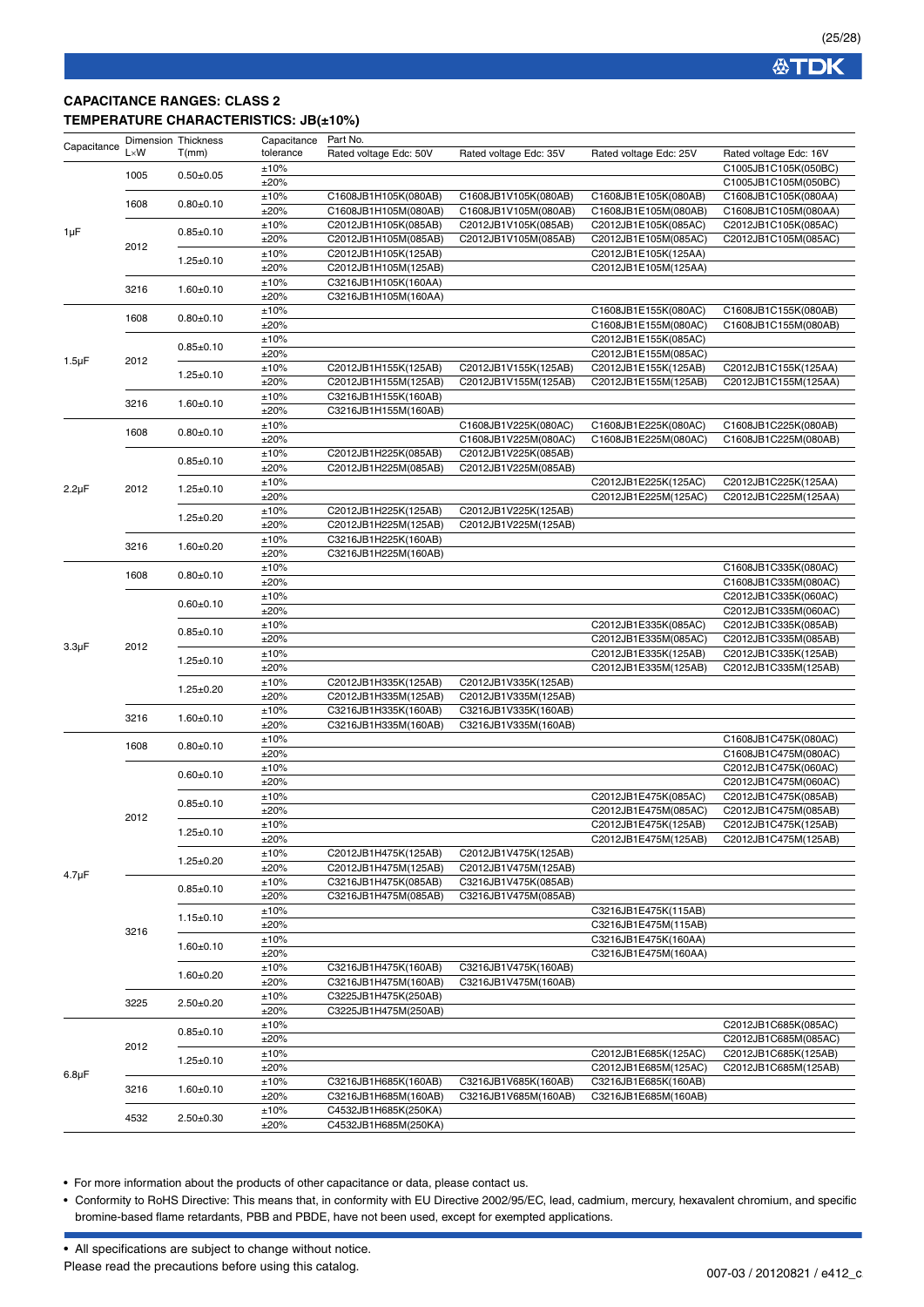## CAPACITANCE RANGES: CLASS 2

### TEMPERATURE CHARACTERISTICS: JB(±10%)

| Capacitance | Dimension L×W | Thickness T(mm) | Capacitance tolerance | Part No. Rated voltage Edc: 50V | Rated voltage Edc: 35V | Rated voltage Edc: 25V | Rated voltage Edc: 16V |
|---|---|---|---|---|---|---|---|
| 1µF | 1005 | 0.50±0.05 | ±10% | | | | C1005JB1C105K(050BC) |
| | | | ±20% | | | | C1005JB1C105M(050BC) |
| | 1608 | 0.80±0.10 | ±10% | C1608JB1H105K(080AB) | C1608JB1V105K(080AB) | C1608JB1E105K(080AB) | C1608JB1C105K(080AA) |
| | | | ±20% | C1608JB1H105M(080AB) | C1608JB1V105M(080AB) | C1608JB1E105M(080AB) | C1608JB1C105M(080AA) |
| | 2012 | 0.85±0.10 | ±10% | C2012JB1H105K(085AB) | C2012JB1V105K(085AB) | C2012JB1E105K(085AC) | C2012JB1C105K(085AC) |
| | | | ±20% | C2012JB1H105M(085AB) | C2012JB1V105M(085AB) | C2012JB1E105M(085AC) | C2012JB1C105M(085AC) |
| | | 1.25±0.10 | ±10% | C2012JB1H105K(125AB) | | C2012JB1E105K(125AA) | |
| | | | ±20% | C2012JB1H105M(125AB) | | C2012JB1E105M(125AA) | |
| | 3216 | 1.60±0.10 | ±10% | C3216JB1H105K(160AA) | | | |
| | | | ±20% | C3216JB1H105M(160AA) | | | |
| 1.5µF | 1608 | 0.80±0.10 | ±10% | | | C1608JB1E155K(080AC) | C1608JB1C155K(080AB) |
| | | | ±20% | | | C1608JB1E155M(080AC) | C1608JB1C155M(080AB) |
| | 2012 | 0.85±0.10 | ±10% | | | C2012JB1E155K(085AC) | |
| | | | ±20% | | | C2012JB1E155M(085AC) | |
| | | 1.25±0.10 | ±10% | C2012JB1H155K(125AB) | C2012JB1V155K(125AB) | C2012JB1E155K(125AB) | C2012JB1C155K(125AA) |
| | | | ±20% | C2012JB1H155M(125AB) | C2012JB1V155M(125AB) | C2012JB1E155M(125AB) | C2012JB1C155M(125AA) |
| | 3216 | 1.60±0.10 | ±10% | C3216JB1H155K(160AB) | | | |
| | | | ±20% | C3216JB1H155M(160AB) | | | |
| 2.2µF | 1608 | 0.80±0.10 | ±10% | | C1608JB1V225K(080AC) | C1608JB1E225K(080AC) | C1608JB1C225K(080AB) |
| | | | ±20% | | C1608JB1V225M(080AC) | C1608JB1E225M(080AC) | C1608JB1C225M(080AB) |
| | 2012 | 0.85±0.10 | ±10% | C2012JB1H225K(085AB) | C2012JB1V225K(085AB) | | |
| | | | ±20% | C2012JB1H225M(085AB) | C2012JB1V225M(085AB) | | |
| | | 1.25±0.10 | ±10% | | | C2012JB1E225K(125AC) | C2012JB1C225K(125AA) |
| | | | ±20% | | | C2012JB1E225M(125AC) | C2012JB1C225M(125AA) |
| | | 1.25±0.20 | ±10% | C2012JB1H225K(125AB) | C2012JB1V225K(125AB) | | |
| | | | ±20% | C2012JB1H225M(125AB) | C2012JB1V225M(125AB) | | |
| | 3216 | 1.60±0.20 | ±10% | C3216JB1H225K(160AB) | | | |
| | | | ±20% | C3216JB1H225M(160AB) | | | |
| 3.3µF | 1608 | 0.80±0.10 | ±10% | | | | C1608JB1C335K(080AC) |
| | | | ±20% | | | | C1608JB1C335M(080AC) |
| | 2012 | 0.60±0.10 | ±10% | | | | C2012JB1C335K(060AC) |
| | | | ±20% | | | | C2012JB1C335M(060AC) |
| | | 0.85±0.10 | ±10% | | | C2012JB1E335K(085AC) | C2012JB1C335K(085AB) |
| | | | ±20% | | | C2012JB1E335M(085AC) | C2012JB1C335M(085AB) |
| | | 1.25±0.10 | ±10% | | | C2012JB1E335K(125AB) | C2012JB1C335K(125AB) |
| | | | ±20% | | | C2012JB1E335M(125AB) | C2012JB1C335M(125AB) |
| | | 1.25±0.20 | ±10% | C2012JB1H335K(125AB) | C2012JB1V335K(125AB) | | |
| | | | ±20% | C2012JB1H335M(125AB) | C2012JB1V335M(125AB) | | |
| | 3216 | 1.60±0.10 | ±10% | C3216JB1H335K(160AB) | C3216JB1V335K(160AB) | | |
| | | | ±20% | C3216JB1H335M(160AB) | C3216JB1V335M(160AB) | | |
| 4.7µF | 1608 | 0.80±0.10 | ±10% | | | | C1608JB1C475K(080AC) |
| | | | ±20% | | | | C1608JB1C475M(080AC) |
| | 2012 | 0.60±0.10 | ±10% | | | | C2012JB1C475K(060AC) |
| | | | ±20% | | | | C2012JB1C475M(060AC) |
| | | 0.85±0.10 | ±10% | | | C2012JB1E475K(085AC) | C2012JB1C475K(085AB) |
| | | | ±20% | | | C2012JB1E475M(085AC) | C2012JB1C475M(085AB) |
| | | 1.25±0.10 | ±10% | | | C2012JB1E475K(125AB) | C2012JB1C475K(125AB) |
| | | | ±20% | | | C2012JB1E475M(125AB) | C2012JB1C475M(125AB) |
| | | 1.25±0.20 | ±10% | C2012JB1H475K(125AB) | C2012JB1V475K(125AB) | | |
| | | | ±20% | C2012JB1H475M(125AB) | C2012JB1V475M(125AB) | | |
| | 3216 | 0.85±0.10 | ±10% | C3216JB1H475K(085AB) | C3216JB1V475K(085AB) | | |
| | | | ±20% | C3216JB1H475M(085AB) | C3216JB1V475M(085AB) | | |
| | | 1.15±0.10 | ±10% | | | C3216JB1E475K(115AB) | |
| | | | ±20% | | | C3216JB1E475M(115AB) | |
| | | 1.60±0.10 | ±10% | | | C3216JB1E475K(160AA) | |
| | | | ±20% | | | C3216JB1E475M(160AA) | |
| | | 1.60±0.20 | ±10% | C3216JB1H475K(160AB) | C3216JB1V475K(160AB) | | |
| | | | ±20% | C3216JB1H475M(160AB) | C3216JB1V475M(160AB) | | |
| | 3225 | 2.50±0.20 | ±10% | C3225JB1H475K(250AB) | | | |
| | | | ±20% | C3225JB1H475M(250AB) | | | |
| 6.8µF | 2012 | 0.85±0.10 | ±10% | | | | C2012JB1C685K(085AC) |
| | | | ±20% | | | | C2012JB1C685M(085AC) |
| | | 1.25±0.10 | ±10% | | | C2012JB1E685K(125AC) | C2012JB1C685K(125AB) |
| | | | ±20% | | | C2012JB1E685M(125AC) | C2012JB1C685M(125AB) |
| | 3216 | 1.60±0.10 | ±10% | C3216JB1H685K(160AB) | C3216JB1V685K(160AB) | C3216JB1E685K(160AB) | |
| | | | ±20% | C3216JB1H685M(160AB) | C3216JB1V685M(160AB) | C3216JB1E685M(160AB) | |
| | 4532 | 2.50±0.30 | ±10% | C4532JB1H685K(250KA) | | | |
| | | | ±20% | C4532JB1H685M(250KA) | | | |

- For more information about the products of other capacitance or data, please contact us.
- Conformity to RoHS Directive: This means that, in conformity with EU Directive 2002/95/EC, lead, cadmium, mercury, hexavalent chromium, and specific bromine-based flame retardants, PBB and PBDE, have not been used, except for exempted applications.

- All specifications are subject to change without notice.

Please read the precautions before using this catalog.

007-03 / 20120821 / e412_c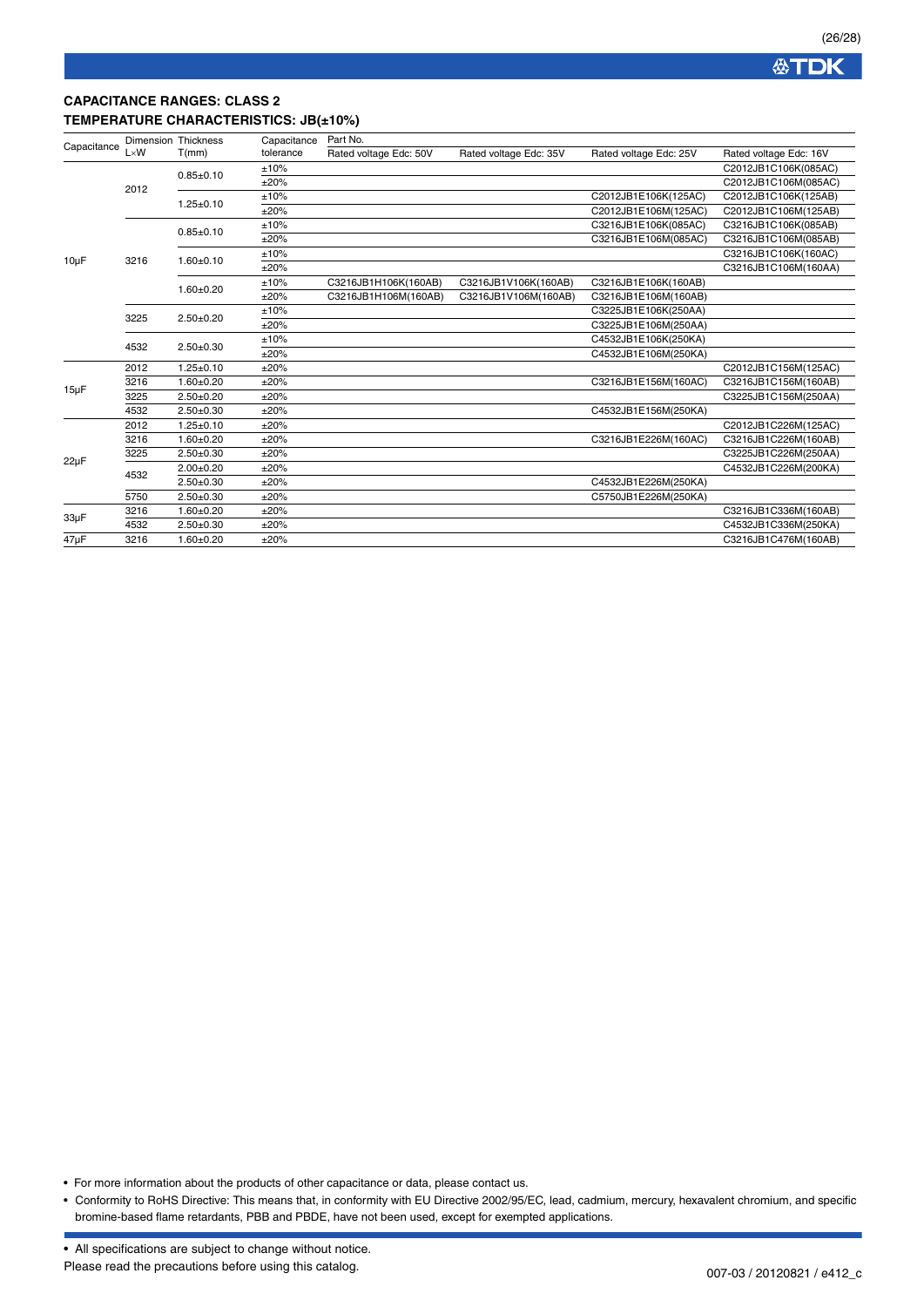## CAPACITANCE RANGES: CLASS 2

### TEMPERATURE CHARACTERISTICS: JB(±10%)

| Capacitance | Dimension L×W | Thickness T(mm) | Capacitance tolerance | Part No. Rated voltage Edc: 50V | Rated voltage Edc: 35V | Rated voltage Edc: 25V | Rated voltage Edc: 16V |
|---|---|---|---|---|---|---|---|
| 10µF | 2012 | 0.85±0.10 | ±10% | | | | C2012JB1C106K(085AC) |
| | | | ±20% | | | | C2012JB1C106M(085AC) |
| | | 1.25±0.10 | ±10% | | | C2012JB1E106K(125AC) | C2012JB1C106K(125AB) |
| | | | ±20% | | | C2012JB1E106M(125AC) | C2012JB1C106M(125AB) |
| | 3216 | 0.85±0.10 | ±10% | | | C3216JB1E106K(085AC) | C3216JB1C106K(085AB) |
| | | | ±20% | | | C3216JB1E106M(085AC) | C3216JB1C106M(085AB) |
| | | 1.60±0.10 | ±10% | | | | C3216JB1C106K(160AC) |
| | | | ±20% | | | | C3216JB1C106M(160AA) |
| | | 1.60±0.20 | ±10% | C3216JB1H106K(160AB) | C3216JB1V106K(160AB) | C3216JB1E106K(160AB) | |
| | | | ±20% | C3216JB1H106M(160AB) | C3216JB1V106M(160AB) | C3216JB1E106M(160AB) | |
| | 3225 | 2.50±0.20 | ±10% | | | C3225JB1E106K(250AA) | |
| | | | ±20% | | | C3225JB1E106M(250AA) | |
| | 4532 | 2.50±0.30 | ±10% | | | C4532JB1E106K(250KA) | |
| | | | ±20% | | | C4532JB1E106M(250KA) | |
| 15µF | 2012 | 1.25±0.10 | ±20% | | | | C2012JB1C156M(125AC) |
| | 3216 | 1.60±0.20 | ±20% | | | C3216JB1E156M(160AC) | C3216JB1C156M(160AB) |
| | 3225 | 2.50±0.20 | ±20% | | | | C3225JB1C156M(250AA) |
| | 4532 | 2.50±0.30 | ±20% | | | C4532JB1E156M(250KA) | |
| 22µF | 2012 | 1.25±0.10 | ±20% | | | | C2012JB1C226M(125AC) |
| | 3216 | 1.60±0.20 | ±20% | | | C3216JB1E226M(160AC) | C3216JB1C226M(160AB) |
| | 3225 | 2.50±0.30 | ±20% | | | | C3225JB1C226M(250AA) |
| | 4532 | 2.00±0.20 | ±20% | | | | C4532JB1C226M(200KA) |
| | | 2.50±0.30 | ±20% | | | C4532JB1E226M(250KA) | |
| | 5750 | 2.50±0.30 | ±20% | | | C5750JB1E226M(250KA) | |
| 33µF | 3216 | 1.60±0.20 | ±20% | | | | C3216JB1C336M(160AB) |
| | 4532 | 2.50±0.30 | ±20% | | | | C4532JB1C336M(250KA) |
| 47µF | 3216 | 1.60±0.20 | ±20% | | | | C3216JB1C476M(160AB) |

- For more information about the products of other capacitance or data, please contact us.
- Conformity to RoHS Directive: This means that, in conformity with EU Directive 2002/95/EC, lead, cadmium, mercury, hexavalent chromium, and specific bromine-based flame retardants, PBB and PBDE, have not been used, except for exempted applications.

- All specifications are subject to change without notice.

Please read the precautions before using this catalog.

007-03 / 20120821 / e412_c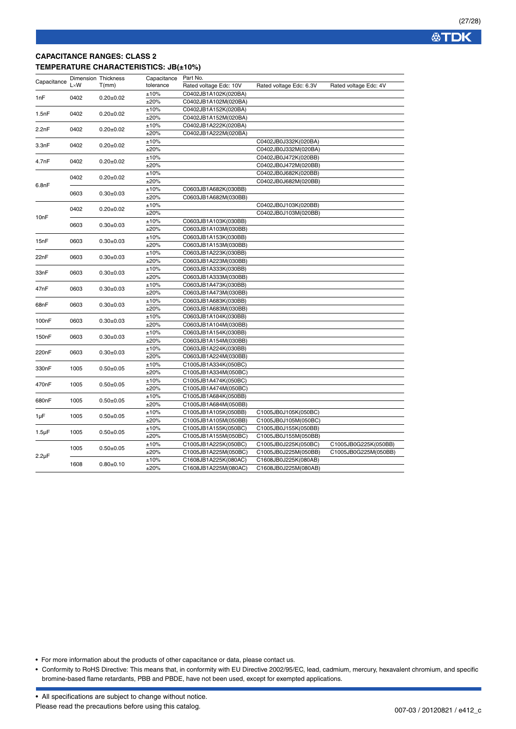## CAPACITANCE RANGES: CLASS 2
### TEMPERATURE CHARACTERISTICS: JB(±10%)

| Capacitance | Dimension L×W | Thickness T(mm) | Capacitance tolerance | Part No. Rated voltage Edc: 10V | Rated voltage Edc: 6.3V | Rated voltage Edc: 4V |
|---|---|---|---|---|---|---|
| 1nF | 0402 | 0.20±0.02 | ±10% | C0402JB1A102K(020BA) | | |
| | | | ±20% | C0402JB1A102M(020BA) | | |
| 1.5nF | 0402 | 0.20±0.02 | ±10% | C0402JB1A152K(020BA) | | |
| | | | ±20% | C0402JB1A152M(020BA) | | |
| 2.2nF | 0402 | 0.20±0.02 | ±10% | C0402JB1A222K(020BA) | | |
| | | | ±20% | C0402JB1A222M(020BA) | | |
| 3.3nF | 0402 | 0.20±0.02 | ±10% | | C0402JB0J332K(020BA) | |
| | | | ±20% | | C0402JB0J332M(020BA) | |
| 4.7nF | 0402 | 0.20±0.02 | ±10% | | C0402JB0J472K(020BB) | |
| | | | ±20% | | C0402JB0J472M(020BB) | |
| 6.8nF | 0402 | 0.20±0.02 | ±10% | | C0402JB0J682K(020BB) | |
| | | | ±20% | | C0402JB0J682M(020BB) | |
| | 0603 | 0.30±0.03 | ±10% | C0603JB1A682K(030BB) | | |
| | | | ±20% | C0603JB1A682M(030BB) | | |
| 10nF | 0402 | 0.20±0.02 | ±10% | | C0402JB0J103K(020BB) | |
| | | | ±20% | | C0402JB0J103M(020BB) | |
| | 0603 | 0.30±0.03 | ±10% | C0603JB1A103K(030BB) | | |
| | | | ±20% | C0603JB1A103M(030BB) | | |
| 15nF | 0603 | 0.30±0.03 | ±10% | C0603JB1A153K(030BB) | | |
| | | | ±20% | C0603JB1A153M(030BB) | | |
| 22nF | 0603 | 0.30±0.03 | ±10% | C0603JB1A223K(030BB) | | |
| | | | ±20% | C0603JB1A223M(030BB) | | |
| 33nF | 0603 | 0.30±0.03 | ±10% | C0603JB1A333K(030BB) | | |
| | | | ±20% | C0603JB1A333M(030BB) | | |
| 47nF | 0603 | 0.30±0.03 | ±10% | C0603JB1A473K(030BB) | | |
| | | | ±20% | C0603JB1A473M(030BB) | | |
| 68nF | 0603 | 0.30±0.03 | ±10% | C0603JB1A683K(030BB) | | |
| | | | ±20% | C0603JB1A683M(030BB) | | |
| 100nF | 0603 | 0.30±0.03 | ±10% | C0603JB1A104K(030BB) | | |
| | | | ±20% | C0603JB1A104M(030BB) | | |
| 150nF | 0603 | 0.30±0.03 | ±10% | C0603JB1A154K(030BB) | | |
| | | | ±20% | C0603JB1A154M(030BB) | | |
| 220nF | 0603 | 0.30±0.03 | ±10% | C0603JB1A224K(030BB) | | |
| | | | ±20% | C0603JB1A224M(030BB) | | |
| 330nF | 1005 | 0.50±0.05 | ±10% | C1005JB1A334K(050BC) | | |
| | | | ±20% | C1005JB1A334M(050BC) | | |
| 470nF | 1005 | 0.50±0.05 | ±10% | C1005JB1A474K(050BC) | | |
| | | | ±20% | C1005JB1A474M(050BC) | | |
| 680nF | 1005 | 0.50±0.05 | ±10% | C1005JB1A684K(050BB) | | |
| | | | ±20% | C1005JB1A684M(050BB) | | |
| 1μF | 1005 | 0.50±0.05 | ±10% | C1005JB1A105K(050BB) | C1005JB0J105K(050BC) | |
| | | | ±20% | C1005JB1A105M(050BB) | C1005JB0J105M(050BC) | |
| 1.5μF | 1005 | 0.50±0.05 | ±10% | C1005JB1A155K(050BC) | C1005JB0J155K(050BB) | |
| | | | ±20% | C1005JB1A155M(050BC) | C1005JB0J155M(050BB) | |
| 2.2μF | 1005 | 0.50±0.05 | ±10% | C1005JB1A225K(050BC) | C1005JB0J225K(050BC) | C1005JB0G225K(050BB) |
| | | | ±20% | C1005JB1A225M(050BC) | C1005JB0J225M(050BB) | C1005JB0G225M(050BB) |
| | 1608 | 0.80±0.10 | ±10% | C1608JB1A225K(080AC) | C1608JB0J225K(080AB) | |
| | | | ±20% | C1608JB1A225M(080AC) | C1608JB0J225M(080AB) | |

- For more information about the products of other capacitance or data, please contact us.
- Conformity to RoHS Directive: This means that, in conformity with EU Directive 2002/95/EC, lead, cadmium, mercury, hexavalent chromium, and specific bromine-based flame retardants, PBB and PBDE, have not been used, except for exempted applications.

- All specifications are subject to change without notice.

Please read the precautions before using this catalog.

007-03 / 20120821 / e412_c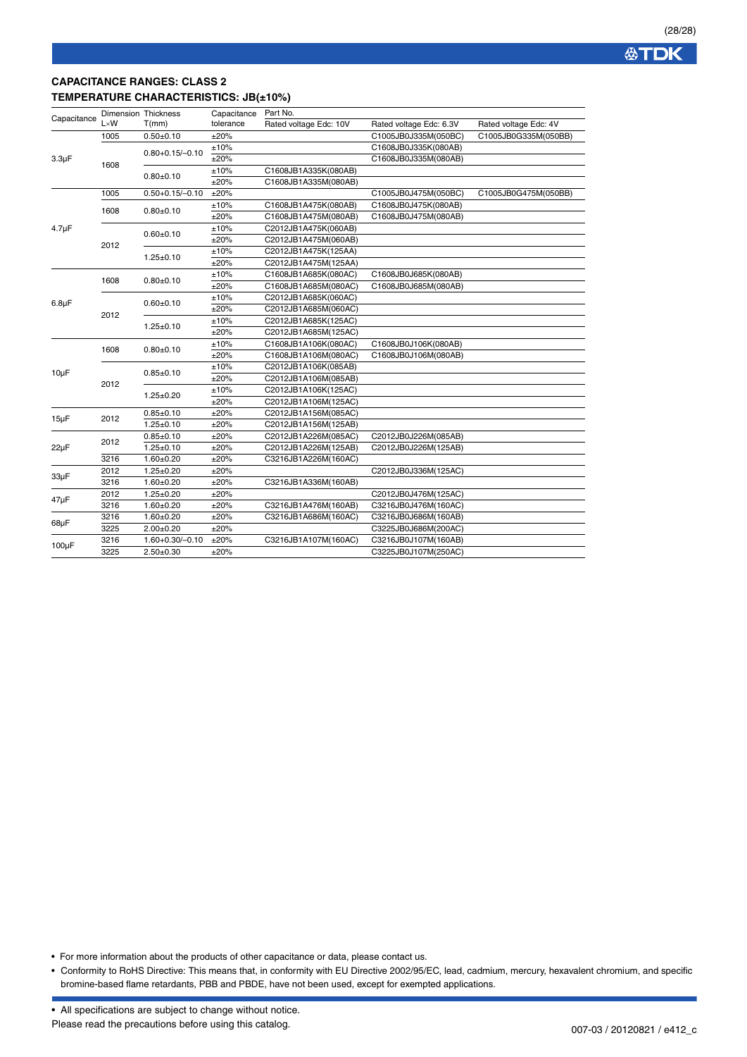## CAPACITANCE RANGES: CLASS 2

### TEMPERATURE CHARACTERISTICS: JB(±10%)

| Capacitance | Dimension L×W | Thickness T(mm) | Capacitance tolerance | Part No. Rated voltage Edc: 10V | Rated voltage Edc: 6.3V | Rated voltage Edc: 4V |
|---|---|---|---|---|---|---|
| 3.3µF | 1005 | 0.50±0.10 | ±20% | | C1005JB0J335M(050BC) | C1005JB0G335M(050BB) |
| | 1608 | 0.80+0.15/–0.10 | ±10% | | C1608JB0J335K(080AB) | |
| | | | ±20% | | C1608JB0J335M(080AB) | |
| | | 0.80±0.10 | ±10% | C1608JB1A335K(080AB) | | |
| | | | ±20% | C1608JB1A335M(080AB) | | |
| 4.7µF | 1005 | 0.50+0.15/–0.10 | ±20% | | C1005JB0J475M(050BC) | C1005JB0G475M(050BB) |
| | 1608 | 0.80±0.10 | ±10% | C1608JB1A475K(080AB) | C1608JB0J475K(080AB) | |
| | | | ±20% | C1608JB1A475M(080AB) | C1608JB0J475M(080AB) | |
| | 2012 | 0.60±0.10 | ±10% | C2012JB1A475K(060AB) | | |
| | | | ±20% | C2012JB1A475M(060AB) | | |
| | | 1.25±0.10 | ±10% | C2012JB1A475K(125AA) | | |
| | | | ±20% | C2012JB1A475M(125AA) | | |
| 6.8µF | 1608 | 0.80±0.10 | ±10% | C1608JB1A685K(080AC) | C1608JB0J685K(080AB) | |
| | | | ±20% | C1608JB1A685M(080AC) | C1608JB0J685M(080AB) | |
| | 2012 | 0.60±0.10 | ±10% | C2012JB1A685K(060AC) | | |
| | | | ±20% | C2012JB1A685M(060AC) | | |
| | | 1.25±0.10 | ±10% | C2012JB1A685K(125AC) | | |
| | | | ±20% | C2012JB1A685M(125AC) | | |
| 10µF | 1608 | 0.80±0.10 | ±10% | C1608JB1A106K(080AC) | C1608JB0J106K(080AB) | |
| | | | ±20% | C1608JB1A106M(080AC) | C1608JB0J106M(080AB) | |
| | 2012 | 0.85±0.10 | ±10% | C2012JB1A106K(085AB) | | |
| | | | ±20% | C2012JB1A106M(085AB) | | |
| | | 1.25±0.20 | ±10% | C2012JB1A106K(125AC) | | |
| | | | ±20% | C2012JB1A106M(125AC) | | |
| 15µF | 2012 | 0.85±0.10 | ±20% | C2012JB1A156M(085AC) | | |
| | | 1.25±0.10 | ±20% | C2012JB1A156M(125AB) | | |
| 22µF | 2012 | 0.85±0.10 | ±20% | C2012JB1A226M(085AC) | C2012JB0J226M(085AB) | |
| | | 1.25±0.10 | ±20% | C2012JB1A226M(125AB) | C2012JB0J226M(125AB) | |
| | 3216 | 1.60±0.20 | ±20% | C3216JB1A226M(160AC) | | |
| 33µF | 2012 | 1.25±0.20 | ±20% | | C2012JB0J336M(125AC) | |
| | 3216 | 1.60±0.20 | ±20% | C3216JB1A336M(160AB) | | |
| 47µF | 2012 | 1.25±0.20 | ±20% | | C2012JB0J476M(125AC) | |
| | 3216 | 1.60±0.20 | ±20% | C3216JB1A476M(160AB) | C3216JB0J476M(160AC) | |
| 68µF | 3216 | 1.60±0.20 | ±20% | C3216JB1A686M(160AC) | C3216JB0J686M(160AB) | |
| | 3225 | 2.00±0.20 | ±20% | | C3225JB0J686M(200AC) | |
| 100µF | 3216 | 1.60+0.30/–0.10 | ±20% | C3216JB1A107M(160AC) | C3216JB0J107M(160AB) | |
| | 3225 | 2.50±0.30 | ±20% | | C3225JB0J107M(250AC) | |

- For more information about the products of other capacitance or data, please contact us.
- Conformity to RoHS Directive: This means that, in conformity with EU Directive 2002/95/EC, lead, cadmium, mercury, hexavalent chromium, and specific bromine-based flame retardants, PBB and PBDE, have not been used, except for exempted applications.

- All specifications are subject to change without notice.

Please read the precautions before using this catalog.

007-03 / 20120821 / e412_c